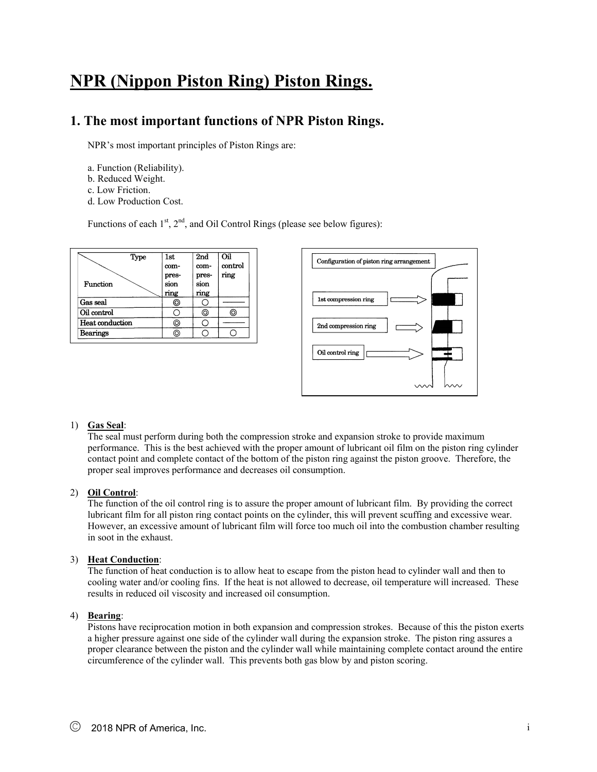# NPR (Nippon Piston Ring) Piston Rings.

## 1. The most important functions of NPR Piston Rings.

NPR's most important principles of Piston Rings are:

a. Function (Reliability).
b. Reduced Weight.
c. Low Friction.
d. Low Production Cost.

Functions of each 1st, 2nd, and Oil Control Rings (please see below figures):

| Function \ Type | 1st compression ring | 2nd compression ring | Oil control ring |
|---|---|---|---|
| Gas seal | ◎ | ○ | ——— |
| Oil control | ○ | ◎ | ◎ |
| Heat conduction | ◎ | ○ | ——— |
| Bearings | ◎ | ○ | ○ |

Configuration of piston ring arrangement

1st compression ring

2nd compression ring

Oil control ring

1) **Gas Seal**:
The seal must perform during both the compression stroke and expansion stroke to provide maximum performance. This is the best achieved with the proper amount of lubricant oil film on the piston ring cylinder contact point and complete contact of the bottom of the piston ring against the piston groove. Therefore, the proper seal improves performance and decreases oil consumption.

2) **Oil Control**:
The function of the oil control ring is to assure the proper amount of lubricant film. By providing the correct lubricant film for all piston ring contact points on the cylinder, this will prevent scuffing and excessive wear. However, an excessive amount of lubricant film will force too much oil into the combustion chamber resulting in soot in the exhaust.

3) **Heat Conduction**:
The function of heat conduction is to allow heat to escape from the piston head to cylinder wall and then to cooling water and/or cooling fins. If the heat is not allowed to decrease, oil temperature will increased. These results in reduced oil viscosity and increased oil consumption.

4) **Bearing**:
Pistons have reciprocation motion in both expansion and compression strokes. Because of this the piston exerts a higher pressure against one side of the cylinder wall during the expansion stroke. The piston ring assures a proper clearance between the piston and the cylinder wall while maintaining complete contact around the entire circumference of the cylinder wall. This prevents both gas blow by and piston scoring.

Ⓒ 2018 NPR of America, Inc.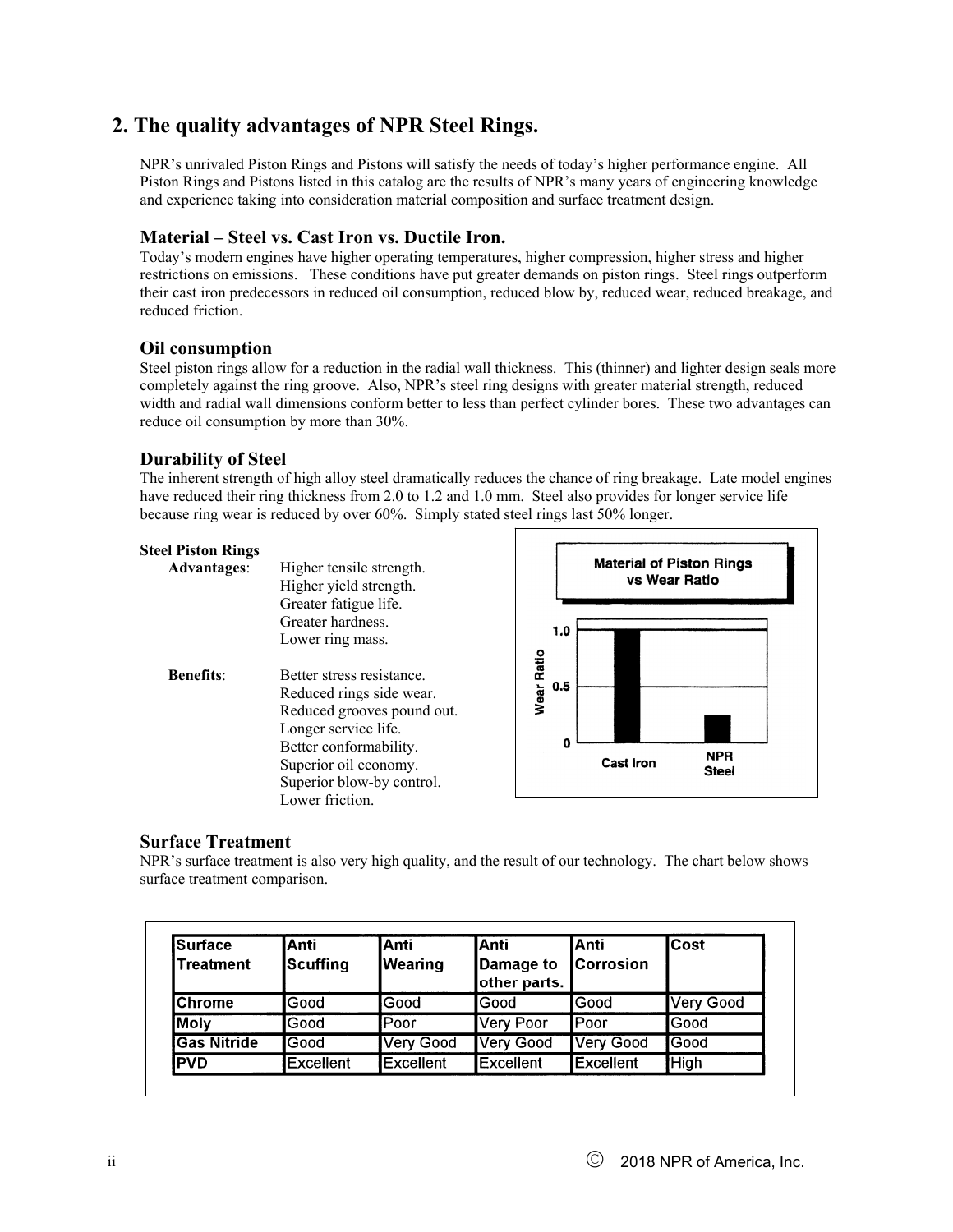## 2. The quality advantages of NPR Steel Rings.

NPR's unrivaled Piston Rings and Pistons will satisfy the needs of today's higher performance engine. All Piston Rings and Pistons listed in this catalog are the results of NPR's many years of engineering knowledge and experience taking into consideration material composition and surface treatment design.

### Material – Steel vs. Cast Iron vs. Ductile Iron.

Today's modern engines have higher operating temperatures, higher compression, higher stress and higher restrictions on emissions. These conditions have put greater demands on piston rings. Steel rings outperform their cast iron predecessors in reduced oil consumption, reduced blow by, reduced wear, reduced breakage, and reduced friction.

### Oil consumption

Steel piston rings allow for a reduction in the radial wall thickness. This (thinner) and lighter design seals more completely against the ring groove. Also, NPR's steel ring designs with greater material strength, reduced width and radial wall dimensions conform better to less than perfect cylinder bores. These two advantages can reduce oil consumption by more than 30%.

### Durability of Steel

The inherent strength of high alloy steel dramatically reduces the chance of ring breakage. Late model engines have reduced their ring thickness from 2.0 to 1.2 and 1.0 mm. Steel also provides for longer service life because ring wear is reduced by over 60%. Simply stated steel rings last 50% longer.

**Steel Piston Rings**

**Advantages**:
- Higher tensile strength.
- Higher yield strength.
- Greater fatigue life.
- Greater hardness.
- Lower ring mass.

**Benefits**:
- Better stress resistance.
- Reduced rings side wear.
- Reduced grooves pound out.
- Longer service life.
- Better conformability.
- Superior oil economy.
- Superior blow-by control.
- Lower friction.

**Material of Piston Rings vs Wear Ratio**

Wear Ratio: Cast Iron 1.0; NPR Steel approx. 0.25

### Surface Treatment

NPR's surface treatment is also very high quality, and the result of our technology. The chart below shows surface treatment comparison.

| Surface Treatment | Anti Scuffing | Anti Wearing | Anti Damage to other parts. | Anti Corrosion | Cost |
|---|---|---|---|---|---|
| Chrome | Good | Good | Good | Good | Very Good |
| Moly | Good | Poor | Very Poor | Poor | Good |
| Gas Nitride | Good | Very Good | Very Good | Very Good | Good |
| PVD | Excellent | Excellent | Excellent | Excellent | High |

© 2018 NPR of America, Inc.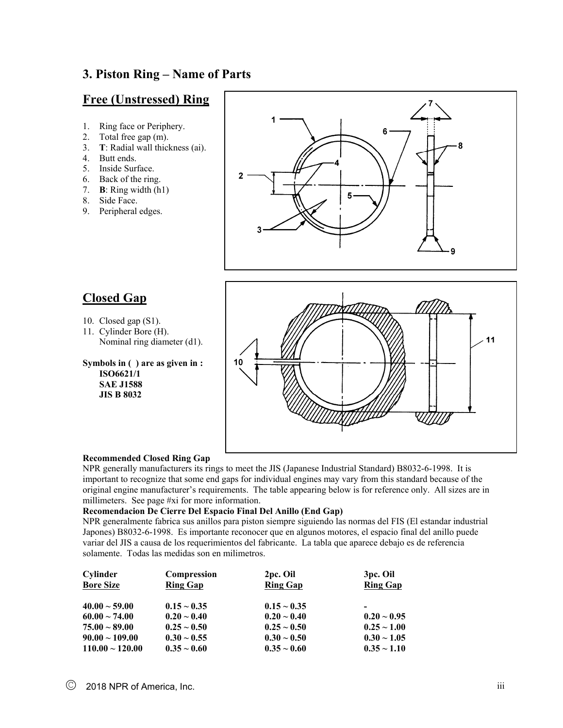## 3. Piston Ring – Name of Parts

### Free (Unstressed) Ring

1. Ring face or Periphery.
2. Total free gap (m).
3. **T**: Radial wall thickness (ai).
4. Butt ends.
5. Inside Surface.
6. Back of the ring.
7. **B**: Ring width (h1)
8. Side Face.
9. Peripheral edges.

### Closed Gap

10. Closed gap (S1).
11. Cylinder Bore (H).
    Nominal ring diameter (d1).

**Symbols in ( ) are as given in :**
**ISO6621/1**
**SAE J1588**
**JIS B 8032**

**Recommended Closed Ring Gap**

NPR generally manufacturers its rings to meet the JIS (Japanese Industrial Standard) B8032-6-1998. It is important to recognize that some end gaps for individual engines may vary from this standard because of the original engine manufacturer's requirements. The table appearing below is for reference only. All sizes are in millimeters. See page #xi for more information.

**Recomendacion De Cierre Del Espacio Final Del Anillo (End Gap)**

NPR generalmente fabrica sus anillos para piston siempre siguiendo las normas del FIS (El estandar industrial Japones) B8032-6-1998. Es importante reconocer que en algunos motores, el espacio final del anillo puede variar del JIS a causa de los requerimientos del fabricante. La tabla que aparece debajo es de referencia solamente. Todas las medidas son en milimetros.

| Cylinder Bore Size | Compression Ring Gap | 2pc. Oil Ring Gap | 3pc. Oil Ring Gap |
|---|---|---|---|
| 40.00 ~ 59.00 | 0.15 ~ 0.35 | 0.15 ~ 0.35 | - |
| 60.00 ~ 74.00 | 0.20 ~ 0.40 | 0.20 ~ 0.40 | 0.20 ~ 0.95 |
| 75.00 ~ 89.00 | 0.25 ~ 0.50 | 0.25 ~ 0.50 | 0.25 ~ 1.00 |
| 90.00 ~ 109.00 | 0.30 ~ 0.55 | 0.30 ~ 0.50 | 0.30 ~ 1.05 |
| 110.00 ~ 120.00 | 0.35 ~ 0.60 | 0.35 ~ 0.60 | 0.35 ~ 1.10 |

© 2018 NPR of America, Inc.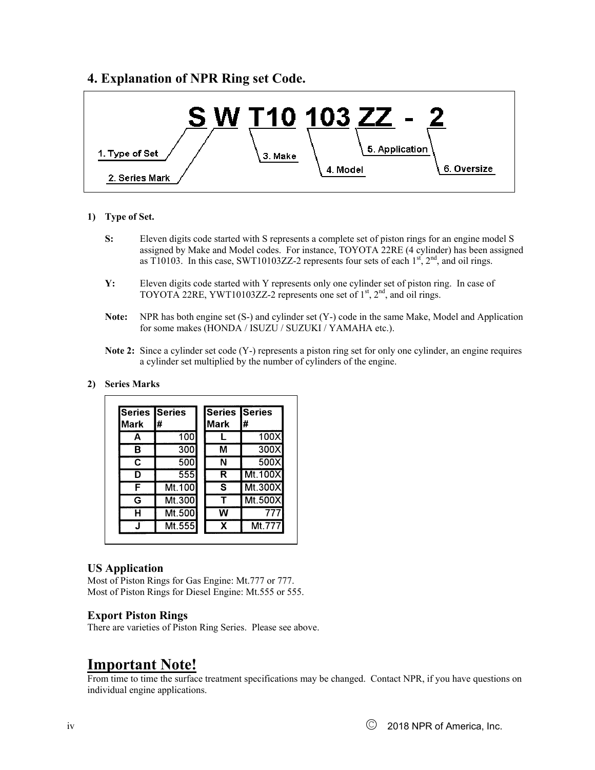## 4. Explanation of NPR Ring set Code.

**S W T10 103 ZZ - 2**

- 1. Type of Set
- 2. Series Mark
- 3. Make
- 4. Model
- 5. Application
- 6. Oversize

**1) Type of Set.**

**S:** Eleven digits code started with S represents a complete set of piston rings for an engine model S assigned by Make and Model codes. For instance, TOYOTA 22RE (4 cylinder) has been assigned as T10103. In this case, SWT10103ZZ-2 represents four sets of each 1st, 2nd, and oil rings.

**Y:** Eleven digits code started with Y represents only one cylinder set of piston ring. In case of TOYOTA 22RE, YWT10103ZZ-2 represents one set of 1st, 2nd, and oil rings.

**Note:** NPR has both engine set (S-) and cylinder set (Y-) code in the same Make, Model and Application for some makes (HONDA / ISUZU / SUZUKI / YAMAHA etc.).

**Note 2:** Since a cylinder set code (Y-) represents a piston ring set for only one cylinder, an engine requires a cylinder set multiplied by the number of cylinders of the engine.

**2) Series Marks**

| Series Mark | Series # |
|---|---|
| A | 100 |
| B | 300 |
| C | 500 |
| D | 555 |
| F | Mt.100 |
| G | Mt.300 |
| H | Mt.500 |
| J | Mt.555 |

| Series Mark | Series # |
|---|---|
| L | 100X |
| M | 300X |
| N | 500X |
| R | Mt.100X |
| S | Mt.300X |
| T | Mt.500X |
| W | 777 |
| X | Mt.777 |

### US Application

Most of Piston Rings for Gas Engine: Mt.777 or 777.
Most of Piston Rings for Diesel Engine: Mt.555 or 555.

### Export Piston Rings

There are varieties of Piston Ring Series. Please see above.

## Important Note!

From time to time the surface treatment specifications may be changed. Contact NPR, if you have questions on individual engine applications.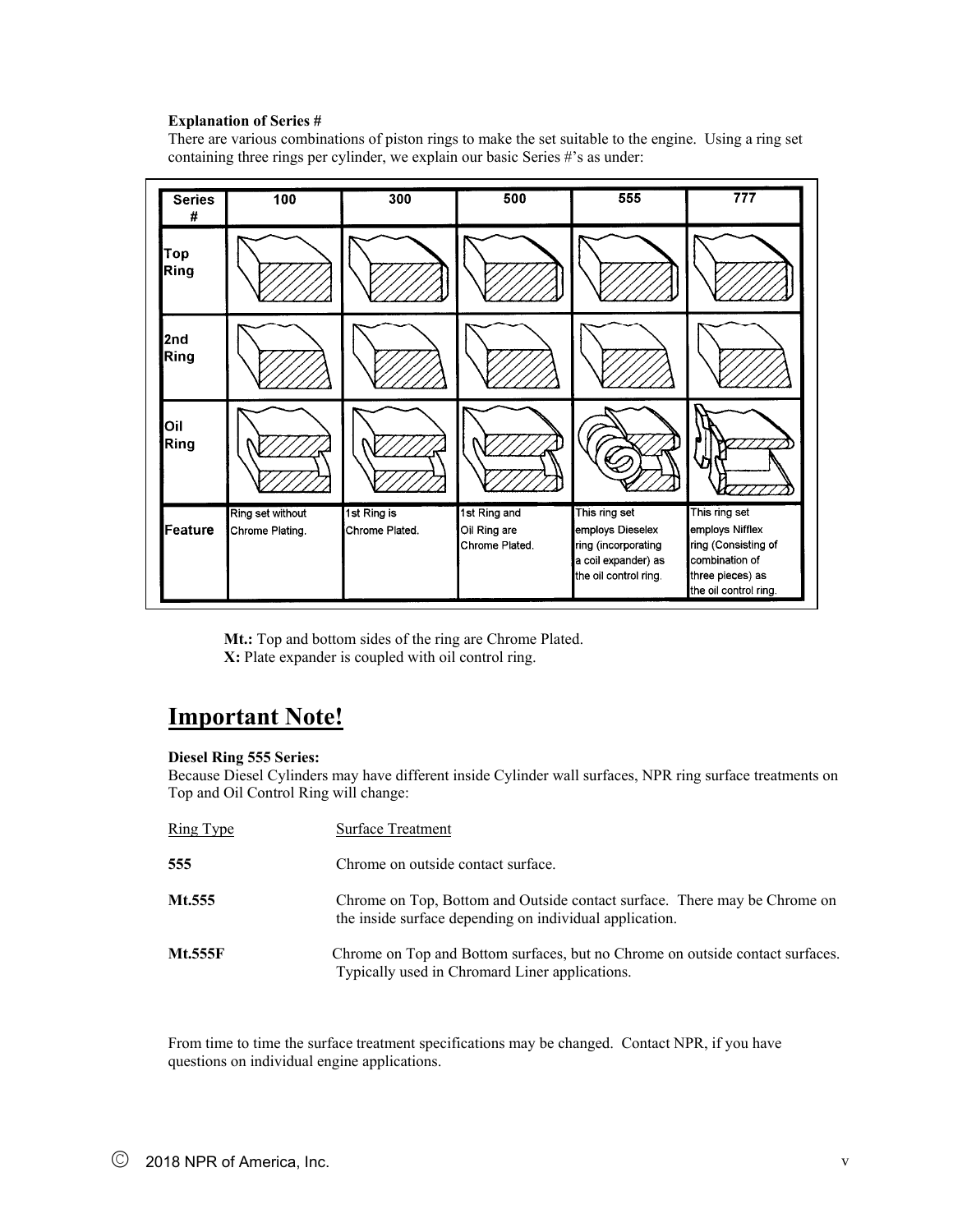**Explanation of Series #**

There are various combinations of piston rings to make the set suitable to the engine. Using a ring set containing three rings per cylinder, we explain our basic Series #'s as under:

| Series # | 100 | 300 | 500 | 555 | 777 |
|---|---|---|---|---|---|
| Top Ring | | | | | |
| 2nd Ring | | | | | |
| Oil Ring | | | | | |
| Feature | Ring set without Chrome Plating. | 1st Ring is Chrome Plated. | 1st Ring and Oil Ring are Chrome Plated. | This ring set employs Dieselex ring (incorporating a coil expander) as the oil control ring. | This ring set employs Nifflex ring (Consisting of combination of three pieces) as the oil control ring. |

**Mt.:** Top and bottom sides of the ring are Chrome Plated.
**X:** Plate expander is coupled with oil control ring.

# Important Note!

**Diesel Ring 555 Series:**
Because Diesel Cylinders may have different inside Cylinder wall surfaces, NPR ring surface treatments on Top and Oil Control Ring will change:

| Ring Type | Surface Treatment |
|---|---|
| **555** | Chrome on outside contact surface. |
| **Mt.555** | Chrome on Top, Bottom and Outside contact surface. There may be Chrome on the inside surface depending on individual application. |
| **Mt.555F** | Chrome on Top and Bottom surfaces, but no Chrome on outside contact surfaces. Typically used in Chromard Liner applications. |

From time to time the surface treatment specifications may be changed. Contact NPR, if you have questions on individual engine applications.

© 2018 NPR of America, Inc.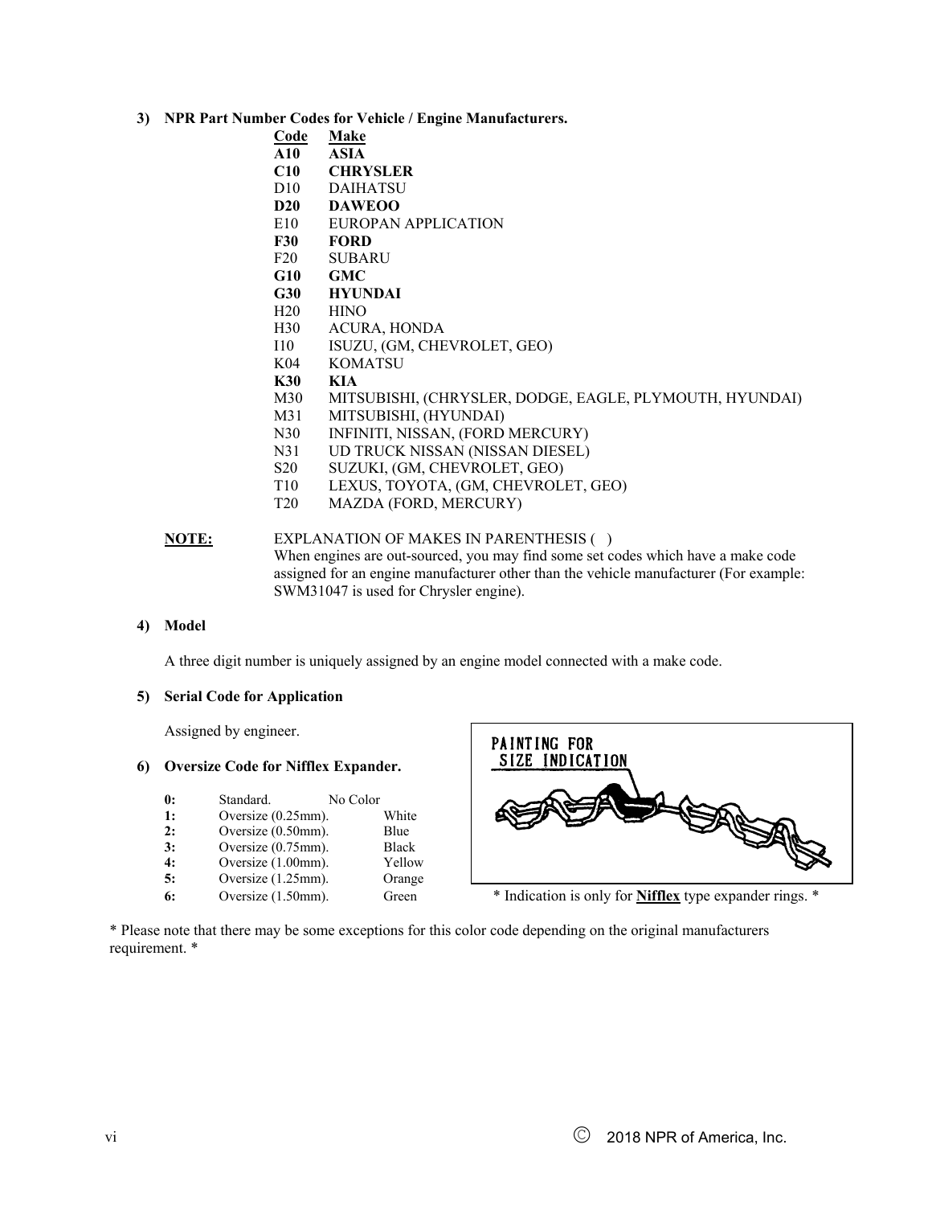**3) NPR Part Number Codes for Vehicle / Engine Manufacturers.**

| Code | Make |
|---|---|
| **A10** | **ASIA** |
| **C10** | **CHRYSLER** |
| D10 | DAIHATSU |
| **D20** | **DAWEOO** |
| E10 | EUROPAN APPLICATION |
| **F30** | **FORD** |
| F20 | SUBARU |
| **G10** | **GMC** |
| **G30** | **HYUNDAI** |
| H20 | HINO |
| H30 | ACURA, HONDA |
| I10 | ISUZU, (GM, CHEVROLET, GEO) |
| K04 | KOMATSU |
| **K30** | **KIA** |
| M30 | MITSUBISHI, (CHRYSLER, DODGE, EAGLE, PLYMOUTH, HYUNDAI) |
| M31 | MITSUBISHI, (HYUNDAI) |
| N30 | INFINITI, NISSAN, (FORD MERCURY) |
| N31 | UD TRUCK NISSAN (NISSAN DIESEL) |
| S20 | SUZUKI, (GM, CHEVROLET, GEO) |
| T10 | LEXUS, TOYOTA, (GM, CHEVROLET, GEO) |
| T20 | MAZDA (FORD, MERCURY) |

**NOTE:** EXPLANATION OF MAKES IN PARENTHESIS ( )
When engines are out-sourced, you may find some set codes which have a make code assigned for an engine manufacturer other than the vehicle manufacturer (For example: SWM31047 is used for Chrysler engine).

**4) Model**

A three digit number is uniquely assigned by an engine model connected with a make code.

**5) Serial Code for Application**

Assigned by engineer.

**6) Oversize Code for Nifflex Expander.**

| Code | Size | Color |
|---|---|---|
| **0:** | Standard. | No Color |
| **1:** | Oversize (0.25mm). | White |
| **2:** | Oversize (0.50mm). | Blue |
| **3:** | Oversize (0.75mm). | Black |
| **4:** | Oversize (1.00mm). | Yellow |
| **5:** | Oversize (1.25mm). | Orange |
| **6:** | Oversize (1.50mm). | Green |

PAINTING FOR SIZE INDICATION

\* Indication is only for **Nifflex** type expander rings. *

\* Please note that there may be some exceptions for this color code depending on the original manufacturers requirement. *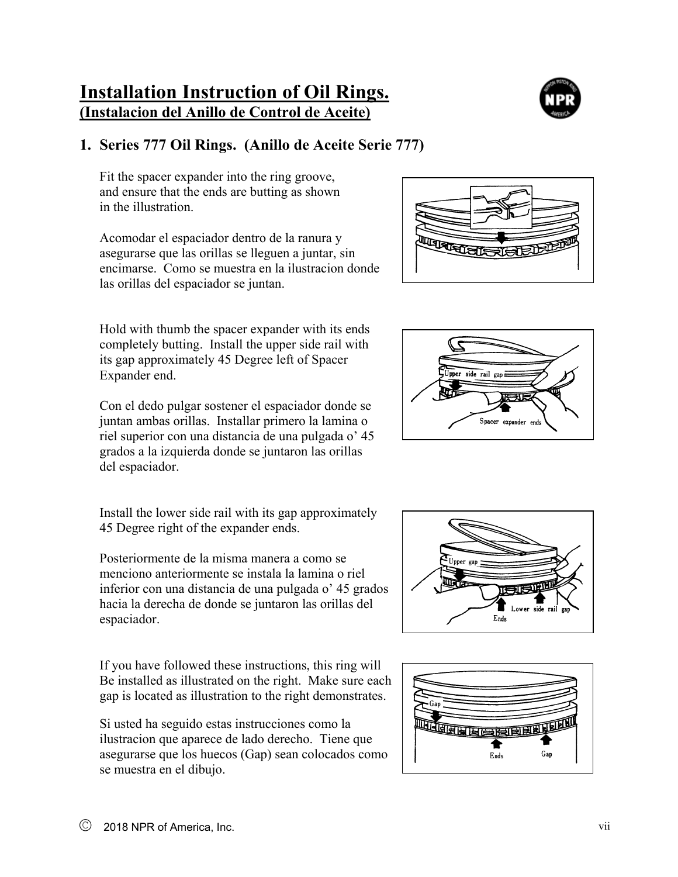# Installation Instruction of Oil Rings.
## (Instalacion del Anillo de Control de Aceite)

### 1. Series 777 Oil Rings. (Anillo de Aceite Serie 777)

Fit the spacer expander into the ring groove, and ensure that the ends are butting as shown in the illustration.

Acomodar el espaciador dentro de la ranura y asegurarse que las orillas se lleguen a juntar, sin encimarse. Como se muestra en la ilustracion donde las orillas del espaciador se juntan.

Hold with thumb the spacer expander with its ends completely butting. Install the upper side rail with its gap approximately 45 Degree left of Spacer Expander end.

Con el dedo pulgar sostener el espaciador donde se juntan ambas orillas. Installar primero la lamina o riel superior con una distancia de una pulgada o' 45 grados a la izquierda donde se juntaron las orillas del espaciador.

Install the lower side rail with its gap approximately 45 Degree right of the expander ends.

Posteriormente de la misma manera a como se menciono anteriormente se instala la lamina o riel inferior con una distancia de una pulgada o' 45 grados hacia la derecha de donde se juntaron las orillas del espaciador.

If you have followed these instructions, this ring will Be installed as illustrated on the right. Make sure each gap is located as illustration to the right demonstrates.

Si usted ha seguido estas instrucciones como la ilustracion que aparece de lado derecho. Tiene que asegurarse que los huecos (Gap) sean colocados como se muestra en el dibujo.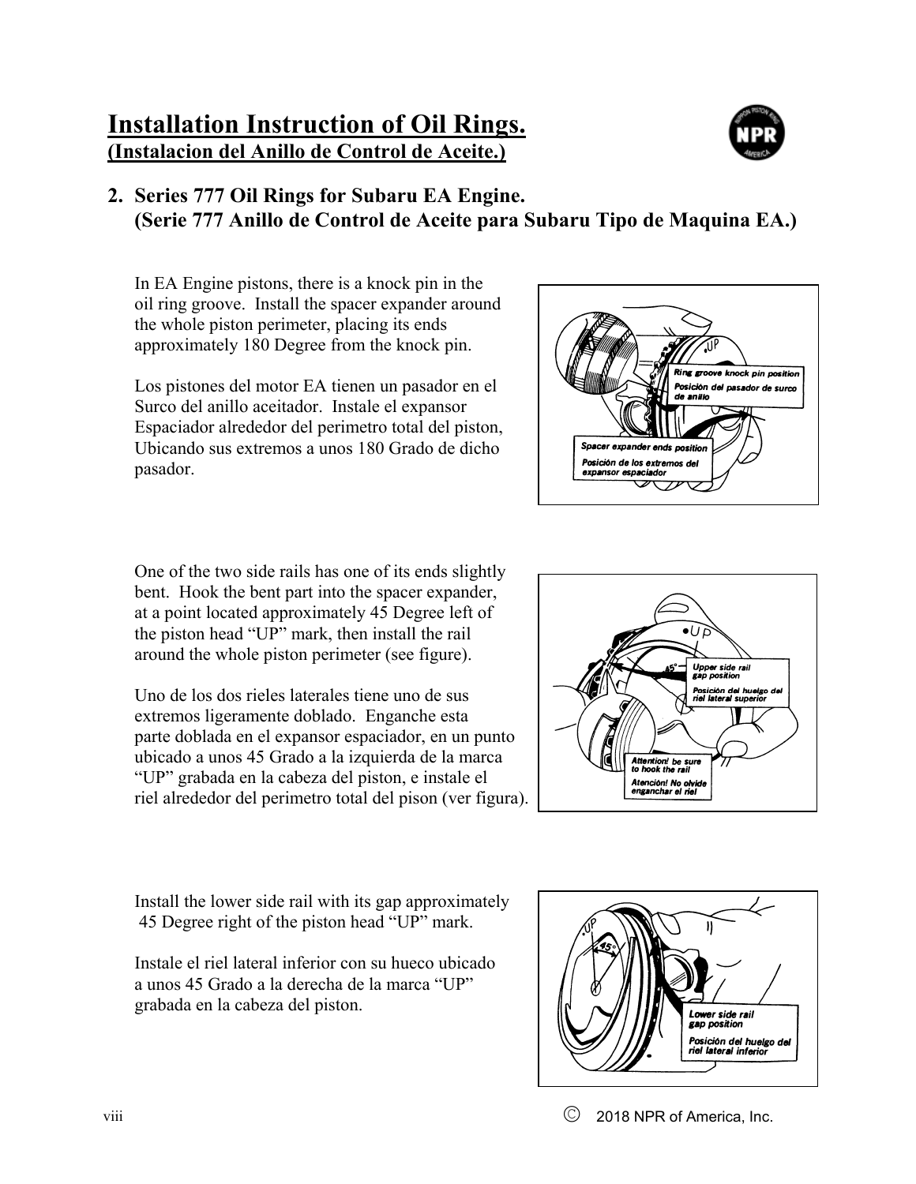## Installation Instruction of Oil Rings.
## (Instalacion del Anillo de Control de Aceite.)

### 2. Series 777 Oil Rings for Subaru EA Engine. (Serie 777 Anillo de Control de Aceite para Subaru Tipo de Maquina EA.)

In EA Engine pistons, there is a knock pin in the oil ring groove. Install the spacer expander around the whole piston perimeter, placing its ends approximately 180 Degree from the knock pin.

Los pistones del motor EA tienen un pasador en el Surco del anillo aceitador. Instale el expansor Espaciador alrededor del perimetro total del piston, Ubicando sus extremos a unos 180 Grado de dicho pasador.

One of the two side rails has one of its ends slightly bent. Hook the bent part into the spacer expander, at a point located approximately 45 Degree left of the piston head "UP" mark, then install the rail around the whole piston perimeter (see figure).

Uno de los dos rieles laterales tiene uno de sus extremos ligeramente doblado. Enganche esta parte doblada en el expansor espaciador, en un punto ubicado a unos 45 Grado a la izquierda de la marca "UP" grabada en la cabeza del piston, e instale el riel alrededor del perimetro total del pison (ver figura).

Install the lower side rail with its gap approximately 45 Degree right of the piston head "UP" mark.

Instale el riel lateral inferior con su hueco ubicado a unos 45 Grado a la derecha de la marca "UP" grabada en la cabeza del piston.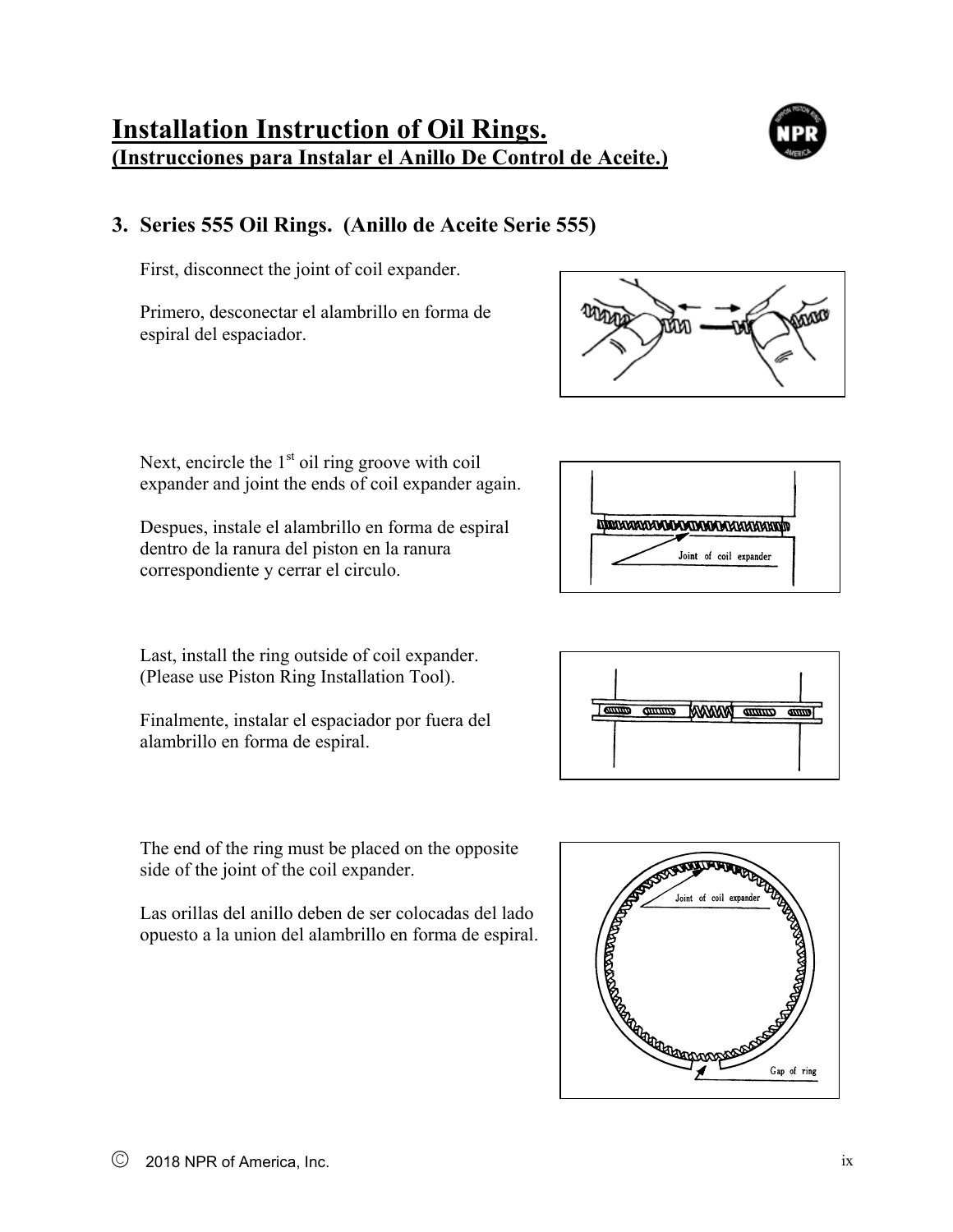# Installation Instruction of Oil Rings.
## (Instrucciones para Instalar el Anillo De Control de Aceite.)

### 3. Series 555 Oil Rings. (Anillo de Aceite Serie 555)

First, disconnect the joint of coil expander.

Primero, desconectar el alambrillo en forma de espiral del espaciador.

Next, encircle the 1st oil ring groove with coil expander and joint the ends of coil expander again.

Despues, instale el alambrillo en forma de espiral dentro de la ranura del piston en la ranura correspondiente y cerrar el circulo.

Joint of coil expander

Last, install the ring outside of coil expander. (Please use Piston Ring Installation Tool).

Finalmente, instalar el espaciador por fuera del alambrillo en forma de espiral.

The end of the ring must be placed on the opposite side of the joint of the coil expander.

Las orillas del anillo deben de ser colocadas del lado opuesto a la union del alambrillo en forma de espiral.

Joint of coil expander

Gap of ring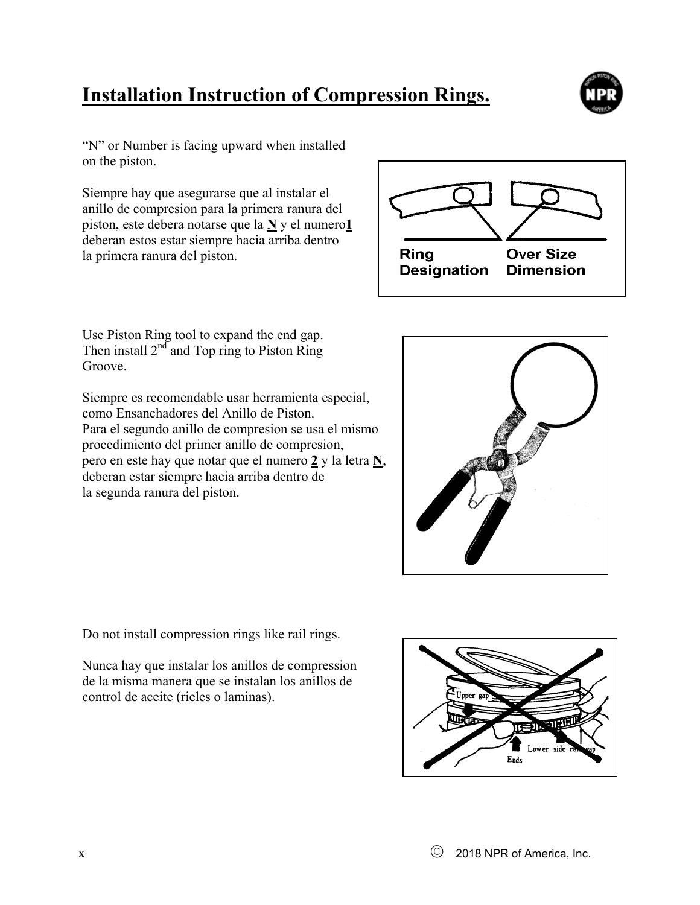# Installation Instruction of Compression Rings.

"N" or Number is facing upward when installed on the piston.

Siempre hay que asegurarse que al instalar el anillo de compresion para la primera ranura del piston, este debera notarse que la **N** y el numero**1** deberan estos estar siempre hacia arriba dentro la primera ranura del piston.

Ring Designation    Over Size Dimension

Use Piston Ring tool to expand the end gap. Then install 2nd and Top ring to Piston Ring Groove.

Siempre es recomendable usar herramienta especial, como Ensanchadores del Anillo de Piston. Para el segundo anillo de compresion se usa el mismo procedimiento del primer anillo de compresion, pero en este hay que notar que el numero **2** y la letra **N**, deberan estar siempre hacia arriba dentro de la segunda ranura del piston.

Do not install compression rings like rail rings.

Nunca hay que instalar los anillos de compression de la misma manera que se instalan los anillos de control de aceite (rieles o laminas).

Upper gap

Ends

Lower side rail gap

© 2018 NPR of America, Inc.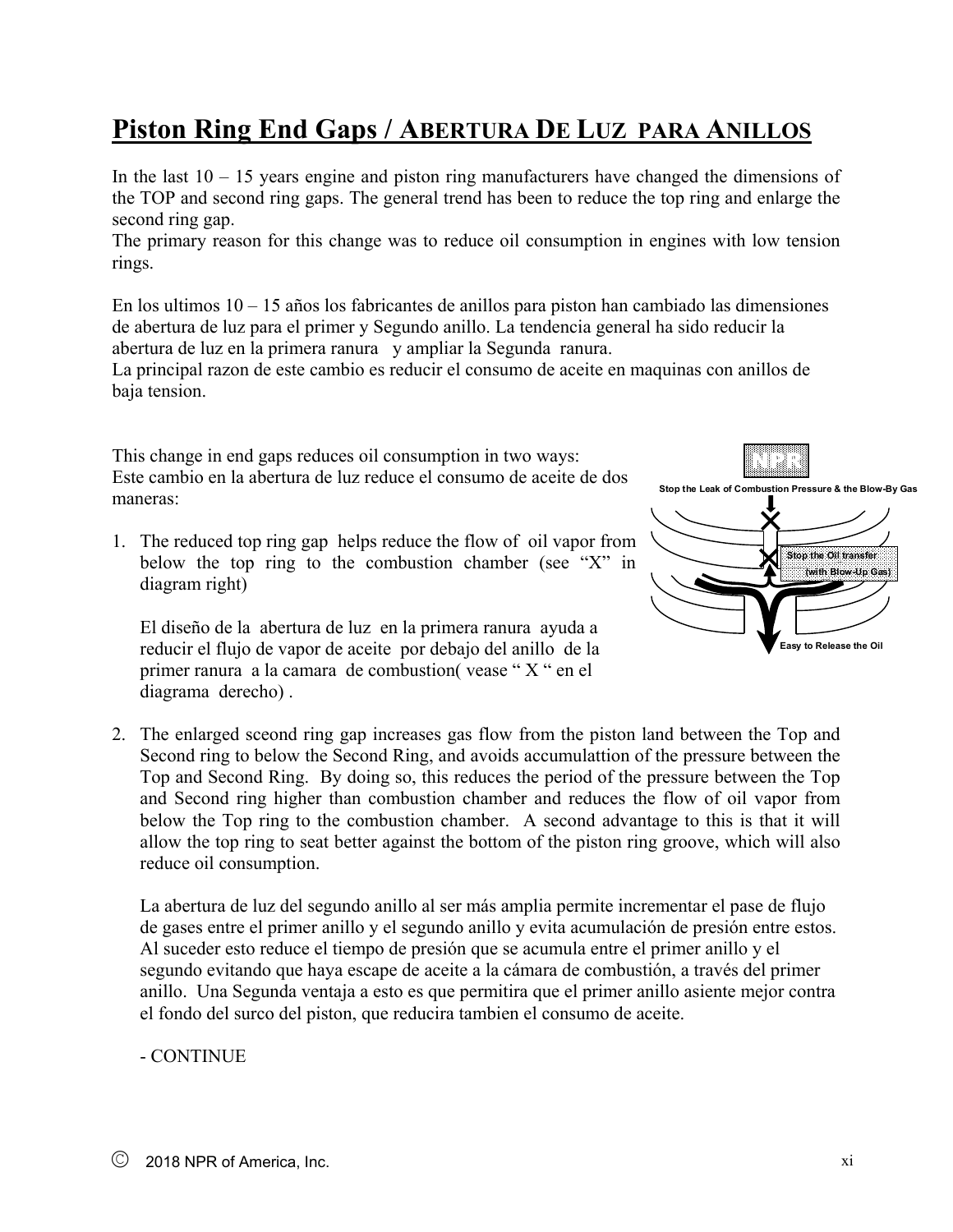# Piston Ring End Gaps / ABERTURA DE LUZ PARA ANILLOS

In the last 10 – 15 years engine and piston ring manufacturers have changed the dimensions of the TOP and second ring gaps. The general trend has been to reduce the top ring and enlarge the second ring gap.
The primary reason for this change was to reduce oil consumption in engines with low tension rings.

En los ultimos 10 – 15 años los fabricantes de anillos para piston han cambiado las dimensiones de abertura de luz para el primer y Segundo anillo. La tendencia general ha sido reducir la abertura de luz en la primera ranura y ampliar la Segunda ranura.
La principal razon de este cambio es reducir el consumo de aceite en maquinas con anillos de baja tension.

This change in end gaps reduces oil consumption in two ways:
Este cambio en la abertura de luz reduce el consumo de aceite de dos maneras:

Stop the Leak of Combustion Pressure & the Blow-By Gas

Stop the Oil transfer (with Blow-Up Gas)

Easy to Release the Oil

1. The reduced top ring gap helps reduce the flow of oil vapor from below the top ring to the combustion chamber (see "X" in diagram right)

   El diseño de la abertura de luz en la primera ranura ayuda a reducir el flujo de vapor de aceite por debajo del anillo de la primer ranura a la camara de combustion( vease " X " en el diagrama derecho) .

2. The enlarged sceond ring gap increases gas flow from the piston land between the Top and Second ring to below the Second Ring, and avoids accumulattion of the pressure between the Top and Second Ring. By doing so, this reduces the period of the pressure between the Top and Second ring higher than combustion chamber and reduces the flow of oil vapor from below the Top ring to the combustion chamber. A second advantage to this is that it will allow the top ring to seat better against the bottom of the piston ring groove, which will also reduce oil consumption.

   La abertura de luz del segundo anillo al ser más amplia permite incrementar el pase de flujo de gases entre el primer anillo y el segundo anillo y evita acumulación de presión entre estos. Al suceder esto reduce el tiempo de presión que se acumula entre el primer anillo y el segundo evitando que haya escape de aceite a la cámara de combustión, a través del primer anillo. Una Segunda ventaja a esto es que permitira que el primer anillo asiente mejor contra el fondo del surco del piston, que reducira tambien el consumo de aceite.

   - CONTINUE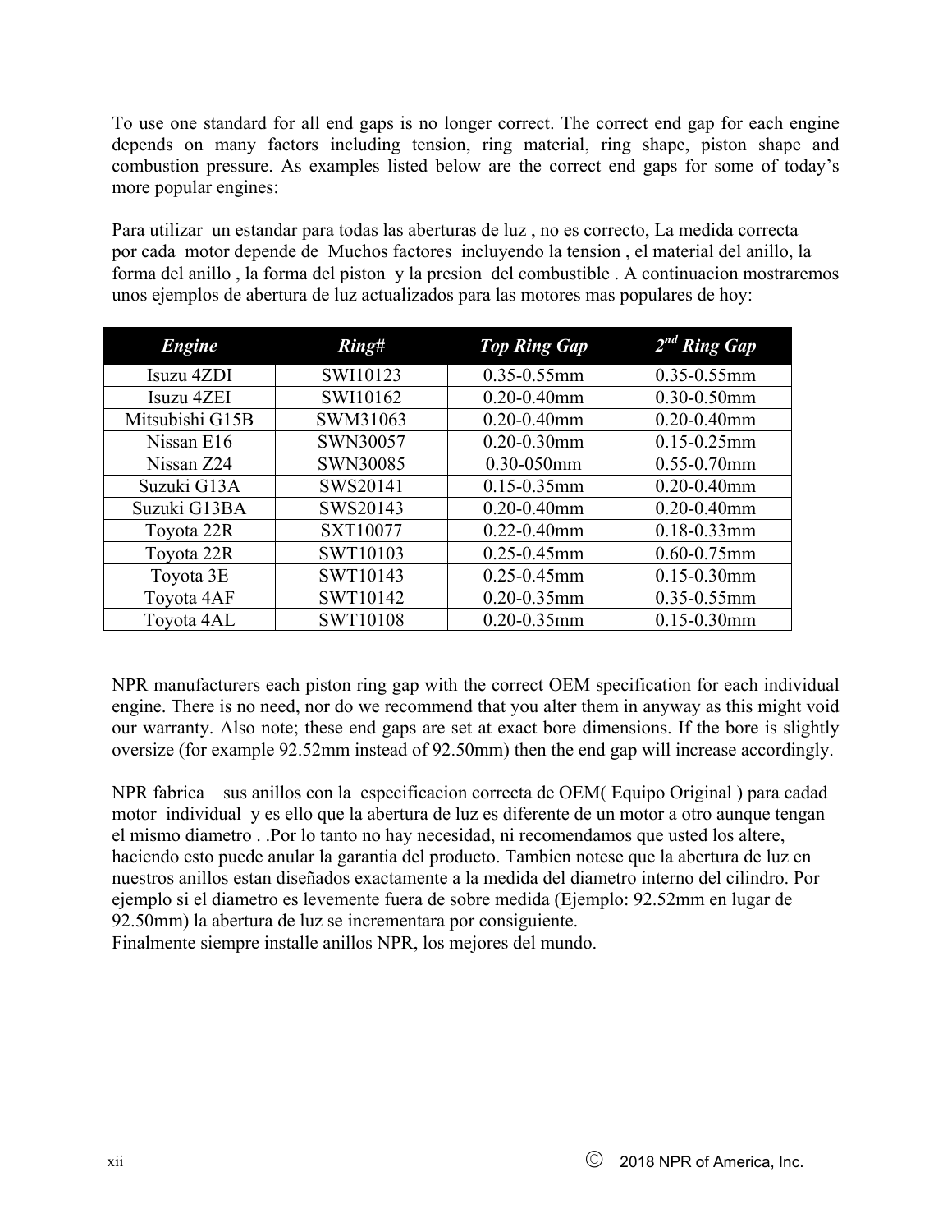To use one standard for all end gaps is no longer correct. The correct end gap for each engine depends on many factors including tension, ring material, ring shape, piston shape and combustion pressure. As examples listed below are the correct end gaps for some of today's more popular engines:

Para utilizar un estandar para todas las aberturas de luz , no es correcto, La medida correcta por cada motor depende de Muchos factores incluyendo la tension , el material del anillo, la forma del anillo , la forma del piston y la presion del combustible . A continuacion mostraremos unos ejemplos de abertura de luz actualizados para las motores mas populares de hoy:

| ***Engine*** | ***Ring#*** | ***Top Ring Gap*** | ***2nd Ring Gap*** |
|---|---|---|---|
| Isuzu 4ZDI | SWI10123 | 0.35-0.55mm | 0.35-0.55mm |
| Isuzu 4ZEI | SWI10162 | 0.20-0.40mm | 0.30-0.50mm |
| Mitsubishi G15B | SWM31063 | 0.20-0.40mm | 0.20-0.40mm |
| Nissan E16 | SWN30057 | 0.20-0.30mm | 0.15-0.25mm |
| Nissan Z24 | SWN30085 | 0.30-050mm | 0.55-0.70mm |
| Suzuki G13A | SWS20141 | 0.15-0.35mm | 0.20-0.40mm |
| Suzuki G13BA | SWS20143 | 0.20-0.40mm | 0.20-0.40mm |
| Toyota 22R | SXT10077 | 0.22-0.40mm | 0.18-0.33mm |
| Toyota 22R | SWT10103 | 0.25-0.45mm | 0.60-0.75mm |
| Toyota 3E | SWT10143 | 0.25-0.45mm | 0.15-0.30mm |
| Toyota 4AF | SWT10142 | 0.20-0.35mm | 0.35-0.55mm |
| Toyota 4AL | SWT10108 | 0.20-0.35mm | 0.15-0.30mm |

NPR manufacturers each piston ring gap with the correct OEM specification for each individual engine. There is no need, nor do we recommend that you alter them in anyway as this might void our warranty. Also note; these end gaps are set at exact bore dimensions. If the bore is slightly oversize (for example 92.52mm instead of 92.50mm) then the end gap will increase accordingly.

NPR fabrica sus anillos con la especificacion correcta de OEM( Equipo Original ) para cadad motor individual y es ello que la abertura de luz es diferente de un motor a otro aunque tengan el mismo diametro . .Por lo tanto no hay necesidad, ni recomendamos que usted los altere, haciendo esto puede anular la garantia del producto. Tambien notese que la abertura de luz en nuestros anillos estan diseñados exactamente a la medida del diametro interno del cilindro. Por ejemplo si el diametro es levemente fuera de sobre medida (Ejemplo: 92.52mm en lugar de 92.50mm) la abertura de luz se incrementara por consiguiente.
Finalmente siempre installe anillos NPR, los mejores del mundo.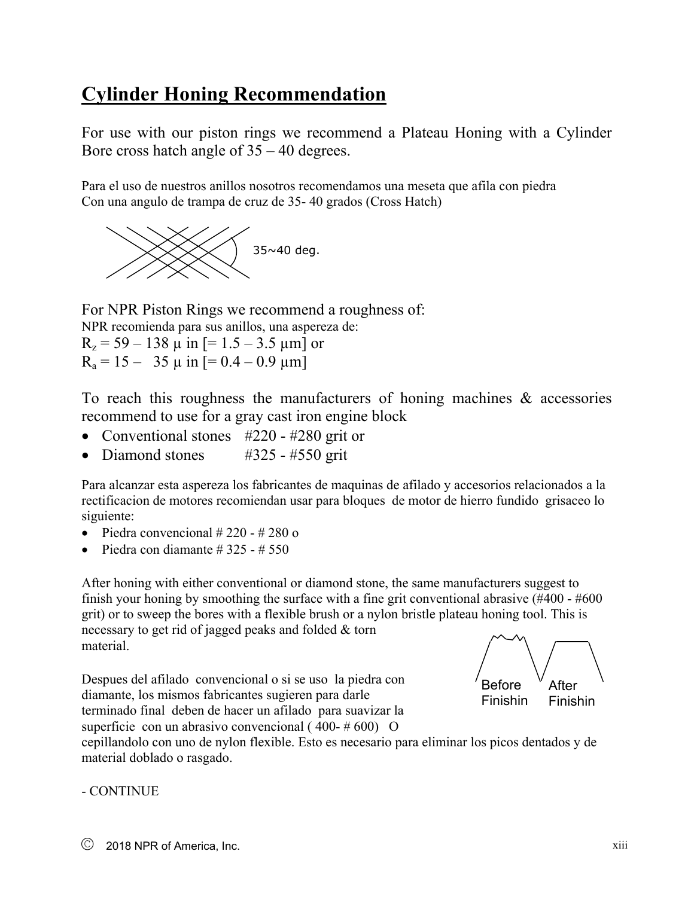# Cylinder Honing Recommendation

For use with our piston rings we recommend a Plateau Honing with a Cylinder Bore cross hatch angle of 35 – 40 degrees.

Para el uso de nuestros anillos nosotros recomendamos una meseta que afila con piedra
Con una angulo de trampa de cruz de 35- 40 grados (Cross Hatch)

35~40 deg.

For NPR Piston Rings we recommend a roughness of:
NPR recomienda para sus anillos, una aspereza de:
$R_z$ = 59 – 138 μ in [= 1.5 – 3.5 μm] or
$R_a$ = 15 – 35 μ in [= 0.4 – 0.9 μm]

To reach this roughness the manufacturers of honing machines & accessories recommend to use for a gray cast iron engine block

- Conventional stones #220 - #280 grit or
- Diamond stones #325 - #550 grit

Para alcanzar esta aspereza los fabricantes de maquinas de afilado y accesorios relacionados a la rectificacion de motores recomiendan usar para bloques de motor de hierro fundido grisaceo lo siguiente:

- Piedra convencional # 220 - # 280 o
- Piedra con diamante # 325 - # 550

After honing with either conventional or diamond stone, the same manufacturers suggest to finish your honing by smoothing the surface with a fine grit conventional abrasive (#400 - #600 grit) or to sweep the bores with a flexible brush or a nylon bristle plateau honing tool. This is necessary to get rid of jagged peaks and folded & torn material.

Before Finishin After Finishin

Despues del afilado convencional o si se uso la piedra con diamante, los mismos fabricantes sugieren para darle terminado final deben de hacer un afilado para suavizar la superficie con un abrasivo convencional ( 400- # 600) O cepillandolo con uno de nylon flexible. Esto es necesario para eliminar los picos dentados y de material doblado o rasgado.

- CONTINUE

Ⓒ 2018 NPR of America, Inc.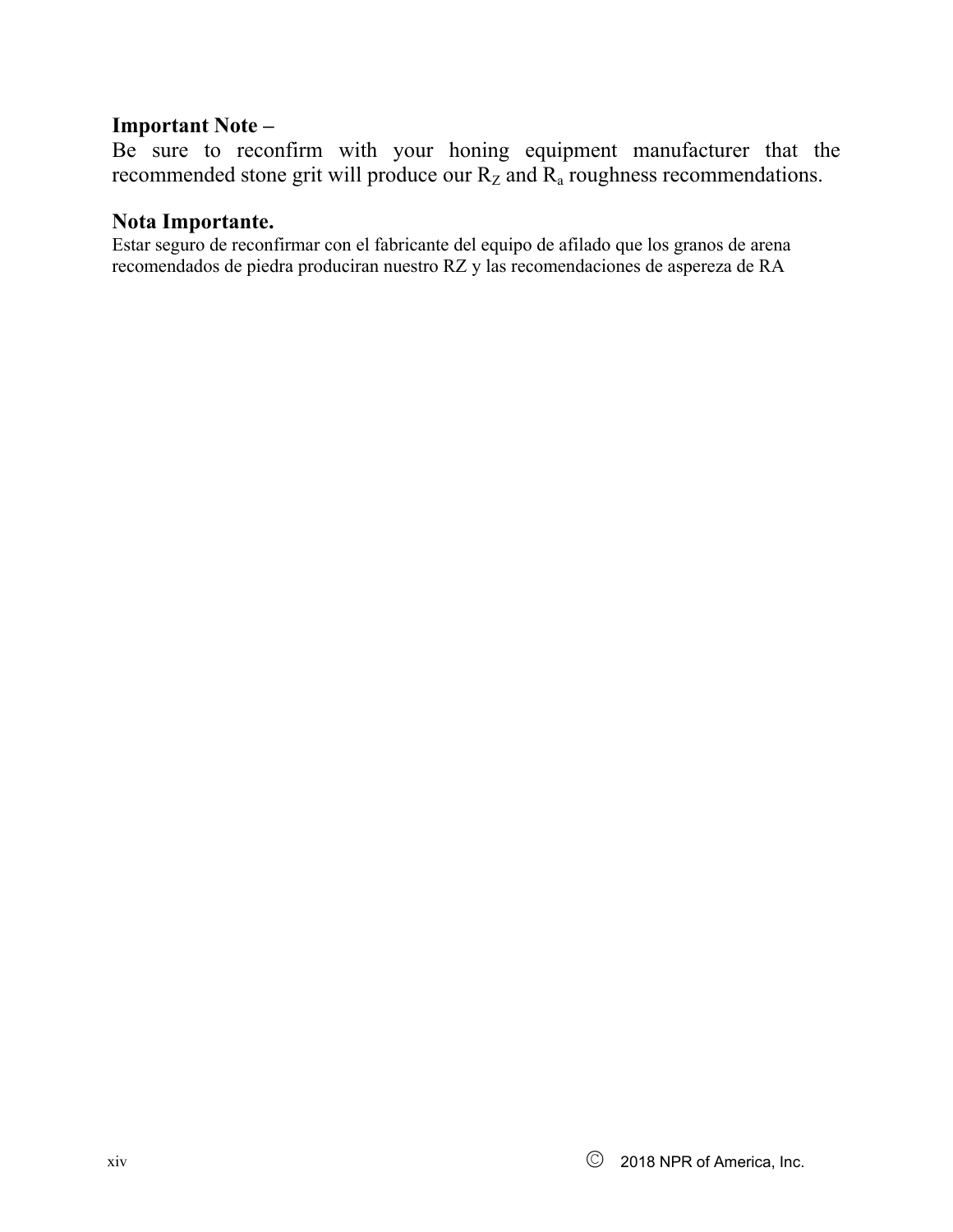**Important Note –**

Be sure to reconfirm with your honing equipment manufacturer that the recommended stone grit will produce our $R_Z$ and $R_a$ roughness recommendations.

**Nota Importante.**

Estar seguro de reconfirmar con el fabricante del equipo de afilado que los granos de arena recomendados de piedra produciran nuestro RZ y las recomendaciones de aspereza de RA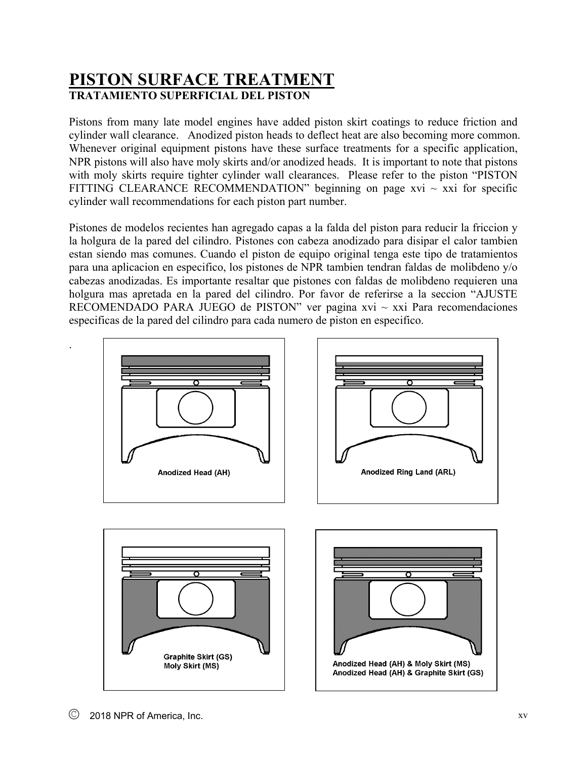# PISTON SURFACE TREATMENT

### TRATAMIENTO SUPERFICIAL DEL PISTON

Pistons from many late model engines have added piston skirt coatings to reduce friction and cylinder wall clearance. Anodized piston heads to deflect heat are also becoming more common. Whenever original equipment pistons have these surface treatments for a specific application, NPR pistons will also have moly skirts and/or anodized heads. It is important to note that pistons with moly skirts require tighter cylinder wall clearances. Please refer to the piston "PISTON FITTING CLEARANCE RECOMMENDATION" beginning on page xvi ~ xxi for specific cylinder wall recommendations for each piston part number.

Pistones de modelos recientes han agregado capas a la falda del piston para reducir la friccion y la holgura de la pared del cilindro. Pistones con cabeza anodizado para disipar el calor tambien estan siendo mas comunes. Cuando el piston de equipo original tenga este tipo de tratamientos para una aplicacion en especifico, los pistones de NPR tambien tendran faldas de molibdeno y/o cabezas anodizadas. Es importante resaltar que pistones con faldas de molibdeno requieren una holgura mas apretada en la pared del cilindro. Por favor de referirse a la seccion "AJUSTE RECOMENDADO PARA JUEGO de PISTON" ver pagina xvi ~ xxi Para recomendaciones especificas de la pared del cilindro para cada numero de piston en especifico.

Anodized Head (AH)

Anodized Ring Land (ARL)

Graphite Skirt (GS)
Moly Skirt (MS)

Anodized Head (AH) & Moly Skirt (MS)
Anodized Head (AH) & Graphite Skirt (GS)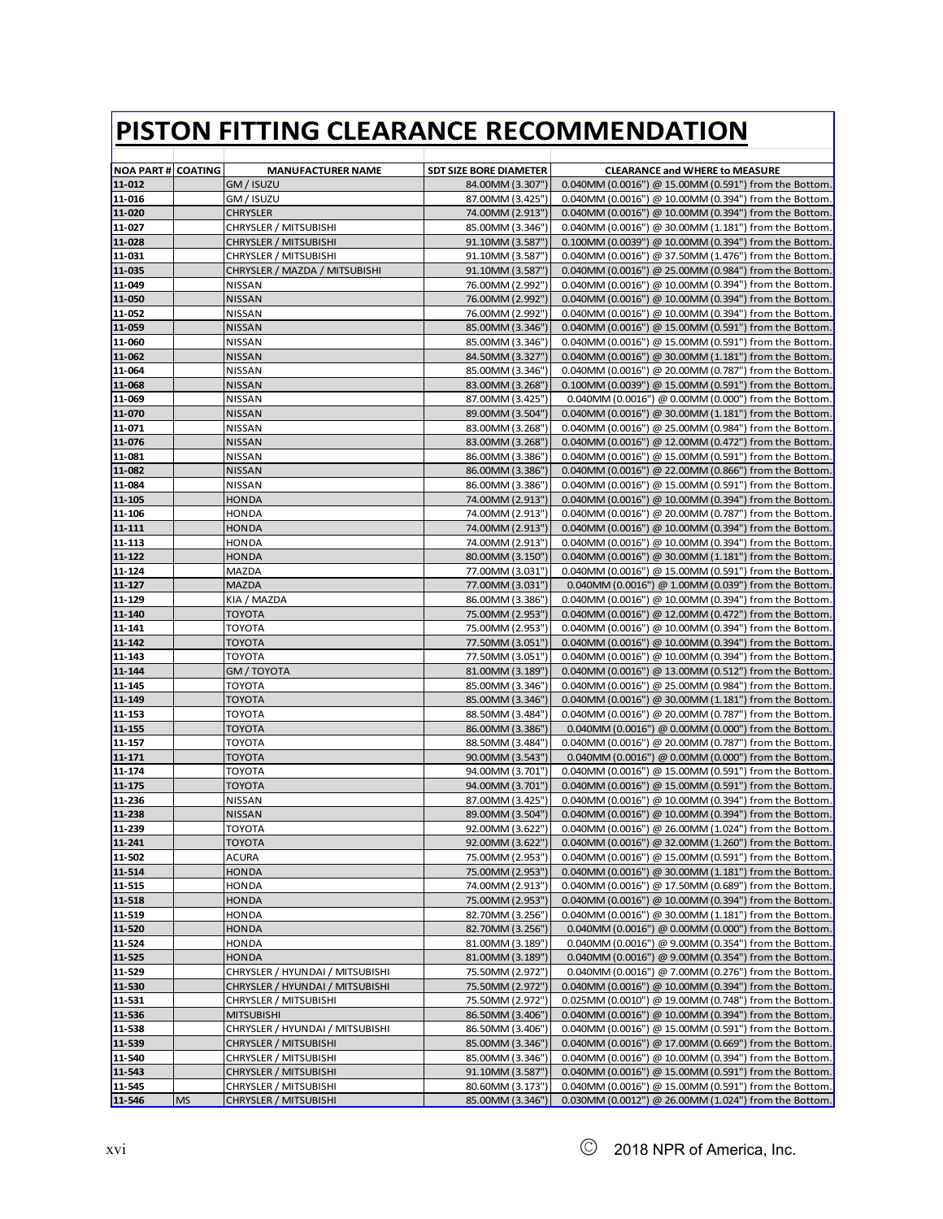# PISTON FITTING CLEARANCE RECOMMENDATION

| NOA PART # | COATING | MANUFACTURER NAME | SDT SIZE BORE DIAMETER | CLEARANCE and WHERE to MEASURE |
|---|---|---|---|---|
| 11-012 | | GM / ISUZU | 84.00MM (3.307") | 0.040MM (0.0016") @ 15.00MM (0.591") from the Bottom. |
| 11-016 | | GM / ISUZU | 87.00MM (3.425") | 0.040MM (0.0016") @ 10.00MM (0.394") from the Bottom. |
| 11-020 | | CHRYSLER | 74.00MM (2.913") | 0.040MM (0.0016") @ 10.00MM (0.394") from the Bottom. |
| 11-027 | | CHRYSLER / MITSUBISHI | 85.00MM (3.346") | 0.040MM (0.0016") @ 30.00MM (1.181") from the Bottom. |
| 11-028 | | CHRYSLER / MITSUBISHI | 91.10MM (3.587") | 0.100MM (0.0039") @ 10.00MM (0.394") from the Bottom. |
| 11-031 | | CHRYSLER / MITSUBISHI | 91.10MM (3.587") | 0.040MM (0.0016") @ 37.50MM (1.476") from the Bottom. |
| 11-035 | | CHRYSLER / MAZDA / MITSUBISHI | 91.10MM (3.587") | 0.040MM (0.0016") @ 25.00MM (0.984") from the Bottom. |
| 11-049 | | NISSAN | 76.00MM (2.992") | 0.040MM (0.0016") @ 10.00MM (0.394") from the Bottom. |
| 11-050 | | NISSAN | 76.00MM (2.992") | 0.040MM (0.0016") @ 10.00MM (0.394") from the Bottom. |
| 11-052 | | NISSAN | 76.00MM (2.992") | 0.040MM (0.0016") @ 10.00MM (0.394") from the Bottom. |
| 11-059 | | NISSAN | 85.00MM (3.346") | 0.040MM (0.0016") @ 15.00MM (0.591") from the Bottom. |
| 11-060 | | NISSAN | 85.00MM (3.346") | 0.040MM (0.0016") @ 15.00MM (0.591") from the Bottom. |
| 11-062 | | NISSAN | 84.50MM (3.327") | 0.040MM (0.0016") @ 30.00MM (1.181") from the Bottom. |
| 11-064 | | NISSAN | 85.00MM (3.346") | 0.040MM (0.0016") @ 20.00MM (0.787") from the Bottom. |
| 11-068 | | NISSAN | 83.00MM (3.268") | 0.100MM (0.0039") @ 15.00MM (0.591") from the Bottom. |
| 11-069 | | NISSAN | 87.00MM (3.425") | 0.040MM (0.0016") @ 0.00MM (0.000") from the Bottom. |
| 11-070 | | NISSAN | 89.00MM (3.504") | 0.040MM (0.0016") @ 30.00MM (1.181") from the Bottom. |
| 11-071 | | NISSAN | 83.00MM (3.268") | 0.040MM (0.0016") @ 25.00MM (0.984") from the Bottom. |
| 11-076 | | NISSAN | 83.00MM (3.268") | 0.040MM (0.0016") @ 12.00MM (0.472") from the Bottom. |
| 11-081 | | NISSAN | 86.00MM (3.386") | 0.040MM (0.0016") @ 15.00MM (0.591") from the Bottom. |
| 11-082 | | NISSAN | 86.00MM (3.386") | 0.040MM (0.0016") @ 22.00MM (0.866") from the Bottom. |
| 11-084 | | NISSAN | 86.00MM (3.386") | 0.040MM (0.0016") @ 15.00MM (0.591") from the Bottom. |
| 11-105 | | HONDA | 74.00MM (2.913") | 0.040MM (0.0016") @ 10.00MM (0.394") from the Bottom. |
| 11-106 | | HONDA | 74.00MM (2.913") | 0.040MM (0.0016") @ 20.00MM (0.787") from the Bottom. |
| 11-111 | | HONDA | 74.00MM (2.913") | 0.040MM (0.0016") @ 10.00MM (0.394") from the Bottom. |
| 11-113 | | HONDA | 74.00MM (2.913") | 0.040MM (0.0016") @ 10.00MM (0.394") from the Bottom. |
| 11-122 | | HONDA | 80.00MM (3.150") | 0.040MM (0.0016") @ 30.00MM (1.181") from the Bottom. |
| 11-124 | | MAZDA | 77.00MM (3.031") | 0.040MM (0.0016") @ 15.00MM (0.591") from the Bottom. |
| 11-127 | | MAZDA | 77.00MM (3.031") | 0.040MM (0.0016") @ 1.00MM (0.039") from the Bottom. |
| 11-129 | | KIA / MAZDA | 86.00MM (3.386") | 0.040MM (0.0016") @ 10.00MM (0.394") from the Bottom. |
| 11-140 | | TOYOTA | 75.00MM (2.953") | 0.040MM (0.0016") @ 12.00MM (0.472") from the Bottom. |
| 11-141 | | TOYOTA | 75.00MM (2.953") | 0.040MM (0.0016") @ 10.00MM (0.394") from the Bottom. |
| 11-142 | | TOYOTA | 77.50MM (3.051") | 0.040MM (0.0016") @ 10.00MM (0.394") from the Bottom. |
| 11-143 | | TOYOTA | 77.50MM (3.051") | 0.040MM (0.0016") @ 10.00MM (0.394") from the Bottom. |
| 11-144 | | GM / TOYOTA | 81.00MM (3.189") | 0.040MM (0.0016") @ 13.00MM (0.512") from the Bottom. |
| 11-145 | | TOYOTA | 85.00MM (3.346") | 0.040MM (0.0016") @ 25.00MM (0.984") from the Bottom. |
| 11-149 | | TOYOTA | 85.00MM (3.346") | 0.040MM (0.0016") @ 30.00MM (1.181") from the Bottom. |
| 11-153 | | TOYOTA | 88.50MM (3.484") | 0.040MM (0.0016") @ 20.00MM (0.787") from the Bottom. |
| 11-155 | | TOYOTA | 86.00MM (3.386") | 0.040MM (0.0016") @ 0.00MM (0.000") from the Bottom. |
| 11-157 | | TOYOTA | 88.50MM (3.484") | 0.040MM (0.0016") @ 20.00MM (0.787") from the Bottom. |
| 11-171 | | TOYOTA | 90.00MM (3.543") | 0.040MM (0.0016") @ 0.00MM (0.000") from the Bottom. |
| 11-174 | | TOYOTA | 94.00MM (3.701") | 0.040MM (0.0016") @ 15.00MM (0.591") from the Bottom. |
| 11-175 | | TOYOTA | 94.00MM (3.701") | 0.040MM (0.0016") @ 15.00MM (0.591") from the Bottom. |
| 11-236 | | NISSAN | 87.00MM (3.425") | 0.040MM (0.0016") @ 10.00MM (0.394") from the Bottom. |
| 11-238 | | NISSAN | 89.00MM (3.504") | 0.040MM (0.0016") @ 10.00MM (0.394") from the Bottom. |
| 11-239 | | TOYOTA | 92.00MM (3.622") | 0.040MM (0.0016") @ 26.00MM (1.024") from the Bottom. |
| 11-241 | | TOYOTA | 92.00MM (3.622") | 0.040MM (0.0016") @ 32.00MM (1.260") from the Bottom. |
| 11-502 | | ACURA | 75.00MM (2.953") | 0.040MM (0.0016") @ 15.00MM (0.591") from the Bottom. |
| 11-514 | | HONDA | 75.00MM (2.953") | 0.040MM (0.0016") @ 30.00MM (1.181") from the Bottom. |
| 11-515 | | HONDA | 74.00MM (2.913") | 0.040MM (0.0016") @ 17.50MM (0.689") from the Bottom. |
| 11-518 | | HONDA | 75.00MM (2.953") | 0.040MM (0.0016") @ 10.00MM (0.394") from the Bottom. |
| 11-519 | | HONDA | 82.70MM (3.256") | 0.040MM (0.0016") @ 30.00MM (1.181") from the Bottom. |
| 11-520 | | HONDA | 82.70MM (3.256") | 0.040MM (0.0016") @ 0.00MM (0.000") from the Bottom. |
| 11-524 | | HONDA | 81.00MM (3.189") | 0.040MM (0.0016") @ 9.00MM (0.354") from the Bottom. |
| 11-525 | | HONDA | 81.00MM (3.189") | 0.040MM (0.0016") @ 9.00MM (0.354") from the Bottom. |
| 11-529 | | CHRYSLER / HYUNDAI / MITSUBISHI | 75.50MM (2.972") | 0.040MM (0.0016") @ 7.00MM (0.276") from the Bottom. |
| 11-530 | | CHRYSLER / HYUNDAI / MITSUBISHI | 75.50MM (2.972") | 0.040MM (0.0016") @ 10.00MM (0.394") from the Bottom. |
| 11-531 | | CHRYSLER / MITSUBISHI | 75.50MM (2.972") | 0.025MM (0.0010") @ 19.00MM (0.748") from the Bottom. |
| 11-536 | | MITSUBISHI | 86.50MM (3.406") | 0.040MM (0.0016") @ 10.00MM (0.394") from the Bottom. |
| 11-538 | | CHRYSLER / HYUNDAI / MITSUBISHI | 86.50MM (3.406") | 0.040MM (0.0016") @ 15.00MM (0.591") from the Bottom. |
| 11-539 | | CHRYSLER / MITSUBISHI | 85.00MM (3.346") | 0.040MM (0.0016") @ 17.00MM (0.669") from the Bottom. |
| 11-540 | | CHRYSLER / MITSUBISHI | 85.00MM (3.346") | 0.040MM (0.0016") @ 10.00MM (0.394") from the Bottom. |
| 11-543 | | CHRYSLER / MITSUBISHI | 91.10MM (3.587") | 0.040MM (0.0016") @ 15.00MM (0.591") from the Bottom. |
| 11-545 | | CHRYSLER / MITSUBISHI | 80.60MM (3.173") | 0.040MM (0.0016") @ 15.00MM (0.591") from the Bottom. |
| 11-546 | MS | CHRYSLER / MITSUBISHI | 85.00MM (3.346") | 0.030MM (0.0012") @ 26.00MM (1.024") from the Bottom. |

© 2018 NPR of America, Inc.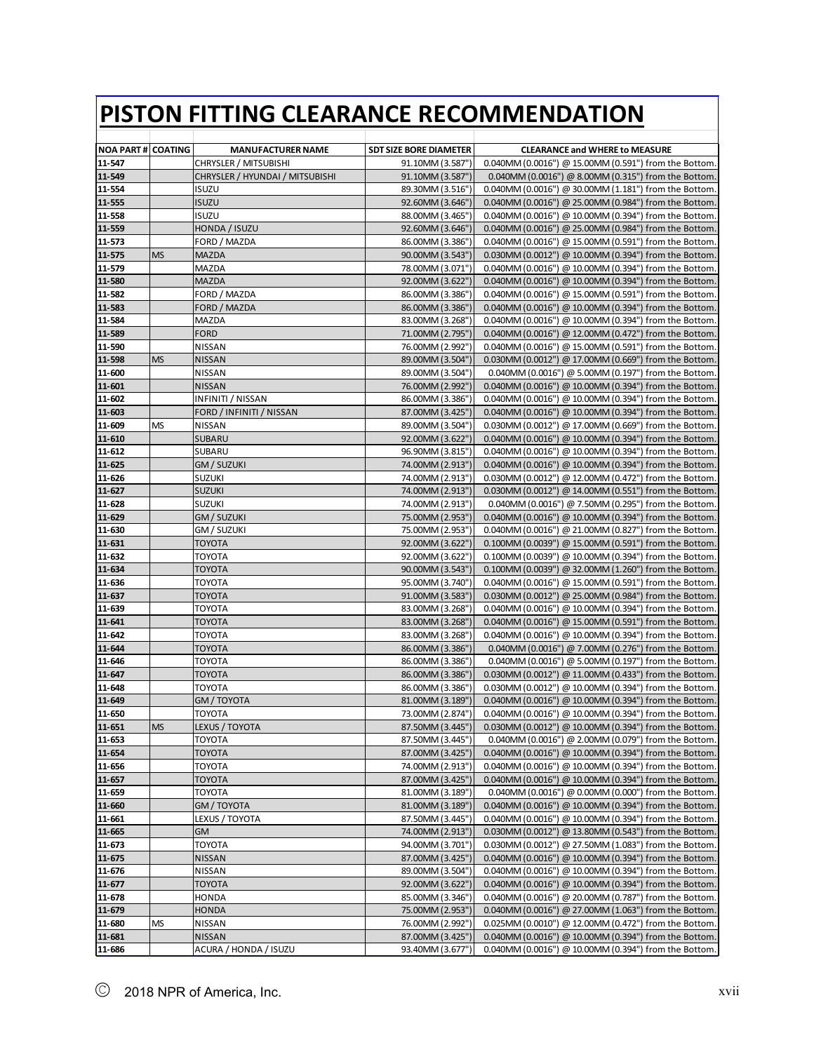# PISTON FITTING CLEARANCE RECOMMENDATION

| NOA PART # | COATING | MANUFACTURER NAME | SDT SIZE BORE DIAMETER | CLEARANCE and WHERE to MEASURE |
|---|---|---|---|---|
| 11-547 | | CHRYSLER / MITSUBISHI | 91.10MM (3.587") | 0.040MM (0.0016") @ 15.00MM (0.591") from the Bottom. |
| 11-549 | | CHRYSLER / HYUNDAI / MITSUBISHI | 91.10MM (3.587") | 0.040MM (0.0016") @ 8.00MM (0.315") from the Bottom. |
| 11-554 | | ISUZU | 89.30MM (3.516") | 0.040MM (0.0016") @ 30.00MM (1.181") from the Bottom. |
| 11-555 | | ISUZU | 92.60MM (3.646") | 0.040MM (0.0016") @ 25.00MM (0.984") from the Bottom. |
| 11-558 | | ISUZU | 88.00MM (3.465") | 0.040MM (0.0016") @ 10.00MM (0.394") from the Bottom. |
| 11-559 | | HONDA / ISUZU | 92.60MM (3.646") | 0.040MM (0.0016") @ 25.00MM (0.984") from the Bottom. |
| 11-573 | | FORD / MAZDA | 86.00MM (3.386") | 0.040MM (0.0016") @ 15.00MM (0.591") from the Bottom. |
| 11-575 | MS | MAZDA | 90.00MM (3.543") | 0.030MM (0.0012") @ 10.00MM (0.394") from the Bottom. |
| 11-579 | | MAZDA | 78.00MM (3.071") | 0.040MM (0.0016") @ 10.00MM (0.394") from the Bottom. |
| 11-580 | | MAZDA | 92.00MM (3.622") | 0.040MM (0.0016") @ 10.00MM (0.394") from the Bottom. |
| 11-582 | | FORD / MAZDA | 86.00MM (3.386") | 0.040MM (0.0016") @ 15.00MM (0.591") from the Bottom. |
| 11-583 | | FORD / MAZDA | 86.00MM (3.386") | 0.040MM (0.0016") @ 10.00MM (0.394") from the Bottom. |
| 11-584 | | MAZDA | 83.00MM (3.268") | 0.040MM (0.0016") @ 10.00MM (0.394") from the Bottom. |
| 11-589 | | FORD | 71.00MM (2.795") | 0.040MM (0.0016") @ 12.00MM (0.472") from the Bottom. |
| 11-590 | | NISSAN | 76.00MM (2.992") | 0.040MM (0.0016") @ 15.00MM (0.591") from the Bottom. |
| 11-598 | MS | NISSAN | 89.00MM (3.504") | 0.030MM (0.0012") @ 17.00MM (0.669") from the Bottom. |
| 11-600 | | NISSAN | 89.00MM (3.504") | 0.040MM (0.0016") @ 5.00MM (0.197") from the Bottom. |
| 11-601 | | NISSAN | 76.00MM (2.992") | 0.040MM (0.0016") @ 10.00MM (0.394") from the Bottom. |
| 11-602 | | INFINITI / NISSAN | 86.00MM (3.386") | 0.040MM (0.0016") @ 10.00MM (0.394") from the Bottom. |
| 11-603 | | FORD / INFINITI / NISSAN | 87.00MM (3.425") | 0.040MM (0.0016") @ 10.00MM (0.394") from the Bottom. |
| 11-609 | MS | NISSAN | 89.00MM (3.504") | 0.030MM (0.0012") @ 17.00MM (0.669") from the Bottom. |
| 11-610 | | SUBARU | 92.00MM (3.622") | 0.040MM (0.0016") @ 10.00MM (0.394") from the Bottom. |
| 11-612 | | SUBARU | 96.90MM (3.815") | 0.040MM (0.0016") @ 10.00MM (0.394") from the Bottom. |
| 11-625 | | GM / SUZUKI | 74.00MM (2.913") | 0.040MM (0.0016") @ 10.00MM (0.394") from the Bottom. |
| 11-626 | | SUZUKI | 74.00MM (2.913") | 0.030MM (0.0012") @ 12.00MM (0.472") from the Bottom. |
| 11-627 | | SUZUKI | 74.00MM (2.913") | 0.030MM (0.0012") @ 14.00MM (0.551") from the Bottom. |
| 11-628 | | SUZUKI | 74.00MM (2.913") | 0.040MM (0.0016") @ 7.50MM (0.295") from the Bottom. |
| 11-629 | | GM / SUZUKI | 75.00MM (2.953") | 0.040MM (0.0016") @ 10.00MM (0.394") from the Bottom. |
| 11-630 | | GM / SUZUKI | 75.00MM (2.953") | 0.040MM (0.0016") @ 21.00MM (0.827") from the Bottom. |
| 11-631 | | TOYOTA | 92.00MM (3.622") | 0.100MM (0.0039") @ 15.00MM (0.591") from the Bottom. |
| 11-632 | | TOYOTA | 92.00MM (3.622") | 0.100MM (0.0039") @ 10.00MM (0.394") from the Bottom. |
| 11-634 | | TOYOTA | 90.00MM (3.543") | 0.100MM (0.0039") @ 32.00MM (1.260") from the Bottom. |
| 11-636 | | TOYOTA | 95.00MM (3.740") | 0.040MM (0.0016") @ 15.00MM (0.591") from the Bottom. |
| 11-637 | | TOYOTA | 91.00MM (3.583") | 0.030MM (0.0012") @ 25.00MM (0.984") from the Bottom. |
| 11-639 | | TOYOTA | 83.00MM (3.268") | 0.040MM (0.0016") @ 10.00MM (0.394") from the Bottom. |
| 11-641 | | TOYOTA | 83.00MM (3.268") | 0.040MM (0.0016") @ 15.00MM (0.591") from the Bottom. |
| 11-642 | | TOYOTA | 83.00MM (3.268") | 0.040MM (0.0016") @ 10.00MM (0.394") from the Bottom. |
| 11-644 | | TOYOTA | 86.00MM (3.386") | 0.040MM (0.0016") @ 7.00MM (0.276") from the Bottom. |
| 11-646 | | TOYOTA | 86.00MM (3.386") | 0.040MM (0.0016") @ 5.00MM (0.197") from the Bottom. |
| 11-647 | | TOYOTA | 86.00MM (3.386") | 0.030MM (0.0012") @ 11.00MM (0.433") from the Bottom. |
| 11-648 | | TOYOTA | 86.00MM (3.386") | 0.030MM (0.0012") @ 10.00MM (0.394") from the Bottom. |
| 11-649 | | GM / TOYOTA | 81.00MM (3.189") | 0.040MM (0.0016") @ 10.00MM (0.394") from the Bottom. |
| 11-650 | | TOYOTA | 73.00MM (2.874") | 0.040MM (0.0016") @ 10.00MM (0.394") from the Bottom. |
| 11-651 | MS | LEXUS / TOYOTA | 87.50MM (3.445") | 0.030MM (0.0012") @ 10.00MM (0.394") from the Bottom. |
| 11-653 | | TOYOTA | 87.50MM (3.445") | 0.040MM (0.0016") @ 2.00MM (0.079") from the Bottom. |
| 11-654 | | TOYOTA | 87.00MM (3.425") | 0.040MM (0.0016") @ 10.00MM (0.394") from the Bottom. |
| 11-656 | | TOYOTA | 74.00MM (2.913") | 0.040MM (0.0016") @ 10.00MM (0.394") from the Bottom. |
| 11-657 | | TOYOTA | 87.00MM (3.425") | 0.040MM (0.0016") @ 10.00MM (0.394") from the Bottom. |
| 11-659 | | TOYOTA | 81.00MM (3.189") | 0.040MM (0.0016") @ 0.00MM (0.000") from the Bottom. |
| 11-660 | | GM / TOYOTA | 81.00MM (3.189") | 0.040MM (0.0016") @ 10.00MM (0.394") from the Bottom. |
| 11-661 | | LEXUS / TOYOTA | 87.50MM (3.445") | 0.040MM (0.0016") @ 10.00MM (0.394") from the Bottom. |
| 11-665 | | GM | 74.00MM (2.913") | 0.030MM (0.0012") @ 13.80MM (0.543") from the Bottom. |
| 11-673 | | TOYOTA | 94.00MM (3.701") | 0.030MM (0.0012") @ 27.50MM (1.083") from the Bottom. |
| 11-675 | | NISSAN | 87.00MM (3.425") | 0.040MM (0.0016") @ 10.00MM (0.394") from the Bottom. |
| 11-676 | | NISSAN | 89.00MM (3.504") | 0.040MM (0.0016") @ 10.00MM (0.394") from the Bottom. |
| 11-677 | | TOYOTA | 92.00MM (3.622") | 0.040MM (0.0016") @ 10.00MM (0.394") from the Bottom. |
| 11-678 | | HONDA | 85.00MM (3.346") | 0.040MM (0.0016") @ 20.00MM (0.787") from the Bottom. |
| 11-679 | | HONDA | 75.00MM (2.953") | 0.040MM (0.0016") @ 27.00MM (1.063") from the Bottom. |
| 11-680 | MS | NISSAN | 76.00MM (2.992") | 0.025MM (0.0010") @ 12.00MM (0.472") from the Bottom. |
| 11-681 | | NISSAN | 87.00MM (3.425") | 0.040MM (0.0016") @ 10.00MM (0.394") from the Bottom. |
| 11-686 | | ACURA / HONDA / ISUZU | 93.40MM (3.677") | 0.040MM (0.0016") @ 10.00MM (0.394") from the Bottom. |

Ⓒ 2018 NPR of America, Inc.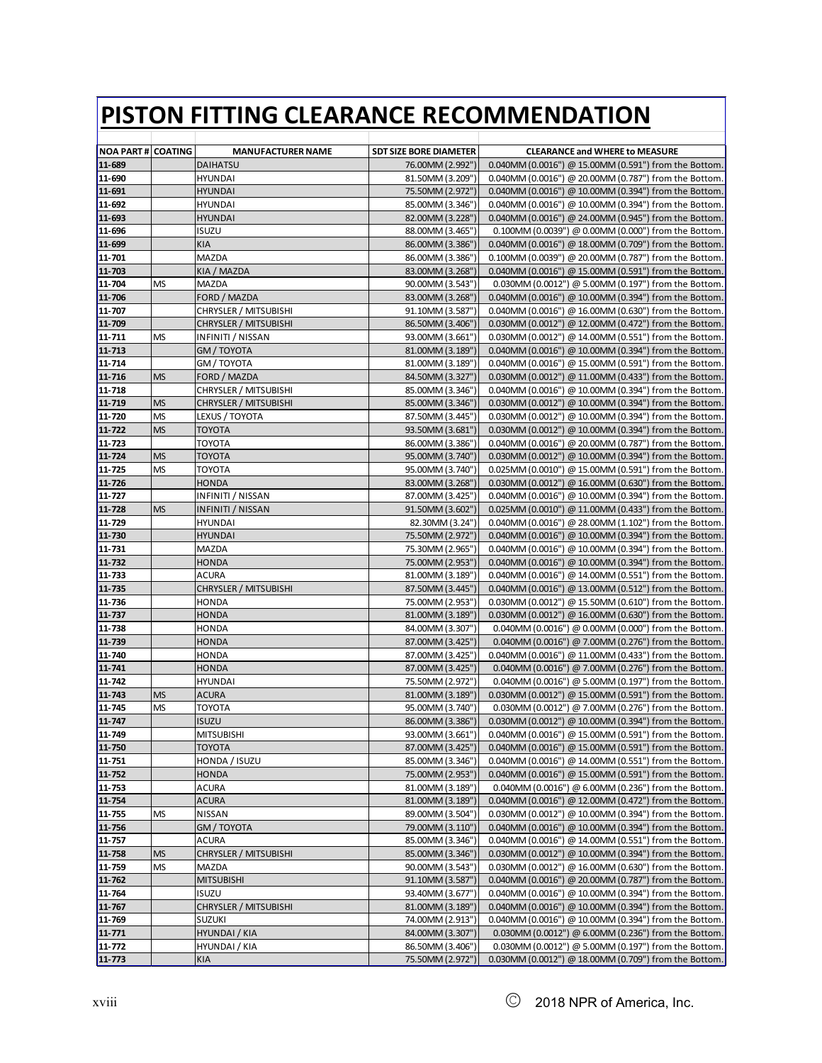# PISTON FITTING CLEARANCE RECOMMENDATION

| NOA PART # | COATING | MANUFACTURER NAME | SDT SIZE BORE DIAMETER | CLEARANCE and WHERE to MEASURE |
|---|---|---|---|---|
| 11-689 | | DAIHATSU | 76.00MM (2.992") | 0.040MM (0.0016") @ 15.00MM (0.591") from the Bottom. |
| 11-690 | | HYUNDAI | 81.50MM (3.209") | 0.040MM (0.0016") @ 20.00MM (0.787") from the Bottom. |
| 11-691 | | HYUNDAI | 75.50MM (2.972") | 0.040MM (0.0016") @ 10.00MM (0.394") from the Bottom. |
| 11-692 | | HYUNDAI | 85.00MM (3.346") | 0.040MM (0.0016") @ 10.00MM (0.394") from the Bottom. |
| 11-693 | | HYUNDAI | 82.00MM (3.228") | 0.040MM (0.0016") @ 24.00MM (0.945") from the Bottom. |
| 11-696 | | ISUZU | 88.00MM (3.465") | 0.100MM (0.0039") @ 0.00MM (0.000") from the Bottom. |
| 11-699 | | KIA | 86.00MM (3.386") | 0.040MM (0.0016") @ 18.00MM (0.709") from the Bottom. |
| 11-701 | | MAZDA | 86.00MM (3.386") | 0.100MM (0.0039") @ 20.00MM (0.787") from the Bottom. |
| 11-703 | | KIA / MAZDA | 83.00MM (3.268") | 0.040MM (0.0016") @ 15.00MM (0.591") from the Bottom. |
| 11-704 | MS | MAZDA | 90.00MM (3.543") | 0.030MM (0.0012") @ 5.00MM (0.197") from the Bottom. |
| 11-706 | | FORD / MAZDA | 83.00MM (3.268") | 0.040MM (0.0016") @ 10.00MM (0.394") from the Bottom. |
| 11-707 | | CHRYSLER / MITSUBISHI | 91.10MM (3.587") | 0.040MM (0.0016") @ 16.00MM (0.630") from the Bottom. |
| 11-709 | | CHRYSLER / MITSUBISHI | 86.50MM (3.406") | 0.030MM (0.0012") @ 12.00MM (0.472") from the Bottom. |
| 11-711 | MS | INFINITI / NISSAN | 93.00MM (3.661") | 0.030MM (0.0012") @ 14.00MM (0.551") from the Bottom. |
| 11-713 | | GM / TOYOTA | 81.00MM (3.189") | 0.040MM (0.0016") @ 10.00MM (0.394") from the Bottom. |
| 11-714 | | GM / TOYOTA | 81.00MM (3.189") | 0.040MM (0.0016") @ 15.00MM (0.591") from the Bottom. |
| 11-716 | MS | FORD / MAZDA | 84.50MM (3.327") | 0.030MM (0.0012") @ 11.00MM (0.433") from the Bottom. |
| 11-718 | | CHRYSLER / MITSUBISHI | 85.00MM (3.346") | 0.040MM (0.0016") @ 10.00MM (0.394") from the Bottom. |
| 11-719 | MS | CHRYSLER / MITSUBISHI | 85.00MM (3.346") | 0.030MM (0.0012") @ 10.00MM (0.394") from the Bottom. |
| 11-720 | MS | LEXUS / TOYOTA | 87.50MM (3.445") | 0.030MM (0.0012") @ 10.00MM (0.394") from the Bottom. |
| 11-722 | MS | TOYOTA | 93.50MM (3.681") | 0.030MM (0.0012") @ 10.00MM (0.394") from the Bottom. |
| 11-723 | | TOYOTA | 86.00MM (3.386") | 0.040MM (0.0016") @ 20.00MM (0.787") from the Bottom. |
| 11-724 | MS | TOYOTA | 95.00MM (3.740") | 0.030MM (0.0012") @ 10.00MM (0.394") from the Bottom. |
| 11-725 | MS | TOYOTA | 95.00MM (3.740") | 0.025MM (0.0010") @ 15.00MM (0.591") from the Bottom. |
| 11-726 | | HONDA | 83.00MM (3.268") | 0.030MM (0.0012") @ 16.00MM (0.630") from the Bottom. |
| 11-727 | | INFINITI / NISSAN | 87.00MM (3.425") | 0.040MM (0.0016") @ 10.00MM (0.394") from the Bottom. |
| 11-728 | MS | INFINITI / NISSAN | 91.50MM (3.602") | 0.025MM (0.0010") @ 11.00MM (0.433") from the Bottom. |
| 11-729 | | HYUNDAI | 82.30MM (3.24") | 0.040MM (0.0016") @ 28.00MM (1.102") from the Bottom. |
| 11-730 | | HYUNDAI | 75.50MM (2.972") | 0.040MM (0.0016") @ 10.00MM (0.394") from the Bottom. |
| 11-731 | | MAZDA | 75.30MM (2.965") | 0.040MM (0.0016") @ 10.00MM (0.394") from the Bottom. |
| 11-732 | | HONDA | 75.00MM (2.953") | 0.040MM (0.0016") @ 10.00MM (0.394") from the Bottom. |
| 11-733 | | ACURA | 81.00MM (3.189") | 0.040MM (0.0016") @ 14.00MM (0.551") from the Bottom. |
| 11-735 | | CHRYSLER / MITSUBISHI | 87.50MM (3.445") | 0.040MM (0.0016") @ 13.00MM (0.512") from the Bottom. |
| 11-736 | | HONDA | 75.00MM (2.953") | 0.030MM (0.0012") @ 15.50MM (0.610") from the Bottom. |
| 11-737 | | HONDA | 81.00MM (3.189") | 0.030MM (0.0012") @ 16.00MM (0.630") from the Bottom. |
| 11-738 | | HONDA | 84.00MM (3.307") | 0.040MM (0.0016") @ 0.00MM (0.000") from the Bottom. |
| 11-739 | | HONDA | 87.00MM (3.425") | 0.040MM (0.0016") @ 7.00MM (0.276") from the Bottom. |
| 11-740 | | HONDA | 87.00MM (3.425") | 0.040MM (0.0016") @ 11.00MM (0.433") from the Bottom. |
| 11-741 | | HONDA | 87.00MM (3.425") | 0.040MM (0.0016") @ 7.00MM (0.276") from the Bottom. |
| 11-742 | | HYUNDAI | 75.50MM (2.972") | 0.040MM (0.0016") @ 5.00MM (0.197") from the Bottom. |
| 11-743 | MS | ACURA | 81.00MM (3.189") | 0.030MM (0.0012") @ 15.00MM (0.591") from the Bottom. |
| 11-745 | MS | TOYOTA | 95.00MM (3.740") | 0.030MM (0.0012") @ 7.00MM (0.276") from the Bottom. |
| 11-747 | | ISUZU | 86.00MM (3.386") | 0.030MM (0.0012") @ 10.00MM (0.394") from the Bottom. |
| 11-749 | | MITSUBISHI | 93.00MM (3.661") | 0.040MM (0.0016") @ 15.00MM (0.591") from the Bottom. |
| 11-750 | | TOYOTA | 87.00MM (3.425") | 0.040MM (0.0016") @ 15.00MM (0.591") from the Bottom. |
| 11-751 | | HONDA / ISUZU | 85.00MM (3.346") | 0.040MM (0.0016") @ 14.00MM (0.551") from the Bottom. |
| 11-752 | | HONDA | 75.00MM (2.953") | 0.040MM (0.0016") @ 15.00MM (0.591") from the Bottom. |
| 11-753 | | ACURA | 81.00MM (3.189") | 0.040MM (0.0016") @ 6.00MM (0.236") from the Bottom. |
| 11-754 | | ACURA | 81.00MM (3.189") | 0.040MM (0.0016") @ 12.00MM (0.472") from the Bottom. |
| 11-755 | MS | NISSAN | 89.00MM (3.504") | 0.030MM (0.0012") @ 10.00MM (0.394") from the Bottom. |
| 11-756 | | GM / TOYOTA | 79.00MM (3.110") | 0.040MM (0.0016") @ 10.00MM (0.394") from the Bottom. |
| 11-757 | | ACURA | 85.00MM (3.346") | 0.040MM (0.0016") @ 14.00MM (0.551") from the Bottom. |
| 11-758 | MS | CHRYSLER / MITSUBISHI | 85.00MM (3.346") | 0.030MM (0.0012") @ 10.00MM (0.394") from the Bottom. |
| 11-759 | MS | MAZDA | 90.00MM (3.543") | 0.030MM (0.0012") @ 16.00MM (0.630") from the Bottom. |
| 11-762 | | MITSUBISHI | 91.10MM (3.587") | 0.040MM (0.0016") @ 20.00MM (0.787") from the Bottom. |
| 11-764 | | ISUZU | 93.40MM (3.677") | 0.040MM (0.0016") @ 10.00MM (0.394") from the Bottom. |
| 11-767 | | CHRYSLER / MITSUBISHI | 81.00MM (3.189") | 0.040MM (0.0016") @ 10.00MM (0.394") from the Bottom. |
| 11-769 | | SUZUKI | 74.00MM (2.913") | 0.040MM (0.0016") @ 10.00MM (0.394") from the Bottom. |
| 11-771 | | HYUNDAI / KIA | 84.00MM (3.307") | 0.030MM (0.0012") @ 6.00MM (0.236") from the Bottom. |
| 11-772 | | HYUNDAI / KIA | 86.50MM (3.406") | 0.030MM (0.0012") @ 5.00MM (0.197") from the Bottom. |
| 11-773 | | KIA | 75.50MM (2.972") | 0.030MM (0.0012") @ 18.00MM (0.709") from the Bottom. |

© 2018 NPR of America, Inc.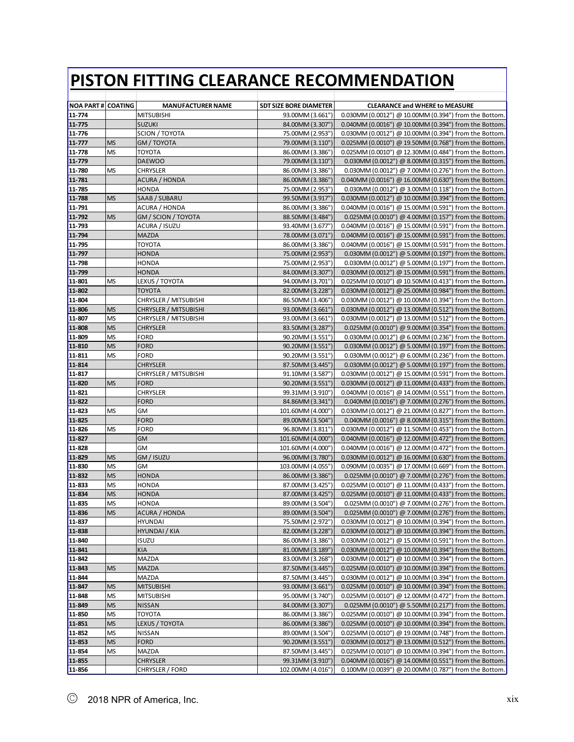# PISTON FITTING CLEARANCE RECOMMENDATION

| NOA PART # | COATING | MANUFACTURER NAME | SDT SIZE BORE DIAMETER | CLEARANCE and WHERE to MEASURE |
|---|---|---|---|---|
| 11-774 | | MITSUBISHI | 93.00MM (3.661") | 0.030MM (0.0012") @ 10.00MM (0.394") from the Bottom. |
| 11-775 | | SUZUKI | 84.00MM (3.307") | 0.040MM (0.0016") @ 10.00MM (0.394") from the Bottom. |
| 11-776 | | SCION / TOYOTA | 75.00MM (2.953") | 0.030MM (0.0012") @ 10.00MM (0.394") from the Bottom. |
| 11-777 | MS | GM / TOYOTA | 79.00MM (3.110") | 0.025MM (0.0010") @ 19.50MM (0.768") from the Bottom. |
| 11-778 | MS | TOYOTA | 86.00MM (3.386") | 0.025MM (0.0010") @ 12.30MM (0.484") from the Bottom. |
| 11-779 | | DAEWOO | 79.00MM (3.110") | 0.030MM (0.0012") @ 8.00MM (0.315") from the Bottom. |
| 11-780 | MS | CHRYSLER | 86.00MM (3.386") | 0.030MM (0.0012") @ 7.00MM (0.276") from the Bottom. |
| 11-781 | | ACURA / HONDA | 86.00MM (3.386") | 0.040MM (0.0016") @ 16.00MM (0.630") from the Bottom. |
| 11-785 | | HONDA | 75.00MM (2.953") | 0.030MM (0.0012") @ 3.00MM (0.118") from the Bottom. |
| 11-788 | MS | SAAB / SUBARU | 99.50MM (3.917") | 0.030MM (0.0012") @ 10.00MM (0.394") from the Bottom. |
| 11-791 | | ACURA / HONDA | 86.00MM (3.386") | 0.040MM (0.0016") @ 15.00MM (0.591") from the Bottom. |
| 11-792 | MS | GM / SCION / TOYOTA | 88.50MM (3.484") | 0.025MM (0.0010") @ 4.00MM (0.157") from the Bottom. |
| 11-793 | | ACURA / ISUZU | 93.40MM (3.677") | 0.040MM (0.0016") @ 15.00MM (0.591") from the Bottom. |
| 11-794 | | MAZDA | 78.00MM (3.071") | 0.040MM (0.0016") @ 15.00MM (0.591") from the Bottom. |
| 11-795 | | TOYOTA | 86.00MM (3.386") | 0.040MM (0.0016") @ 15.00MM (0.591") from the Bottom. |
| 11-797 | | HONDA | 75.00MM (2.953") | 0.030MM (0.0012") @ 5.00MM (0.197") from the Bottom. |
| 11-798 | | HONDA | 75.00MM (2.953") | 0.030MM (0.0012") @ 5.00MM (0.197") from the Bottom. |
| 11-799 | | HONDA | 84.00MM (3.307") | 0.030MM (0.0012") @ 15.00MM (0.591") from the Bottom. |
| 11-801 | MS | LEXUS / TOYOTA | 94.00MM (3.701") | 0.025MM (0.0010") @ 10.50MM (0.413") from the Bottom. |
| 11-802 | | TOYOTA | 82.00MM (3.228") | 0.030MM (0.0012") @ 25.00MM (0.984") from the Bottom. |
| 11-804 | | CHRYSLER / MITSUBISHI | 86.50MM (3.406") | 0.030MM (0.0012") @ 10.00MM (0.394") from the Bottom. |
| 11-806 | MS | CHRYSLER / MITSUBISHI | 93.00MM (3.661") | 0.030MM (0.0012") @ 13.00MM (0.512") from the Bottom. |
| 11-807 | MS | CHRYSLER / MITSUBISHI | 93.00MM (3.661") | 0.030MM (0.0012") @ 13.00MM (0.512") from the Bottom. |
| 11-808 | MS | CHRYSLER | 83.50MM (3.287") | 0.025MM (0.0010") @ 9.00MM (0.354") from the Bottom. |
| 11-809 | MS | FORD | 90.20MM (3.551") | 0.030MM (0.0012") @ 6.00MM (0.236") from the Bottom. |
| 11-810 | MS | FORD | 90.20MM (3.551") | 0.030MM (0.0012") @ 5.00MM (0.197") from the Bottom. |
| 11-811 | MS | FORD | 90.20MM (3.551") | 0.030MM (0.0012") @ 6.00MM (0.236") from the Bottom. |
| 11-814 | | CHRYSLER | 87.50MM (3.445") | 0.030MM (0.0012") @ 5.00MM (0.197") from the Bottom. |
| 11-817 | | CHRYSLER / MITSUBISHI | 91.10MM (3.587") | 0.030MM (0.0012") @ 15.00MM (0.591") from the Bottom. |
| 11-820 | MS | FORD | 90.20MM (3.551") | 0.030MM (0.0012") @ 11.00MM (0.433") from the Bottom. |
| 11-821 | | CHRYSLER | 99.31MM (3.910") | 0.040MM (0.0016") @ 14.00MM (0.551") from the Bottom. |
| 11-822 | | FORD | 84.86MM (3.341") | 0.040MM (0.0016") @ 7.00MM (0.276") from the Bottom. |
| 11-823 | MS | GM | 101.60MM (4.000") | 0.030MM (0.0012") @ 21.00MM (0.827") from the Bottom. |
| 11-825 | | FORD | 89.00MM (3.504") | 0.040MM (0.0016") @ 8.00MM (0.315") from the Bottom. |
| 11-826 | MS | FORD | 96.80MM (3.811") | 0.030MM (0.0012") @ 11.50MM (0.453") from the Bottom. |
| 11-827 | | GM | 101.60MM (4.000") | 0.040MM (0.0016") @ 12.00MM (0.472") from the Bottom. |
| 11-828 | | GM | 101.60MM (4.000") | 0.040MM (0.0016") @ 12.00MM (0.472") from the Bottom. |
| 11-829 | MS | GM / ISUZU | 96.00MM (3.780") | 0.030MM (0.0012") @ 16.00MM (0.630") from the Bottom. |
| 11-830 | MS | GM | 103.00MM (4.055") | 0.090MM (0.0035") @ 17.00MM (0.669") from the Bottom. |
| 11-832 | MS | HONDA | 86.00MM (3.386") | 0.025MM (0.0010") @ 7.00MM (0.276") from the Bottom. |
| 11-833 | MS | HONDA | 87.00MM (3.425") | 0.025MM (0.0010") @ 11.00MM (0.433") from the Bottom. |
| 11-834 | MS | HONDA | 87.00MM (3.425") | 0.025MM (0.0010") @ 11.00MM (0.433") from the Bottom. |
| 11-835 | MS | HONDA | 89.00MM (3.504") | 0.025MM (0.0010") @ 7.00MM (0.276") from the Bottom. |
| 11-836 | MS | ACURA / HONDA | 89.00MM (3.504") | 0.025MM (0.0010") @ 7.00MM (0.276") from the Bottom. |
| 11-837 | | HYUNDAI | 75.50MM (2.972") | 0.030MM (0.0012") @ 10.00MM (0.394") from the Bottom. |
| 11-838 | | HYUNDAI / KIA | 82.00MM (3.228") | 0.030MM (0.0012") @ 10.00MM (0.394") from the Bottom. |
| 11-840 | | ISUZU | 86.00MM (3.386") | 0.030MM (0.0012") @ 15.00MM (0.591") from the Bottom. |
| 11-841 | | KIA | 81.00MM (3.189") | 0.030MM (0.0012") @ 10.00MM (0.394") from the Bottom. |
| 11-842 | | MAZDA | 83.00MM (3.268") | 0.030MM (0.0012") @ 10.00MM (0.394") from the Bottom. |
| 11-843 | MS | MAZDA | 87.50MM (3.445") | 0.025MM (0.0010") @ 10.00MM (0.394") from the Bottom. |
| 11-844 | | MAZDA | 87.50MM (3.445") | 0.030MM (0.0012") @ 10.00MM (0.394") from the Bottom. |
| 11-847 | MS | MITSUBISHI | 93.00MM (3.661") | 0.025MM (0.0010") @ 10.00MM (0.394") from the Bottom. |
| 11-848 | MS | MITSUBISHI | 95.00MM (3.740") | 0.025MM (0.0010") @ 12.00MM (0.472") from the Bottom. |
| 11-849 | MS | NISSAN | 84.00MM (3.307") | 0.025MM (0.0010") @ 5.50MM (0.217") from the Bottom. |
| 11-850 | MS | TOYOTA | 86.00MM (3.386") | 0.025MM (0.0010") @ 10.00MM (0.394") from the Bottom. |
| 11-851 | MS | LEXUS / TOYOTA | 86.00MM (3.386") | 0.025MM (0.0010") @ 10.00MM (0.394") from the Bottom. |
| 11-852 | MS | NISSAN | 89.00MM (3.504") | 0.025MM (0.0010") @ 19.00MM (0.748") from the Bottom. |
| 11-853 | MS | FORD | 90.20MM (3.551") | 0.030MM (0.0012") @ 13.00MM (0.512") from the Bottom. |
| 11-854 | MS | MAZDA | 87.50MM (3.445") | 0.025MM (0.0010") @ 10.00MM (0.394") from the Bottom. |
| 11-855 | | CHRYSLER | 99.31MM (3.910") | 0.040MM (0.0016") @ 14.00MM (0.551") from the Bottom. |
| 11-856 | | CHRYSLER / FORD | 102.00MM (4.016") | 0.100MM (0.0039") @ 20.00MM (0.787") from the Bottom. |

Ⓒ 2018 NPR of America, Inc.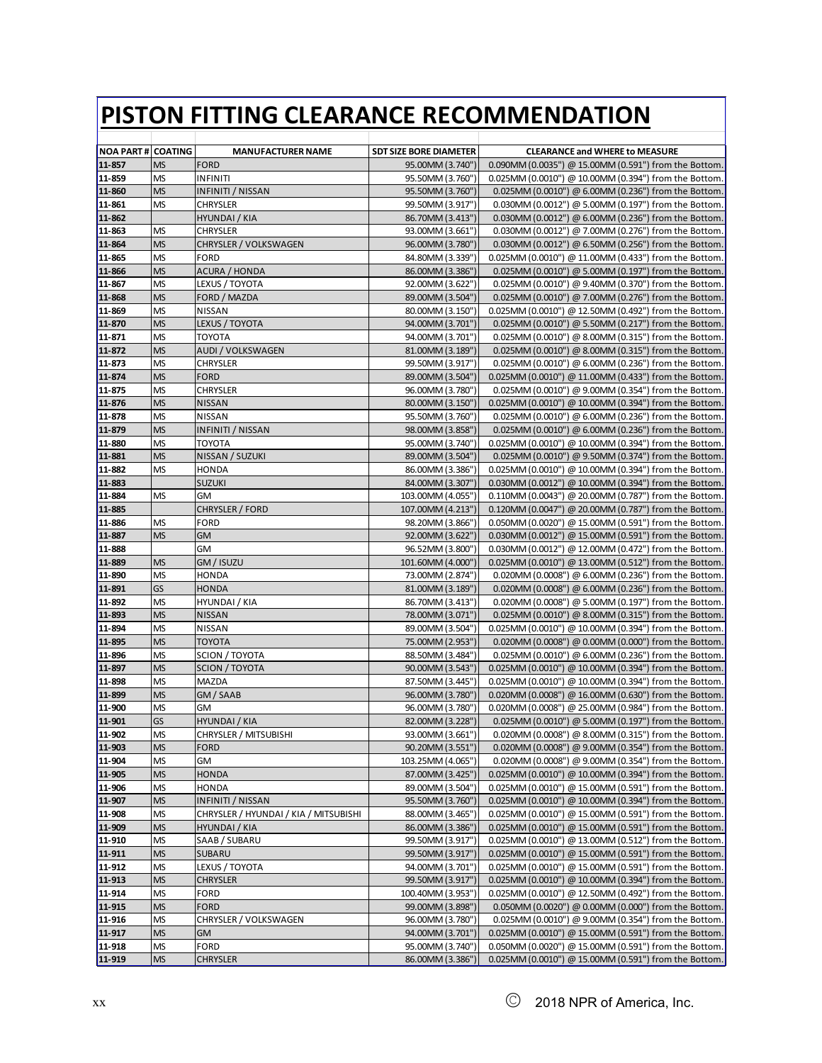# PISTON FITTING CLEARANCE RECOMMENDATION

| NOA PART # | COATING | MANUFACTURER NAME | SDT SIZE BORE DIAMETER | CLEARANCE and WHERE to MEASURE |
|---|---|---|---|---|
| 11-857 | MS | FORD | 95.00MM (3.740") | 0.090MM (0.0035") @ 15.00MM (0.591") from the Bottom. |
| 11-859 | MS | INFINITI | 95.50MM (3.760") | 0.025MM (0.0010") @ 10.00MM (0.394") from the Bottom. |
| 11-860 | MS | INFINITI / NISSAN | 95.50MM (3.760") | 0.025MM (0.0010") @ 6.00MM (0.236") from the Bottom. |
| 11-861 | MS | CHRYSLER | 99.50MM (3.917") | 0.030MM (0.0012") @ 5.00MM (0.197") from the Bottom. |
| 11-862 | | HYUNDAI / KIA | 86.70MM (3.413") | 0.030MM (0.0012") @ 6.00MM (0.236") from the Bottom. |
| 11-863 | MS | CHRYSLER | 93.00MM (3.661") | 0.030MM (0.0012") @ 7.00MM (0.276") from the Bottom. |
| 11-864 | MS | CHRYSLER / VOLKSWAGEN | 96.00MM (3.780") | 0.030MM (0.0012") @ 6.50MM (0.256") from the Bottom. |
| 11-865 | MS | FORD | 84.80MM (3.339") | 0.025MM (0.0010") @ 11.00MM (0.433") from the Bottom. |
| 11-866 | MS | ACURA / HONDA | 86.00MM (3.386") | 0.025MM (0.0010") @ 5.00MM (0.197") from the Bottom. |
| 11-867 | MS | LEXUS / TOYOTA | 92.00MM (3.622") | 0.025MM (0.0010") @ 9.40MM (0.370") from the Bottom. |
| 11-868 | MS | FORD / MAZDA | 89.00MM (3.504") | 0.025MM (0.0010") @ 7.00MM (0.276") from the Bottom. |
| 11-869 | MS | NISSAN | 80.00MM (3.150") | 0.025MM (0.0010") @ 12.50MM (0.492") from the Bottom. |
| 11-870 | MS | LEXUS / TOYOTA | 94.00MM (3.701") | 0.025MM (0.0010") @ 5.50MM (0.217") from the Bottom. |
| 11-871 | MS | TOYOTA | 94.00MM (3.701") | 0.025MM (0.0010") @ 8.00MM (0.315") from the Bottom. |
| 11-872 | MS | AUDI / VOLKSWAGEN | 81.00MM (3.189") | 0.025MM (0.0010") @ 8.00MM (0.315") from the Bottom. |
| 11-873 | MS | CHRYSLER | 99.50MM (3.917") | 0.025MM (0.0010") @ 6.00MM (0.236") from the Bottom. |
| 11-874 | MS | FORD | 89.00MM (3.504") | 0.025MM (0.0010") @ 11.00MM (0.433") from the Bottom. |
| 11-875 | MS | CHRYSLER | 96.00MM (3.780") | 0.025MM (0.0010") @ 9.00MM (0.354") from the Bottom. |
| 11-876 | MS | NISSAN | 80.00MM (3.150") | 0.025MM (0.0010") @ 10.00MM (0.394") from the Bottom. |
| 11-878 | MS | NISSAN | 95.50MM (3.760") | 0.025MM (0.0010") @ 6.00MM (0.236") from the Bottom. |
| 11-879 | MS | INFINITI / NISSAN | 98.00MM (3.858") | 0.025MM (0.0010") @ 6.00MM (0.236") from the Bottom. |
| 11-880 | MS | TOYOTA | 95.00MM (3.740") | 0.025MM (0.0010") @ 10.00MM (0.394") from the Bottom. |
| 11-881 | MS | NISSAN / SUZUKI | 89.00MM (3.504") | 0.025MM (0.0010") @ 9.50MM (0.374") from the Bottom. |
| 11-882 | MS | HONDA | 86.00MM (3.386") | 0.025MM (0.0010") @ 10.00MM (0.394") from the Bottom. |
| 11-883 | | SUZUKI | 84.00MM (3.307") | 0.030MM (0.0012") @ 10.00MM (0.394") from the Bottom. |
| 11-884 | MS | GM | 103.00MM (4.055") | 0.110MM (0.0043") @ 20.00MM (0.787") from the Bottom. |
| 11-885 | | CHRYSLER / FORD | 107.00MM (4.213") | 0.120MM (0.0047") @ 20.00MM (0.787") from the Bottom. |
| 11-886 | MS | FORD | 98.20MM (3.866") | 0.050MM (0.0020") @ 15.00MM (0.591") from the Bottom. |
| 11-887 | MS | GM | 92.00MM (3.622") | 0.030MM (0.0012") @ 15.00MM (0.591") from the Bottom. |
| 11-888 | | GM | 96.52MM (3.800") | 0.030MM (0.0012") @ 12.00MM (0.472") from the Bottom. |
| 11-889 | MS | GM / ISUZU | 101.60MM (4.000") | 0.025MM (0.0010") @ 13.00MM (0.512") from the Bottom. |
| 11-890 | MS | HONDA | 73.00MM (2.874") | 0.020MM (0.0008") @ 6.00MM (0.236") from the Bottom. |
| 11-891 | GS | HONDA | 81.00MM (3.189") | 0.020MM (0.0008") @ 6.00MM (0.236") from the Bottom. |
| 11-892 | MS | HYUNDAI / KIA | 86.70MM (3.413") | 0.020MM (0.0008") @ 5.00MM (0.197") from the Bottom. |
| 11-893 | MS | NISSAN | 78.00MM (3.071") | 0.025MM (0.0010") @ 8.00MM (0.315") from the Bottom. |
| 11-894 | MS | NISSAN | 89.00MM (3.504") | 0.025MM (0.0010") @ 10.00MM (0.394") from the Bottom. |
| 11-895 | MS | TOYOTA | 75.00MM (2.953") | 0.020MM (0.0008") @ 0.00MM (0.000") from the Bottom. |
| 11-896 | MS | SCION / TOYOTA | 88.50MM (3.484") | 0.025MM (0.0010") @ 6.00MM (0.236") from the Bottom. |
| 11-897 | MS | SCION / TOYOTA | 90.00MM (3.543") | 0.025MM (0.0010") @ 10.00MM (0.394") from the Bottom. |
| 11-898 | MS | MAZDA | 87.50MM (3.445") | 0.025MM (0.0010") @ 10.00MM (0.394") from the Bottom. |
| 11-899 | MS | GM / SAAB | 96.00MM (3.780") | 0.020MM (0.0008") @ 16.00MM (0.630") from the Bottom. |
| 11-900 | MS | GM | 96.00MM (3.780") | 0.020MM (0.0008") @ 25.00MM (0.984") from the Bottom. |
| 11-901 | GS | HYUNDAI / KIA | 82.00MM (3.228") | 0.025MM (0.0010") @ 5.00MM (0.197") from the Bottom. |
| 11-902 | MS | CHRYSLER / MITSUBISHI | 93.00MM (3.661") | 0.020MM (0.0008") @ 8.00MM (0.315") from the Bottom. |
| 11-903 | MS | FORD | 90.20MM (3.551") | 0.020MM (0.0008") @ 9.00MM (0.354") from the Bottom. |
| 11-904 | MS | GM | 103.25MM (4.065") | 0.020MM (0.0008") @ 9.00MM (0.354") from the Bottom. |
| 11-905 | MS | HONDA | 87.00MM (3.425") | 0.025MM (0.0010") @ 10.00MM (0.394") from the Bottom. |
| 11-906 | MS | HONDA | 89.00MM (3.504") | 0.025MM (0.0010") @ 15.00MM (0.591") from the Bottom. |
| 11-907 | MS | INFINITI / NISSAN | 95.50MM (3.760") | 0.025MM (0.0010") @ 10.00MM (0.394") from the Bottom. |
| 11-908 | MS | CHRYSLER / HYUNDAI / KIA / MITSUBISHI | 88.00MM (3.465") | 0.025MM (0.0010") @ 15.00MM (0.591") from the Bottom. |
| 11-909 | MS | HYUNDAI / KIA | 86.00MM (3.386") | 0.025MM (0.0010") @ 15.00MM (0.591") from the Bottom. |
| 11-910 | MS | SAAB / SUBARU | 99.50MM (3.917") | 0.025MM (0.0010") @ 13.00MM (0.512") from the Bottom. |
| 11-911 | MS | SUBARU | 99.50MM (3.917") | 0.025MM (0.0010") @ 15.00MM (0.591") from the Bottom. |
| 11-912 | MS | LEXUS / TOYOTA | 94.00MM (3.701") | 0.025MM (0.0010") @ 15.00MM (0.591") from the Bottom. |
| 11-913 | MS | CHRYSLER | 99.50MM (3.917") | 0.025MM (0.0010") @ 10.00MM (0.394") from the Bottom. |
| 11-914 | MS | FORD | 100.40MM (3.953") | 0.025MM (0.0010") @ 12.50MM (0.492") from the Bottom. |
| 11-915 | MS | FORD | 99.00MM (3.898") | 0.050MM (0.0020") @ 0.00MM (0.000") from the Bottom. |
| 11-916 | MS | CHRYSLER / VOLKSWAGEN | 96.00MM (3.780") | 0.025MM (0.0010") @ 9.00MM (0.354") from the Bottom. |
| 11-917 | MS | GM | 94.00MM (3.701") | 0.025MM (0.0010") @ 15.00MM (0.591") from the Bottom. |
| 11-918 | MS | FORD | 95.00MM (3.740") | 0.050MM (0.0020") @ 15.00MM (0.591") from the Bottom. |
| 11-919 | MS | CHRYSLER | 86.00MM (3.386") | 0.025MM (0.0010") @ 15.00MM (0.591") from the Bottom. |

© 2018 NPR of America, Inc.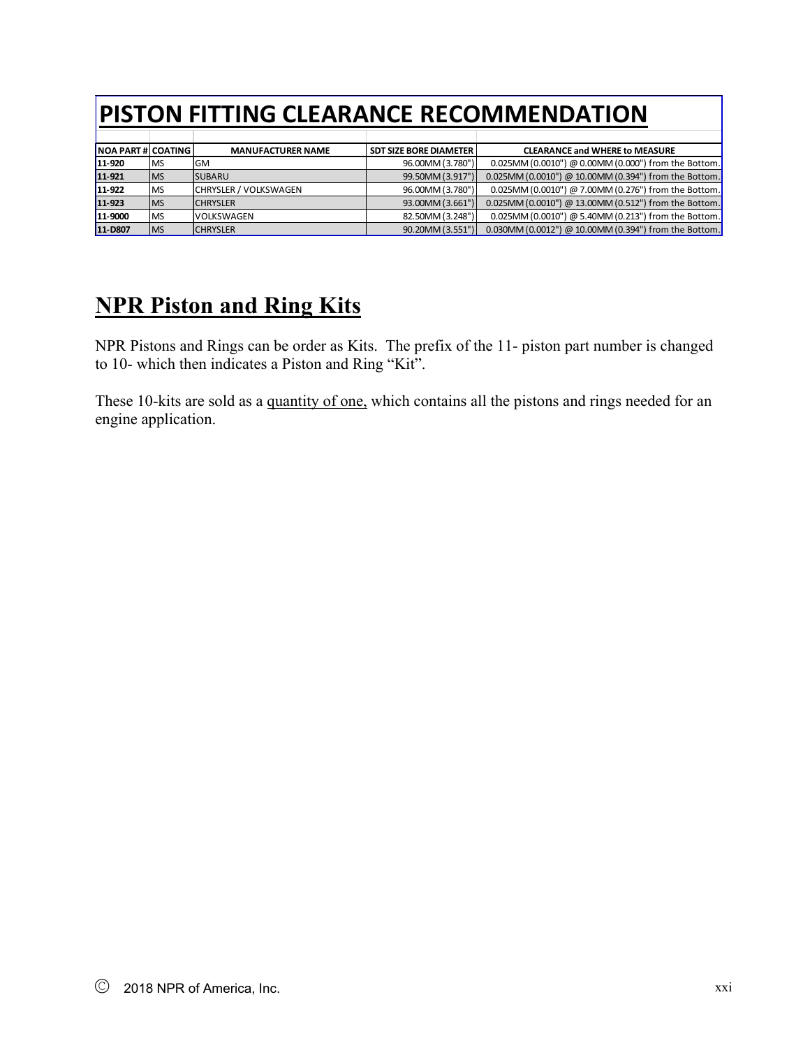# PISTON FITTING CLEARANCE RECOMMENDATION

| NOA PART # | COATING | MANUFACTURER NAME | SDT SIZE BORE DIAMETER | CLEARANCE and WHERE to MEASURE |
|---|---|---|---|---|
| **11-920** | MS | GM | 96.00MM (3.780") | 0.025MM (0.0010") @ 0.00MM (0.000") from the Bottom. |
| **11-921** | MS | SUBARU | 99.50MM (3.917") | 0.025MM (0.0010") @ 10.00MM (0.394") from the Bottom. |
| **11-922** | MS | CHRYSLER / VOLKSWAGEN | 96.00MM (3.780") | 0.025MM (0.0010") @ 7.00MM (0.276") from the Bottom. |
| **11-923** | MS | CHRYSLER | 93.00MM (3.661") | 0.025MM (0.0010") @ 13.00MM (0.512") from the Bottom. |
| **11-9000** | MS | VOLKSWAGEN | 82.50MM (3.248") | 0.025MM (0.0010") @ 5.40MM (0.213") from the Bottom. |
| **11-D807** | MS | CHRYSLER | 90.20MM (3.551") | 0.030MM (0.0012") @ 10.00MM (0.394") from the Bottom. |

## NPR Piston and Ring Kits

NPR Pistons and Rings can be order as Kits. The prefix of the 11- piston part number is changed to 10- which then indicates a Piston and Ring "Kit".

These 10-kits are sold as a quantity of one, which contains all the pistons and rings needed for an engine application.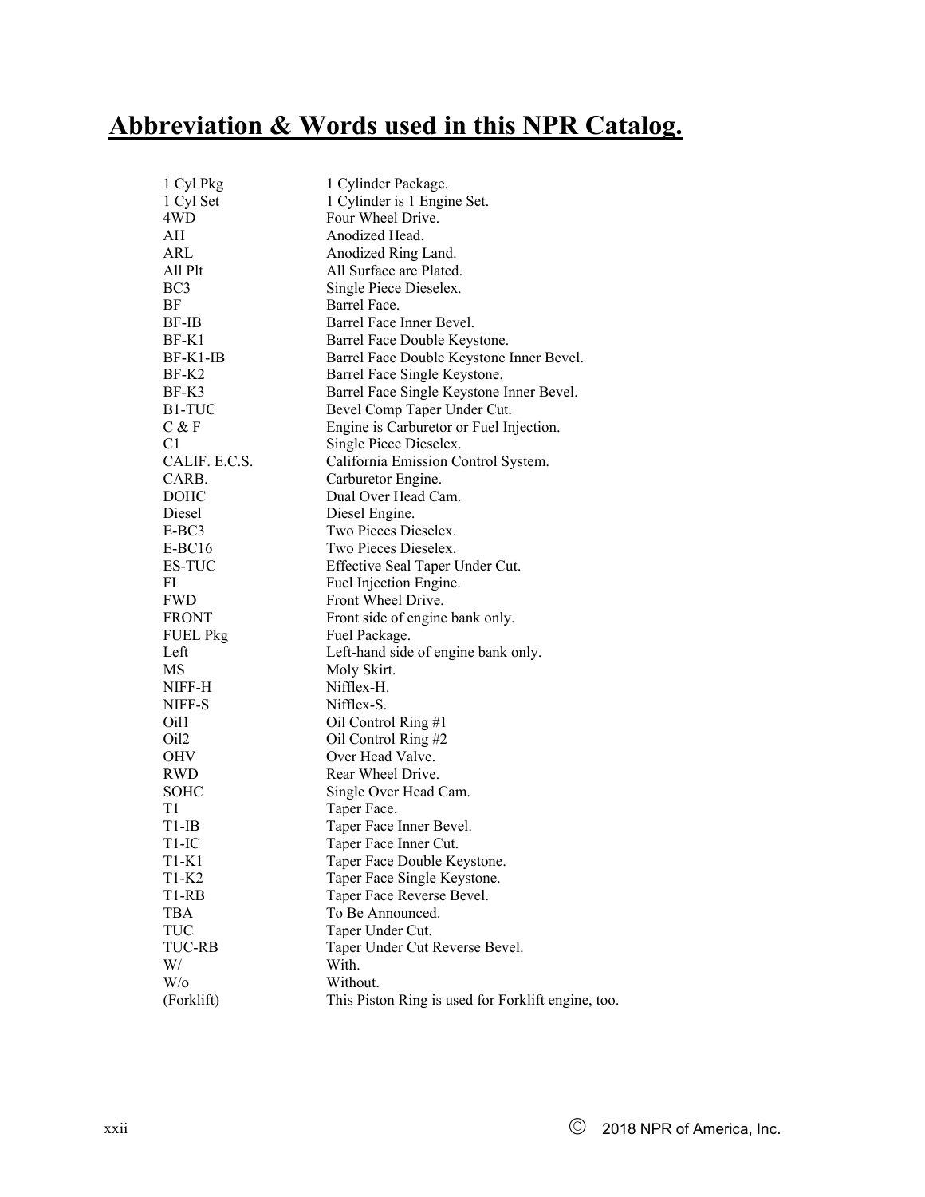# Abbreviation & Words used in this NPR Catalog.

| | |
|---|---|
| 1 Cyl Pkg | 1 Cylinder Package. |
| 1 Cyl Set | 1 Cylinder is 1 Engine Set. |
| 4WD | Four Wheel Drive. |
| AH | Anodized Head. |
| ARL | Anodized Ring Land. |
| All Plt | All Surface are Plated. |
| BC3 | Single Piece Dieselex. |
| BF | Barrel Face. |
| BF-IB | Barrel Face Inner Bevel. |
| BF-K1 | Barrel Face Double Keystone. |
| BF-K1-IB | Barrel Face Double Keystone Inner Bevel. |
| BF-K2 | Barrel Face Single Keystone. |
| BF-K3 | Barrel Face Single Keystone Inner Bevel. |
| B1-TUC | Bevel Comp Taper Under Cut. |
| C & F | Engine is Carburetor or Fuel Injection. |
| C1 | Single Piece Dieselex. |
| CALIF. E.C.S. | California Emission Control System. |
| CARB. | Carburetor Engine. |
| DOHC | Dual Over Head Cam. |
| Diesel | Diesel Engine. |
| E-BC3 | Two Pieces Dieselex. |
| E-BC16 | Two Pieces Dieselex. |
| ES-TUC | Effective Seal Taper Under Cut. |
| FI | Fuel Injection Engine. |
| FWD | Front Wheel Drive. |
| FRONT | Front side of engine bank only. |
| FUEL Pkg | Fuel Package. |
| Left | Left-hand side of engine bank only. |
| MS | Moly Skirt. |
| NIFF-H | Nifflex-H. |
| NIFF-S | Nifflex-S. |
| Oil1 | Oil Control Ring #1 |
| Oil2 | Oil Control Ring #2 |
| OHV | Over Head Valve. |
| RWD | Rear Wheel Drive. |
| SOHC | Single Over Head Cam. |
| T1 | Taper Face. |
| T1-IB | Taper Face Inner Bevel. |
| T1-IC | Taper Face Inner Cut. |
| T1-K1 | Taper Face Double Keystone. |
| T1-K2 | Taper Face Single Keystone. |
| T1-RB | Taper Face Reverse Bevel. |
| TBA | To Be Announced. |
| TUC | Taper Under Cut. |
| TUC-RB | Taper Under Cut Reverse Bevel. |
| W/ | With. |
| W/o | Without. |
| (Forklift) | This Piston Ring is used for Forklift engine, too. |

© 2018 NPR of America, Inc.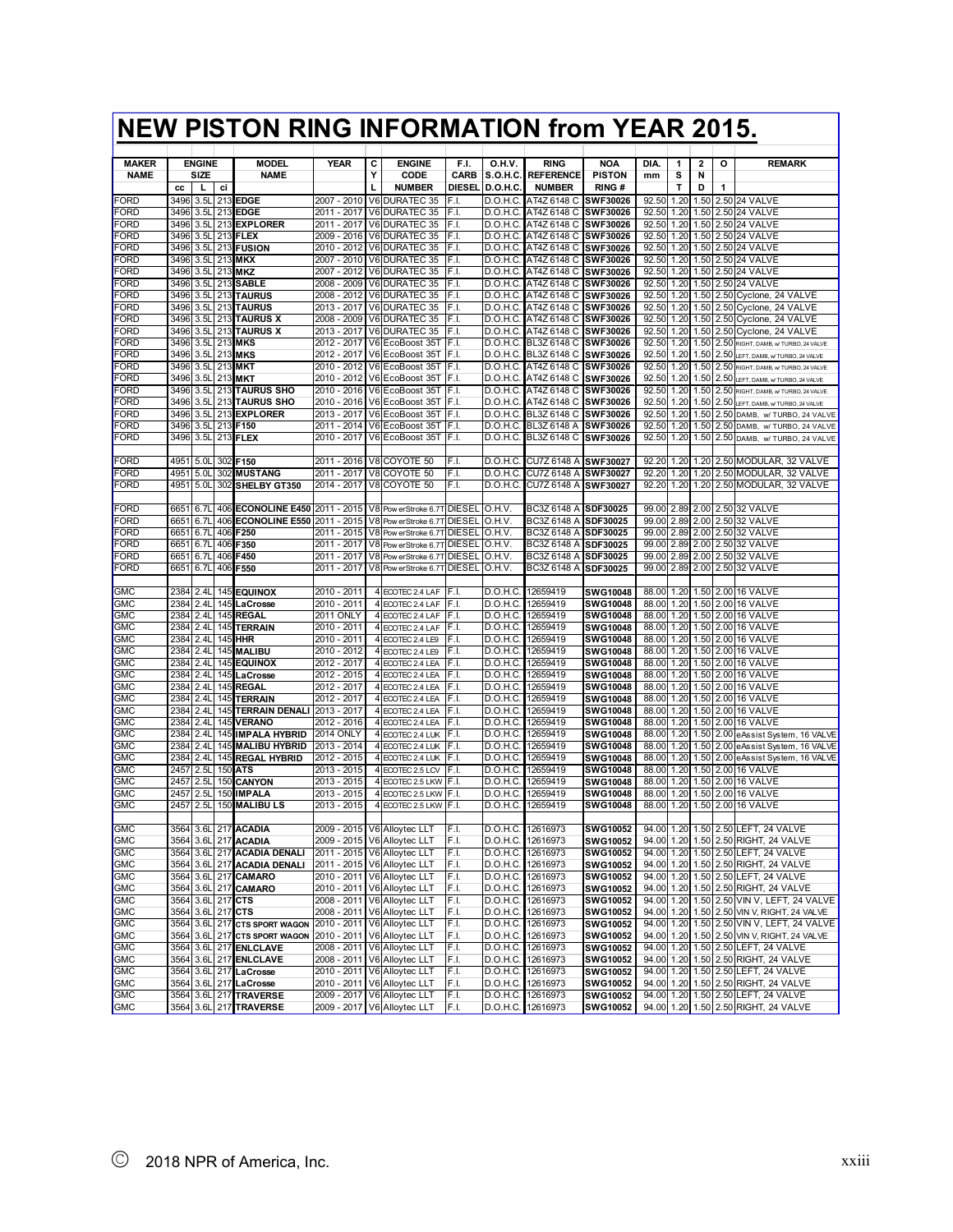# NEW PISTON RING INFORMATION from YEAR 2015.

| MAKER NAME | ENGINE SIZE | | | MODEL NAME | YEAR | CYL | ENGINE CODE NUMBER | F.I. CARB DIESEL | O.H.V. S.O.H.C. D.O.H.C. | RING REFERENCE NUMBER | NOA PISTON RING # | DIA. mm | 1 ST | 2 ND | O 1 | REMARK |
|---|---|---|---|---|---|---|---|---|---|---|---|---|---|---|---|---|
| | cc | L | ci | | | | | | | | | | | | | |
| FORD | 3496 | 3.5L | 213 | **EDGE** | 2007 - 2010 | V6 | DURATEC 35 | F.I. | D.O.H.C. | AT4Z 6148 C | **SWF30026** | 92.50 | 1.20 | 1.50 | 2.50 | 24 VALVE |
| FORD | 3496 | 3.5L | 213 | **EDGE** | 2011 - 2017 | V6 | DURATEC 35 | F.I. | D.O.H.C. | AT4Z 6148 C | **SWF30026** | 92.50 | 1.20 | 1.50 | 2.50 | 24 VALVE |
| FORD | 3496 | 3.5L | 213 | **EXPLORER** | 2011 - 2017 | V6 | DURATEC 35 | F.I. | D.O.H.C. | AT4Z 6148 C | **SWF30026** | 92.50 | 1.20 | 1.50 | 2.50 | 24 VALVE |
| FORD | 3496 | 3.5L | 213 | **FLEX** | 2009 - 2016 | V6 | DURATEC 35 | F.I. | D.O.H.C. | AT4Z 6148 C | **SWF30026** | 92.50 | 1.20 | 1.50 | 2.50 | 24 VALVE |
| FORD | 3496 | 3.5L | 213 | **FUSION** | 2010 - 2012 | V6 | DURATEC 35 | F.I. | D.O.H.C. | AT4Z 6148 C | **SWF30026** | 92.50 | 1.20 | 1.50 | 2.50 | 24 VALVE |
| FORD | 3496 | 3.5L | 213 | **MKX** | 2007 - 2010 | V6 | DURATEC 35 | F.I. | D.O.H.C. | AT4Z 6148 C | **SWF30026** | 92.50 | 1.20 | 1.50 | 2.50 | 24 VALVE |
| FORD | 3496 | 3.5L | 213 | **MKZ** | 2007 - 2012 | V6 | DURATEC 35 | F.I. | D.O.H.C. | AT4Z 6148 C | **SWF30026** | 92.50 | 1.20 | 1.50 | 2.50 | 24 VALVE |
| FORD | 3496 | 3.5L | 213 | **SABLE** | 2008 - 2009 | V6 | DURATEC 35 | F.I. | D.O.H.C. | AT4Z 6148 C | **SWF30026** | 92.50 | 1.20 | 1.50 | 2.50 | 24 VALVE |
| FORD | 3496 | 3.5L | 213 | **TAURUS** | 2008 - 2012 | V6 | DURATEC 35 | F.I. | D.O.H.C. | AT4Z 6148 C | **SWF30026** | 92.50 | 1.20 | 1.50 | 2.50 | Cyclone, 24 VALVE |
| FORD | 3496 | 3.5L | 213 | **TAURUS** | 2013 - 2017 | V6 | DURATEC 35 | F.I. | D.O.H.C. | AT4Z 6148 C | **SWF30026** | 92.50 | 1.20 | 1.50 | 2.50 | Cyclone, 24 VALVE |
| FORD | 3496 | 3.5L | 213 | **TAURUS X** | 2008 - 2009 | V6 | DURATEC 35 | F.I. | D.O.H.C. | AT4Z 6148 C | **SWF30026** | 92.50 | 1.20 | 1.50 | 2.50 | Cyclone, 24 VALVE |
| FORD | 3496 | 3.5L | 213 | **TAURUS X** | 2013 - 2017 | V6 | DURATEC 35 | F.I. | D.O.H.C. | AT4Z 6148 C | **SWF30026** | 92.50 | 1.20 | 1.50 | 2.50 | Cyclone, 24 VALVE |
| FORD | 3496 | 3.5L | 213 | **MKS** | 2012 - 2017 | V6 | EcoBoost 35T | F.I. | D.O.H.C. | BL3Z 6148 C | **SWF30026** | 92.50 | 1.20 | 1.50 | 2.50 | RIGHT, DAMB, w/ TURBO, 24 VALVE |
| FORD | 3496 | 3.5L | 213 | **MKS** | 2012 - 2017 | V6 | EcoBoost 35T | F.I. | D.O.H.C. | BL3Z 6148 C | **SWF30026** | 92.50 | 1.20 | 1.50 | 2.50 | LEFT, DAMB, w/ TURBO, 24 VALVE |
| FORD | 3496 | 3.5L | 213 | **MKT** | 2010 - 2012 | V6 | EcoBoost 35T | F.I. | D.O.H.C. | AT4Z 6148 C | **SWF30026** | 92.50 | 1.20 | 1.50 | 2.50 | RIGHT, DAMB, w/ TURBO, 24 VALVE |
| FORD | 3496 | 3.5L | 213 | **MKT** | 2010 - 2012 | V6 | EcoBoost 35T | F.I. | D.O.H.C. | AT4Z 6148 C | **SWF30026** | 92.50 | 1.20 | 1.50 | 2.50 | LEFT, DAMB, w/ TURBO, 24 VALVE |
| FORD | 3496 | 3.5L | 213 | **TAURUS SHO** | 2010 - 2016 | V6 | EcoBoost 35T | F.I. | D.O.H.C. | AT4Z 6148 C | **SWF30026** | 92.50 | 1.20 | 1.50 | 2.50 | RIGHT, DAMB, w/ TURBO, 24 VALVE |
| FORD | 3496 | 3.5L | 213 | **TAURUS SHO** | 2010 - 2016 | V6 | EcoBoost 35T | F.I. | D.O.H.C. | AT4Z 6148 C | **SWF30026** | 92.50 | 1.20 | 1.50 | 2.50 | LEFT, DAMB, w/ TURBO, 24 VALVE |
| FORD | 3496 | 3.5L | 213 | **EXPLORER** | 2013 - 2017 | V6 | EcoBoost 35T | F.I. | D.O.H.C. | BL3Z 6148 C | **SWF30026** | 92.50 | 1.20 | 1.50 | 2.50 | DAMB, w/ TURBO, 24 VALVE |
| FORD | 3496 | 3.5L | 213 | **F150** | 2011 - 2014 | V6 | EcoBoost 35T | F.I. | D.O.H.C. | BL3Z 6148 A | **SWF30026** | 92.50 | 1.20 | 1.50 | 2.50 | DAMB, w/ TURBO, 24 VALVE |
| FORD | 3496 | 3.5L | 213 | **FLEX** | 2010 - 2017 | V6 | EcoBoost 35T | F.I. | D.O.H.C. | BL3Z 6148 C | **SWF30026** | 92.50 | 1.20 | 1.50 | 2.50 | DAMB, w/ TURBO, 24 VALVE |
| | | | | | | | | | | | | | | | | |
| FORD | 4951 | 5.0L | 302 | **F150** | 2011 - 2016 | V8 | COYOTE 50 | F.I. | D.O.H.C. | CU7Z 6148 A | **SWF30027** | 92.20 | 1.20 | 1.20 | 2.50 | MODULAR, 32 VALVE |
| FORD | 4951 | 5.0L | 302 | **MUSTANG** | 2011 - 2017 | V8 | COYOTE 50 | F.I. | D.O.H.C. | CU7Z 6148 A | **SWF30027** | 92.20 | 1.20 | 1.20 | 2.50 | MODULAR, 32 VALVE |
| FORD | 4951 | 5.0L | 302 | **SHELBY GT350** | 2014 - 2017 | V8 | COYOTE 50 | F.I. | D.O.H.C. | CU7Z 6148 A | **SWF30027** | 92.20 | 1.20 | 1.20 | 2.50 | MODULAR, 32 VALVE |
| | | | | | | | | | | | | | | | | |
| FORD | 6651 | 6.7L | 406 | **ECONOLINE E450** | 2011 - 2015 | V8 | PowerStroke 6.7T | DIESEL | O.H.V. | BC3Z 6148 A | **SDF30025** | 99.00 | 2.89 | 2.00 | 2.50 | 32 VALVE |
| FORD | 6651 | 6.7L | 406 | **ECONOLINE E550** | 2011 - 2015 | V8 | PowerStroke 6.7T | DIESEL | O.H.V. | BC3Z 6148 A | **SDF30025** | 99.00 | 2.89 | 2.00 | 2.50 | 32 VALVE |
| FORD | 6651 | 6.7L | 406 | **F250** | 2011 - 2015 | V8 | PowerStroke 6.7T | DIESEL | O.H.V. | BC3Z 6148 A | **SDF30025** | 99.00 | 2.89 | 2.00 | 2.50 | 32 VALVE |
| FORD | 6651 | 6.7L | 406 | **F350** | 2011 - 2017 | V8 | PowerStroke 6.7T | DIESEL | O.H.V. | BC3Z 6148 A | **SDF30025** | 99.00 | 2.89 | 2.00 | 2.50 | 32 VALVE |
| FORD | 6651 | 6.7L | 406 | **F450** | 2011 - 2017 | V8 | PowerStroke 6.7T | DIESEL | O.H.V. | BC3Z 6148 A | **SDF30025** | 99.00 | 2.89 | 2.00 | 2.50 | 32 VALVE |
| FORD | 6651 | 6.7L | 406 | **F550** | 2011 - 2017 | V8 | PowerStroke 6.7T | DIESEL | O.H.V. | BC3Z 6148 A | **SDF30025** | 99.00 | 2.89 | 2.00 | 2.50 | 32 VALVE |
| | | | | | | | | | | | | | | | | |
| GMC | 2384 | 2.4L | 145 | **EQUINOX** | 2010 - 2011 | 4 | ECOTEC 2.4 LAF | F.I. | D.O.H.C. | 12659419 | **SWG10048** | 88.00 | 1.20 | 1.50 | 2.00 | 16 VALVE |
| GMC | 2384 | 2.4L | 145 | **LaCrosse** | 2010 - 2011 | 4 | ECOTEC 2.4 LAF | F.I. | D.O.H.C. | 12659419 | **SWG10048** | 88.00 | 1.20 | 1.50 | 2.00 | 16 VALVE |
| GMC | 2384 | 2.4L | 145 | **REGAL** | 2011 ONLY | 4 | ECOTEC 2.4 LAF | F.I. | D.O.H.C. | 12659419 | **SWG10048** | 88.00 | 1.20 | 1.50 | 2.00 | 16 VALVE |
| GMC | 2384 | 2.4L | 145 | **TERRAIN** | 2010 - 2011 | 4 | ECOTEC 2.4 LAF | F.I. | D.O.H.C. | 12659419 | **SWG10048** | 88.00 | 1.20 | 1.50 | 2.00 | 16 VALVE |
| GMC | 2384 | 2.4L | 145 | **HHR** | 2010 - 2011 | 4 | ECOTEC 2.4 LE9 | F.I. | D.O.H.C. | 12659419 | **SWG10048** | 88.00 | 1.20 | 1.50 | 2.00 | 16 VALVE |
| GMC | 2384 | 2.4L | 145 | **MALIBU** | 2010 - 2012 | 4 | ECOTEC 2.4 LE9 | F.I. | D.O.H.C. | 12659419 | **SWG10048** | 88.00 | 1.20 | 1.50 | 2.00 | 16 VALVE |
| GMC | 2384 | 2.4L | 145 | **EQUINOX** | 2012 - 2017 | 4 | ECOTEC 2.4 LEA | F.I. | D.O.H.C. | 12659419 | **SWG10048** | 88.00 | 1.20 | 1.50 | 2.00 | 16 VALVE |
| GMC | 2384 | 2.4L | 145 | **LaCrosse** | 2012 - 2015 | 4 | ECOTEC 2.4 LEA | F.I. | D.O.H.C. | 12659419 | **SWG10048** | 88.00 | 1.20 | 1.50 | 2.00 | 16 VALVE |
| GMC | 2384 | 2.4L | 145 | **REGAL** | 2012 - 2017 | 4 | ECOTEC 2.4 LEA | F.I. | D.O.H.C. | 12659419 | **SWG10048** | 88.00 | 1.20 | 1.50 | 2.00 | 16 VALVE |
| GMC | 2384 | 2.4L | 145 | **TERRAIN** | 2012 - 2017 | 4 | ECOTEC 2.4 LEA | F.I. | D.O.H.C. | 12659419 | **SWG10048** | 88.00 | 1.20 | 1.50 | 2.00 | 16 VALVE |
| GMC | 2384 | 2.4L | 145 | **TERRAIN DENALI** | 2013 - 2017 | 4 | ECOTEC 2.4 LEA | F.I. | D.O.H.C. | 12659419 | **SWG10048** | 88.00 | 1.20 | 1.50 | 2.00 | 16 VALVE |
| GMC | 2384 | 2.4L | 145 | **VERANO** | 2012 - 2016 | 4 | ECOTEC 2.4 LEA | F.I. | D.O.H.C. | 12659419 | **SWG10048** | 88.00 | 1.20 | 1.50 | 2.00 | 16 VALVE |
| GMC | 2384 | 2.4L | 145 | **IMPALA HYBRID** | 2014 ONLY | 4 | ECOTEC 2.4 LUK | F.I. | D.O.H.C. | 12659419 | **SWG10048** | 88.00 | 1.20 | 1.50 | 2.00 | eAssist System, 16 VALVE |
| GMC | 2384 | 2.4L | 145 | **MALIBU HYBRID** | 2013 - 2014 | 4 | ECOTEC 2.4 LUK | F.I. | D.O.H.C. | 12659419 | **SWG10048** | 88.00 | 1.20 | 1.50 | 2.00 | eAssist System, 16 VALVE |
| GMC | 2384 | 2.4L | 145 | **REGAL HYBRID** | 2012 - 2015 | 4 | ECOTEC 2.4 LUK | F.I. | D.O.H.C. | 12659419 | **SWG10048** | 88.00 | 1.20 | 1.50 | 2.00 | eAssist System, 16 VALVE |
| GMC | 2457 | 2.5L | 150 | **ATS** | 2013 - 2015 | 4 | ECOTEC 2.5 LCV | F.I. | D.O.H.C. | 12659419 | **SWG10048** | 88.00 | 1.20 | 1.50 | 2.00 | 16 VALVE |
| GMC | 2457 | 2.5L | 150 | **CANYON** | 2013 - 2015 | 4 | ECOTEC 2.5 LKW | F.I. | D.O.H.C. | 12659419 | **SWG10048** | 88.00 | 1.20 | 1.50 | 2.00 | 16 VALVE |
| GMC | 2457 | 2.5L | 150 | **IMPALA** | 2013 - 2015 | 4 | ECOTEC 2.5 LKW | F.I. | D.O.H.C. | 12659419 | **SWG10048** | 88.00 | 1.20 | 1.50 | 2.00 | 16 VALVE |
| GMC | 2457 | 2.5L | 150 | **MALIBU LS** | 2013 - 2015 | 4 | ECOTEC 2.5 LKW | F.I. | D.O.H.C. | 12659419 | **SWG10048** | 88.00 | 1.20 | 1.50 | 2.00 | 16 VALVE |
| | | | | | | | | | | | | | | | | |
| GMC | 3564 | 3.6L | 217 | **ACADIA** | 2009 - 2015 | V6 | Alloytec LLT | F.I. | D.O.H.C. | 12616973 | **SWG10052** | 94.00 | 1.20 | 1.50 | 2.50 | LEFT, 24 VALVE |
| GMC | 3564 | 3.6L | 217 | **ACADIA** | 2009 - 2015 | V6 | Alloytec LLT | F.I. | D.O.H.C. | 12616973 | **SWG10052** | 94.00 | 1.20 | 1.50 | 2.50 | RIGHT, 24 VALVE |
| GMC | 3564 | 3.6L | 217 | **ACADIA DENALI** | 2011 - 2015 | V6 | Alloytec LLT | F.I. | D.O.H.C. | 12616973 | **SWG10052** | 94.00 | 1.20 | 1.50 | 2.50 | LEFT, 24 VALVE |
| GMC | 3564 | 3.6L | 217 | **ACADIA DENALI** | 2011 - 2015 | V6 | Alloytec LLT | F.I. | D.O.H.C. | 12616973 | **SWG10052** | 94.00 | 1.20 | 1.50 | 2.50 | RIGHT, 24 VALVE |
| GMC | 3564 | 3.6L | 217 | **CAMARO** | 2010 - 2011 | V6 | Alloytec LLT | F.I. | D.O.H.C. | 12616973 | **SWG10052** | 94.00 | 1.20 | 1.50 | 2.50 | LEFT, 24 VALVE |
| GMC | 3564 | 3.6L | 217 | **CAMARO** | 2010 - 2011 | V6 | Alloytec LLT | F.I. | D.O.H.C. | 12616973 | **SWG10052** | 94.00 | 1.20 | 1.50 | 2.50 | RIGHT, 24 VALVE |
| GMC | 3564 | 3.6L | 217 | **CTS** | 2008 - 2011 | V6 | Alloytec LLT | F.I. | D.O.H.C. | 12616973 | **SWG10052** | 94.00 | 1.20 | 1.50 | 2.50 | VIN V, LEFT, 24 VALVE |
| GMC | 3564 | 3.6L | 217 | **CTS** | 2008 - 2011 | V6 | Alloytec LLT | F.I. | D.O.H.C. | 12616973 | **SWG10052** | 94.00 | 1.20 | 1.50 | 2.50 | VIN V, RIGHT, 24 VALVE |
| GMC | 3564 | 3.6L | 217 | **CTS SPORT WAGON** | 2010 - 2011 | V6 | Alloytec LLT | F.I. | D.O.H.C. | 12616973 | **SWG10052** | 94.00 | 1.20 | 1.50 | 2.50 | VIN V, LEFT, 24 VALVE |
| GMC | 3564 | 3.6L | 217 | **CTS SPORT WAGON** | 2010 - 2011 | V6 | Alloytec LLT | F.I. | D.O.H.C. | 12616973 | **SWG10052** | 94.00 | 1.20 | 1.50 | 2.50 | VIN V, RIGHT, 24 VALVE |
| GMC | 3564 | 3.6L | 217 | **ENLCLAVE** | 2008 - 2011 | V6 | Alloytec LLT | F.I. | D.O.H.C. | 12616973 | **SWG10052** | 94.00 | 1.20 | 1.50 | 2.50 | LEFT, 24 VALVE |
| GMC | 3564 | 3.6L | 217 | **ENLCLAVE** | 2008 - 2011 | V6 | Alloytec LLT | F.I. | D.O.H.C. | 12616973 | **SWG10052** | 94.00 | 1.20 | 1.50 | 2.50 | RIGHT, 24 VALVE |
| GMC | 3564 | 3.6L | 217 | **LaCrosse** | 2010 - 2011 | V6 | Alloytec LLT | F.I. | D.O.H.C. | 12616973 | **SWG10052** | 94.00 | 1.20 | 1.50 | 2.50 | LEFT, 24 VALVE |
| GMC | 3564 | 3.6L | 217 | **LaCrosse** | 2010 - 2011 | V6 | Alloytec LLT | F.I. | D.O.H.C. | 12616973 | **SWG10052** | 94.00 | 1.20 | 1.50 | 2.50 | RIGHT, 24 VALVE |
| GMC | 3564 | 3.6L | 217 | **TRAVERSE** | 2009 - 2017 | V6 | Alloytec LLT | F.I. | D.O.H.C. | 12616973 | **SWG10052** | 94.00 | 1.20 | 1.50 | 2.50 | LEFT, 24 VALVE |
| GMC | 3564 | 3.6L | 217 | **TRAVERSE** | 2009 - 2017 | V6 | Alloytec LLT | F.I. | D.O.H.C. | 12616973 | **SWG10052** | 94.00 | 1.20 | 1.50 | 2.50 | RIGHT, 24 VALVE |

© 2018 NPR of America, Inc.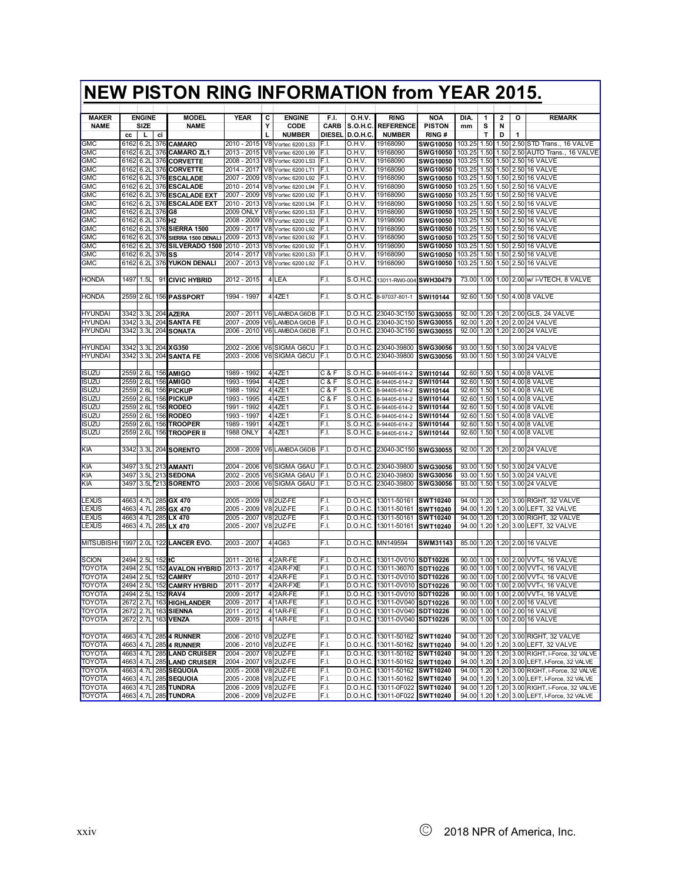# NEW PISTON RING INFORMATION from YEAR 2015.

| MAKER NAME | ENGINE SIZE cc | L | ci | MODEL NAME | YEAR | CYL | ENGINE CODE NUMBER | F.I. CARB DIESEL | O.H.V. S.O.H.C. D.O.H.C. | RING REFERENCE NUMBER | NOA PISTON RING # | DIA. mm | 1 ST | 2 ND | O 1 | REMARK |
|---|---|---|---|---|---|---|---|---|---|---|---|---|---|---|---|---|
| GMC | 6162 | 6.2L | 376 | CAMARO | 2010 - 2015 | V8 | Vortec 6200 LS3 | F.I. | O.H.V. | 19168090 | SWG10050 | 103.25 | 1.50 | 1.50 | 2.50 | STD Trans., 16 VALVE |
| GMC | 6162 | 6.2L | 376 | CAMARO ZL1 | 2013 - 2015 | V8 | Vortec 6200 L99 | F.I. | O.H.V. | 19168090 | SWG10050 | 103.25 | 1.50 | 1.50 | 2.50 | AUTO Trans., 16 VALVE |
| GMC | 6162 | 6.2L | 376 | CORVETTE | 2008 - 2013 | V8 | Vortec 6200 LS3 | F.I. | O.H.V. | 19168090 | SWG10050 | 103.25 | 1.50 | 1.50 | 2.50 | 16 VALVE |
| GMC | 6162 | 6.2L | 376 | CORVETTE | 2014 - 2017 | V8 | Vortec 6200 LT1 | F.I. | O.H.V. | 19168090 | SWG10050 | 103.25 | 1.50 | 1.50 | 2.50 | 16 VALVE |
| GMC | 6162 | 6.2L | 376 | ESCALADE | 2007 - 2009 | V8 | Vortec 6200 L92 | F.I. | O.H.V. | 19168090 | SWG10050 | 103.25 | 1.50 | 1.50 | 2.50 | 16 VALVE |
| GMC | 6162 | 6.2L | 376 | ESCALADE | 2010 - 2014 | V8 | Vortec 6200 L94 | F.I. | O.H.V. | 19168090 | SWG10050 | 103.25 | 1.50 | 1.50 | 2.50 | 16 VALVE |
| GMC | 6162 | 6.2L | 376 | ESCALADE EXT | 2007 - 2009 | V8 | Vortec 6200 L92 | F.I. | O.H.V. | 19168090 | SWG10050 | 103.25 | 1.50 | 1.50 | 2.50 | 16 VALVE |
| GMC | 6162 | 6.2L | 376 | ESCALADE EXT | 2010 - 2013 | V8 | Vortec 6200 L94 | F.I. | O.H.V. | 19168090 | SWG10050 | 103.25 | 1.50 | 1.50 | 2.50 | 16 VALVE |
| GMC | 6162 | 6.2L | 376 | G8 | 2009 ONLY | V8 | Vortec 6200 LS3 | F.I. | O.H.V. | 19168090 | SWG10050 | 103.25 | 1.50 | 1.50 | 2.50 | 16 VALVE |
| GMC | 6162 | 6.2L | 376 | H2 | 2008 - 2009 | V8 | Vortec 6200 L92 | F.I. | O.H.V. | 19198090 | SWG10050 | 103.25 | 1.50 | 1.50 | 2.50 | 16 VALVE |
| GMC | 6162 | 6.2L | 376 | SIERRA 1500 | 2009 - 2017 | V8 | Vortec 6200 L92 | F.I. | O.H.V. | 19168090 | SWG10050 | 103.25 | 1.50 | 1.50 | 2.50 | 16 VALVE |
| GMC | 6162 | 6.2L | 376 | SIERRA 1500 DENALI | 2009 - 2013 | V8 | Vortec 6200 L92 | F.I. | O.H.V. | 19168090 | SWG10050 | 103.25 | 1.50 | 1.50 | 2.50 | 16 VALVE |
| GMC | 6162 | 6.2L | 376 | SILVERADO 1500 | 2010 - 2013 | V8 | Vortec 6200 L92 | F.I. | O.H.V. | 19198090 | SWG10050 | 103.25 | 1.50 | 1.50 | 2.50 | 16 VALVE |
| GMC | 6162 | 6.2L | 376 | SS | 2014 - 2017 | V8 | Vortec 6200 LS3 | F.I. | O.H.V. | 19168090 | SWG10050 | 103.25 | 1.50 | 1.50 | 2.50 | 16 VALVE |
| GMC | 6162 | 6.2L | 376 | YUKON DENALI | 2007 - 2013 | V8 | Vortec 6200 L92 | F.I. | O.H.V. | 19168090 | SWG10050 | 103.25 | 1.50 | 1.50 | 2.50 | 16 VALVE |
| | | | | | | | | | | | | | | | | |
| HONDA | 1497 | 1.5L | 91 | CIVIC HYBRID | 2012 - 2015 | 4 | LEA | F.I. | S.O.H.C. | 13011-RW0-004 | SWH30479 | 73.00 | 1.00 | 1.00 | 2.00 | w/ i-VTECH, 8 VALVE |
| | | | | | | | | | | | | | | | | |
| HONDA | 2559 | 2.6L | 156 | PASSPORT | 1994 - 1997 | 4 | 4ZE1 | F.I. | S.O.H.C. | 8-97037-801-1 | SWI10144 | 92.60 | 1.50 | 1.50 | 4.00 | 8 VALVE |
| | | | | | | | | | | | | | | | | |
| HYUNDAI | 3342 | 3.3L | 204 | AZERA | 2007 - 2011 | V6 | LAMBDA G6DB | F.I. | D.O.H.C. | 23040-3C150 | SWG30055 | 92.00 | 1.20 | 1.20 | 2.00 | GLS, 24 VALVE |
| HYUNDAI | 3342 | 3.3L | 204 | SANTA FE | 2007 - 2009 | V6 | LAMBDA G6DB | F.I. | D.O.H.C. | 23040-3C150 | SWG30055 | 92.00 | 1.20 | 1.20 | 2.00 | 24 VALVE |
| HYUNDAI | 3342 | 3.3L | 204 | SONATA | 2006 - 2010 | V6 | LAMBDA G6DB | F.I. | D.O.H.C. | 23040-3C150 | SWG30055 | 92.00 | 1.20 | 1.20 | 2.00 | 24 VALVE |
| | | | | | | | | | | | | | | | | |
| HYUNDAI | 3342 | 3.3L | 204 | XG350 | 2002 - 2006 | V6 | SIGMA G6CU | F.I. | D.O.H.C. | 23040-39800 | SWG30056 | 93.00 | 1.50 | 1.50 | 3.00 | 24 VALVE |
| HYUNDAI | 3342 | 3.3L | 204 | SANTA FE | 2003 - 2006 | V6 | SIGMA G6CU | F.I. | D.O.H.C. | 23040-39800 | SWG30056 | 93.00 | 1.50 | 1.50 | 3.00 | 24 VALVE |
| | | | | | | | | | | | | | | | | |
| ISUZU | 2559 | 2.6L | 156 | AMIGO | 1989 - 1992 | 4 | 4ZE1 | C & F | S.O.H.C. | 8-94405-614-2 | SWI10144 | 92.60 | 1.50 | 1.50 | 4.00 | 8 VALVE |
| ISUZU | 2559 | 2.6L | 156 | AMIGO | 1993 - 1994 | 4 | 4ZE1 | C & F | S.O.H.C. | 8-94405-614-2 | SWI10144 | 92.60 | 1.50 | 1.50 | 4.00 | 8 VALVE |
| ISUZU | 2559 | 2.6L | 156 | PICKUP | 1988 - 1992 | 4 | 4ZE1 | C & F | S.O.H.C. | 8-94405-614-2 | SWI10144 | 92.60 | 1.50 | 1.50 | 4.00 | 8 VALVE |
| ISUZU | 2559 | 2.6L | 156 | PICKUP | 1993 - 1995 | 4 | 4ZE1 | C & F | S.O.H.C. | 8-94405-614-2 | SWI10144 | 92.60 | 1.50 | 1.50 | 4.00 | 8 VALVE |
| ISUZU | 2559 | 2.6L | 156 | RODEO | 1991 - 1992 | 4 | 4ZE1 | F.I. | S.O.H.C. | 8-94405-614-2 | SWI10144 | 92.60 | 1.50 | 1.50 | 4.00 | 8 VALVE |
| ISUZU | 2559 | 2.6L | 156 | RODEO | 1993 - 1997 | 4 | 4ZE1 | F.I. | S.O.H.C. | 8-94405-614-2 | SWI10144 | 92.60 | 1.50 | 1.50 | 4.00 | 8 VALVE |
| ISUZU | 2559 | 2.6L | 156 | TROOPER | 1989 - 1991 | 4 | 4ZE1 | F.I. | S.O.H.C. | 8-94405-614-2 | SWI10144 | 92.60 | 1.50 | 1.50 | 4.00 | 8 VALVE |
| ISUZU | 2559 | 2.6L | 156 | TROOPER II | 1988 ONLY | 4 | 4ZE1 | F.I. | S.O.H.C. | 8-94405-614-2 | SWI10144 | 92.60 | 1.50 | 1.50 | 4.00 | 8 VALVE |
| | | | | | | | | | | | | | | | | |
| KIA | 3342 | 3.3L | 204 | SORENTO | 2008 - 2009 | V6 | LAMBDA G6DB | F.I. | D.O.H.C. | 23040-3C150 | SWG30055 | 92.00 | 1.20 | 1.20 | 2.00 | 24 VALVE |
| | | | | | | | | | | | | | | | | |
| KIA | 3497 | 3.5L | 213 | AMANTI | 2004 - 2006 | V6 | SIGMA G6AU | F.I. | D.O.H.C. | 23040-39800 | SWG30056 | 93.00 | 1.50 | 1.50 | 3.00 | 24 VALVE |
| KIA | 3497 | 3.5L | 213 | SEDONA | 2002 - 2005 | V6 | SIGMA G6AU | F.I. | D.O.H.C. | 23040-39800 | SWG30056 | 93.00 | 1.50 | 1.50 | 3.00 | 24 VALVE |
| KIA | 3497 | 3.5L | 213 | SORENTO | 2003 - 2006 | V6 | SIGMA G6AU | F.I. | D.O.H.C. | 23040-39800 | SWG30056 | 93.00 | 1.50 | 1.50 | 3.00 | 24 VALVE |
| | | | | | | | | | | | | | | | | |
| LEXUS | 4663 | 4.7L | 285 | GX 470 | 2005 - 2009 | V8 | 2UZ-FE | F.I. | D.O.H.C. | 13011-50161 | SWT10240 | 94.00 | 1.20 | 1.20 | 3.00 | RIGHT, 32 VALVE |
| LEXUS | 4663 | 4.7L | 285 | GX 470 | 2005 - 2009 | V8 | 2UZ-FE | F.I. | D.O.H.C. | 13011-50161 | SWT10240 | 94.00 | 1.20 | 1.20 | 3.00 | LEFT, 32 VALVE |
| LEXUS | 4663 | 4.7L | 285 | LX 470 | 2005 - 2007 | V8 | 2UZ-FE | F.I. | D.O.H.C. | 13011-50161 | SWT10240 | 94.00 | 1.20 | 1.20 | 3.00 | RIGHT, 32 VALVE |
| LEXUS | 4663 | 4.7L | 285 | LX 470 | 2005 - 2007 | V8 | 2UZ-FE | F.I. | D.O.H.C. | 13011-50161 | SWT10240 | 94.00 | 1.20 | 1.20 | 3.00 | LEFT, 32 VALVE |
| | | | | | | | | | | | | | | | | |
| MITSUBISHI | 1997 | 2.0L | 122 | LANCER EVO. | 2003 - 2007 | 4 | 4G63 | F.I. | D.O.H.C. | MN149594 | SWM31143 | 85.00 | 1.20 | 1.20 | 2.00 | 16 VALVE |
| | | | | | | | | | | | | | | | | |
| SCION | 2494 | 2.5L | 152 | tC | 2011 - 2016 | 4 | 2AR-FE | F.I. | D.O.H.C. | 13011-0V010 | SDT10226 | 90.00 | 1.00 | 1.00 | 2.00 | VVT-i, 16 VALVE |
| TOYOTA | 2494 | 2.5L | 152 | AVALON HYBRID | 2013 - 2017 | 4 | 2AR-FXE | F.I. | D.O.H.C. | 13011-36070 | SDT10226 | 90.00 | 1.00 | 1.00 | 2.00 | VVT-i, 16 VALVE |
| TOYOTA | 2494 | 2.5L | 152 | CAMRY | 2010 - 2017 | 4 | 2AR-FE | F.I. | D.O.H.C. | 13011-0V010 | SDT10226 | 90.00 | 1.00 | 1.00 | 2.00 | VVT-i, 16 VALVE |
| TOYOTA | 2494 | 2.5L | 152 | CAMRY HYBRID | 2011 - 2017 | 4 | 2AR-FXE | F.I. | D.O.H.C. | 13011-0V010 | SDT10226 | 90.00 | 1.00 | 1.00 | 2.00 | VVT-i, 16 VALVE |
| TOYOTA | 2494 | 2.5L | 152 | RAV4 | 2009 - 2017 | 4 | 2AR-FE | F.I. | D.O.H.C. | 13011-0V010 | SDT10226 | 90.00 | 1.00 | 1.00 | 2.00 | VVT-i, 16 VALVE |
| TOYOTA | 2672 | 2.7L | 163 | HIGHLANDER | 2009 - 2017 | 4 | 1AR-FE | F.I. | D.O.H.C. | 13011-0V040 | SDT10226 | 90.00 | 1.00 | 1.00 | 2.00 | 16 VALVE |
| TOYOTA | 2672 | 2.7L | 163 | SIENNA | 2011 - 2012 | 4 | 1AR-FE | F.I. | D.O.H.C. | 13011-0V040 | SDT10226 | 90.00 | 1.00 | 1.00 | 2.00 | 16 VALVE |
| TOYOTA | 2672 | 2.7L | 163 | VENZA | 2009 - 2015 | 4 | 1AR-FE | F.I. | D.O.H.C. | 13011-0V040 | SDT10226 | 90.00 | 1.00 | 1.00 | 2.00 | 16 VALVE |
| | | | | | | | | | | | | | | | | |
| TOYOTA | 4663 | 4.7L | 285 | 4 RUNNER | 2006 - 2010 | V8 | 2UZ-FE | F.I. | D.O.H.C. | 13011-50162 | SWT10240 | 94.00 | 1.20 | 1.20 | 3.00 | RIGHT, 32 VALVE |
| TOYOTA | 4663 | 4.7L | 285 | 4 RUNNER | 2006 - 2010 | V8 | 2UZ-FE | F.I. | D.O.H.C. | 13011-50162 | SWT10240 | 94.00 | 1.20 | 1.20 | 3.00 | LEFT, 32 VALVE |
| TOYOTA | 4663 | 4.7L | 285 | LAND CRUISER | 2004 - 2007 | V8 | 2UZ-FE | F.I. | D.O.H.C. | 13011-50162 | SWT10240 | 94.00 | 1.20 | 1.20 | 3.00 | RIGHT, i-Force, 32 VALVE |
| TOYOTA | 4663 | 4.7L | 285 | LAND CRUISER | 2004 - 2007 | V8 | 2UZ-FE | F.I. | D.O.H.C. | 13011-50162 | SWT10240 | 94.00 | 1.20 | 1.20 | 3.00 | LEFT, I-Force, 32 VALVE |
| TOYOTA | 4663 | 4.7L | 285 | SEQUOIA | 2005 - 2008 | V8 | 2UZ-FE | F.I. | D.O.H.C. | 13011-50162 | SWT10240 | 94.00 | 1.20 | 1.20 | 3.00 | RIGHT, i-Force, 32 VALVE |
| TOYOTA | 4663 | 4.7L | 285 | SEQUOIA | 2005 - 2008 | V8 | 2UZ-FE | F.I. | D.O.H.C. | 13011-50162 | SWT10240 | 94.00 | 1.20 | 1.20 | 3.00 | LEFT, I-Force, 32 VALVE |
| TOYOTA | 4663 | 4.7L | 285 | TUNDRA | 2006 - 2009 | V8 | 2UZ-FE | F.I. | D.O.H.C. | 13011-0F022 | SWT10240 | 94.00 | 1.20 | 1.20 | 3.00 | RIGHT, i-Force, 32 VALVE |
| TOYOTA | 4663 | 4.7L | 285 | TUNDRA | 2006 - 2009 | V8 | 2UZ-FE | F.I. | D.O.H.C. | 13011-0F022 | SWT10240 | 94.00 | 1.20 | 1.20 | 3.00 | LEFT, I-Force, 32 VALVE |

© 2018 NPR of America, Inc.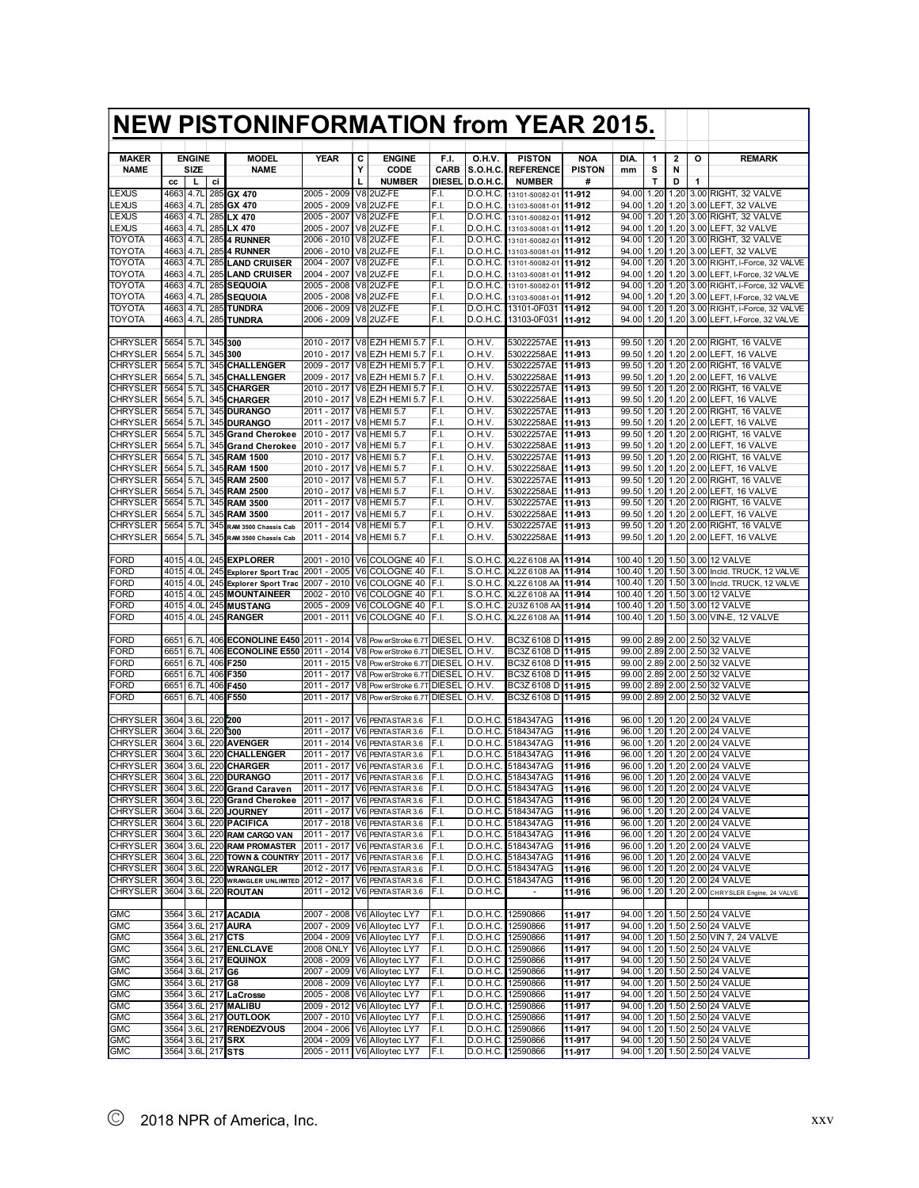# NEW PISTONINFORMATION from YEAR 2015.

| MAKER NAME | ENGINE SIZE cc | L | ci | MODEL NAME | YEAR | CYL | ENGINE CODE NUMBER | F.I. CARB DIESEL | O.H.V. S.O.H.C. D.O.H.C. | PISTON REFERENCE NUMBER | NOA PISTON # | DIA. mm | 1 ST | 2 ND | O 1 | REMARK |
|---|---|---|---|---|---|---|---|---|---|---|---|---|---|---|---|---|
| LEXUS | 4663 | 4.7L | 285 | **GX 470** | 2005 - 2009 | V8 | 2UZ-FE | F.I. | D.O.H.C. | 13101-50082-01 | **11-912** | 94.00 | 1.20 | 1.20 | 3.00 | RIGHT, 32 VALVE |
| LEXUS | 4663 | 4.7L | 285 | **GX 470** | 2005 - 2009 | V8 | 2UZ-FE | F.I. | D.O.H.C. | 13103-50081-01 | **11-912** | 94.00 | 1.20 | 1.20 | 3.00 | LEFT, 32 VALVE |
| LEXUS | 4663 | 4.7L | 285 | **LX 470** | 2005 - 2007 | V8 | 2UZ-FE | F.I. | D.O.H.C. | 13101-50082-01 | **11-912** | 94.00 | 1.20 | 1.20 | 3.00 | RIGHT, 32 VALVE |
| LEXUS | 4663 | 4.7L | 285 | **LX 470** | 2005 - 2007 | V8 | 2UZ-FE | F.I. | D.O.H.C. | 13103-50081-01 | **11-912** | 94.00 | 1.20 | 1.20 | 3.00 | LEFT, 32 VALVE |
| TOYOTA | 4663 | 4.7L | 285 | **4 RUNNER** | 2006 - 2010 | V8 | 2UZ-FE | F.I. | D.O.H.C. | 13101-50082-01 | **11-912** | 94.00 | 1.20 | 1.20 | 3.00 | RIGHT, 32 VALVE |
| TOYOTA | 4663 | 4.7L | 285 | **4 RUNNER** | 2006 - 2010 | V8 | 2UZ-FE | F.I. | D.O.H.C. | 13103-50081-01 | **11-912** | 94.00 | 1.20 | 1.20 | 3.00 | LEFT, 32 VALVE |
| TOYOTA | 4663 | 4.7L | 285 | **LAND CRUISER** | 2004 - 2007 | V8 | 2UZ-FE | F.I. | D.O.H.C. | 13101-50082-01 | **11-912** | 94.00 | 1.20 | 1.20 | 3.00 | RIGHT, i-Force, 32 VALVE |
| TOYOTA | 4663 | 4.7L | 285 | **LAND CRUISER** | 2004 - 2007 | V8 | 2UZ-FE | F.I. | D.O.H.C. | 13103-50081-01 | **11-912** | 94.00 | 1.20 | 1.20 | 3.00 | LEFT, I-Force, 32 VALVE |
| TOYOTA | 4663 | 4.7L | 285 | **SEQUOIA** | 2005 - 2008 | V8 | 2UZ-FE | F.I. | D.O.H.C. | 13101-50082-01 | **11-912** | 94.00 | 1.20 | 1.20 | 3.00 | RIGHT, i-Force, 32 VALVE |
| TOYOTA | 4663 | 4.7L | 285 | **SEQUOIA** | 2005 - 2008 | V8 | 2UZ-FE | F.I. | D.O.H.C. | 13103-50081-01 | **11-912** | 94.00 | 1.20 | 1.20 | 3.00 | LEFT, I-Force, 32 VALVE |
| TOYOTA | 4663 | 4.7L | 285 | **TUNDRA** | 2006 - 2009 | V8 | 2UZ-FE | F.I. | D.O.H.C. | 13101-0F031 | **11-912** | 94.00 | 1.20 | 1.20 | 3.00 | RIGHT, i-Force, 32 VALVE |
| TOYOTA | 4663 | 4.7L | 285 | **TUNDRA** | 2006 - 2009 | V8 | 2UZ-FE | F.I. | D.O.H.C. | 13103-0F031 | **11-912** | 94.00 | 1.20 | 1.20 | 3.00 | LEFT, I-Force, 32 VALVE |
| | | | | | | | | | | | | | | | | |
| CHRYSLER | 5654 | 5.7L | 345 | **300** | 2010 - 2017 | V8 | EZH HEMI 5.7 | F.I. | O.H.V. | 53022257AE | **11-913** | 99.50 | 1.20 | 1.20 | 2.00 | RIGHT, 16 VALVE |
| CHRYSLER | 5654 | 5.7L | 345 | **300** | 2010 - 2017 | V8 | EZH HEMI 5.7 | F.I. | O.H.V. | 53022258AE | **11-913** | 99.50 | 1.20 | 1.20 | 2.00 | LEFT, 16 VALVE |
| CHRYSLER | 5654 | 5.7L | 345 | **CHALLENGER** | 2009 - 2017 | V8 | EZH HEMI 5.7 | F.I. | O.H.V. | 53022257AE | **11-913** | 99.50 | 1.20 | 1.20 | 2.00 | RIGHT, 16 VALVE |
| CHRYSLER | 5654 | 5.7L | 345 | **CHALLENGER** | 2009 - 2017 | V8 | EZH HEMI 5.7 | F.I. | O.H.V. | 53022258AE | **11-913** | 99.50 | 1.20 | 1.20 | 2.00 | LEFT, 16 VALVE |
| CHRYSLER | 5654 | 5.7L | 345 | **CHARGER** | 2010 - 2017 | V8 | EZH HEMI 5.7 | F.I. | O.H.V. | 53022257AE | **11-913** | 99.50 | 1.20 | 1.20 | 2.00 | RIGHT, 16 VALVE |
| CHRYSLER | 5654 | 5.7L | 345 | **CHARGER** | 2010 - 2017 | V8 | EZH HEMI 5.7 | F.I. | O.H.V. | 53022258AE | **11-913** | 99.50 | 1.20 | 1.20 | 2.00 | LEFT, 16 VALVE |
| CHRYSLER | 5654 | 5.7L | 345 | **DURANGO** | 2011 - 2017 | V8 | HEMI 5.7 | F.I. | O.H.V. | 53022257AE | **11-913** | 99.50 | 1.20 | 1.20 | 2.00 | RIGHT, 16 VALVE |
| CHRYSLER | 5654 | 5.7L | 345 | **DURANGO** | 2011 - 2017 | V8 | HEMI 5.7 | F.I. | O.H.V. | 53022258AE | **11-913** | 99.50 | 1.20 | 1.20 | 2.00 | LEFT, 16 VALVE |
| CHRYSLER | 5654 | 5.7L | 345 | **Grand Cherokee** | 2010 - 2017 | V8 | HEMI 5.7 | F.I. | O.H.V. | 53022257AE | **11-913** | 99.50 | 1.20 | 1.20 | 2.00 | RIGHT, 16 VALVE |
| CHRYSLER | 5654 | 5.7L | 345 | **Grand Cherokee** | 2010 - 2017 | V8 | HEMI 5.7 | F.I. | O.H.V. | 53022258AE | **11-913** | 99.50 | 1.20 | 1.20 | 2.00 | LEFT, 16 VALVE |
| CHRYSLER | 5654 | 5.7L | 345 | **RAM 1500** | 2010 - 2017 | V8 | HEMI 5.7 | F.I. | O.H.V. | 53022257AE | **11-913** | 99.50 | 1.20 | 1.20 | 2.00 | RIGHT, 16 VALVE |
| CHRYSLER | 5654 | 5.7L | 345 | **RAM 1500** | 2010 - 2017 | V8 | HEMI 5.7 | F.I. | O.H.V. | 53022258AE | **11-913** | 99.50 | 1.20 | 1.20 | 2.00 | LEFT, 16 VALVE |
| CHRYSLER | 5654 | 5.7L | 345 | **RAM 2500** | 2010 - 2017 | V8 | HEMI 5.7 | F.I. | O.H.V. | 53022257AE | **11-913** | 99.50 | 1.20 | 1.20 | 2.00 | RIGHT, 16 VALVE |
| CHRYSLER | 5654 | 5.7L | 345 | **RAM 2500** | 2010 - 2017 | V8 | HEMI 5.7 | F.I. | O.H.V. | 53022258AE | **11-913** | 99.50 | 1.20 | 1.20 | 2.00 | LEFT, 16 VALVE |
| CHRYSLER | 5654 | 5.7L | 345 | **RAM 3500** | 2011 - 2017 | V8 | HEMI 5.7 | F.I. | O.H.V. | 53022257AE | **11-913** | 99.50 | 1.20 | 1.20 | 2.00 | RIGHT, 16 VALVE |
| CHRYSLER | 5654 | 5.7L | 345 | **RAM 3500** | 2011 - 2017 | V8 | HEMI 5.7 | F.I. | O.H.V. | 53022258AE | **11-913** | 99.50 | 1.20 | 1.20 | 2.00 | LEFT, 16 VALVE |
| CHRYSLER | 5654 | 5.7L | 345 | **RAM 3500 Chassis Cab** | 2011 - 2014 | V8 | HEMI 5.7 | F.I. | O.H.V. | 53022257AE | **11-913** | 99.50 | 1.20 | 1.20 | 2.00 | RIGHT, 16 VALVE |
| CHRYSLER | 5654 | 5.7L | 345 | **RAM 3500 Chassis Cab** | 2011 - 2014 | V8 | HEMI 5.7 | F.I. | O.H.V. | 53022258AE | **11-913** | 99.50 | 1.20 | 1.20 | 2.00 | LEFT, 16 VALVE |
| | | | | | | | | | | | | | | | | |
| FORD | 4015 | 4.0L | 245 | **EXPLORER** | 2001 - 2010 | V6 | COLOGNE 40 | F.I. | S.O.H.C. | XL2Z 6108 AA | **11-914** | 100.40 | 1.20 | 1.50 | 3.00 | 12 VALVE |
| FORD | 4015 | 4.0L | 245 | **Explorer Sport Trac** | 2001 - 2005 | V6 | COLOGNE 40 | F.I. | S.O.H.C. | XL2Z 6108 AA | **11-914** | 100.40 | 1.20 | 1.50 | 3.00 | Incld. TRUCK, 12 VALVE |
| FORD | 4015 | 4.0L | 245 | **Explorer Sport Trac** | 2007 - 2010 | V6 | COLOGNE 40 | F.I. | S.O.H.C. | XL2Z 6108 AA | **11-914** | 100.40 | 1.20 | 1.50 | 3.00 | Incld. TRUCK, 12 VALVE |
| FORD | 4015 | 4.0L | 245 | **MOUNTAINEER** | 2002 - 2010 | V6 | COLOGNE 40 | F.I. | S.O.H.C. | XL2Z 6108 AA | **11-914** | 100.40 | 1.20 | 1.50 | 3.00 | 12 VALVE |
| FORD | 4015 | 4.0L | 245 | **MUSTANG** | 2005 - 2009 | V6 | COLOGNE 40 | F.I. | S.O.H.C. | 2U3Z 6108 AA | **11-914** | 100.40 | 1.20 | 1.50 | 3.00 | 12 VALVE |
| FORD | 4015 | 4.0L | 245 | **RANGER** | 2001 - 2011 | V6 | COLOGNE 40 | F.I. | S.O.H.C. | XL2Z 6108 AA | **11-914** | 100.40 | 1.20 | 1.50 | 3.00 | VIN-E, 12 VALVE |
| | | | | | | | | | | | | | | | | |
| FORD | 6651 | 6.7L | 406 | **ECONOLINE E450** | 2011 - 2014 | V8 | PowerStroke 6.7T | DIESEL | O.H.V. | BC3Z 6108 D | **11-915** | 99.00 | 2.89 | 2.00 | 2.50 | 32 VALVE |
| FORD | 6651 | 6.7L | 406 | **ECONOLINE E550** | 2011 - 2014 | V8 | PowerStroke 6.7T | DIESEL | O.H.V. | BC3Z 6108 D | **11-915** | 99.00 | 2.89 | 2.00 | 2.50 | 32 VALVE |
| FORD | 6651 | 6.7L | 406 | **F250** | 2011 - 2015 | V8 | PowerStroke 6.7T | DIESEL | O.H.V. | BC3Z 6108 D | **11-915** | 99.00 | 2.89 | 2.00 | 2.50 | 32 VALVE |
| FORD | 6651 | 6.7L | 406 | **F350** | 2011 - 2017 | V8 | PowerStroke 6.7T | DIESEL | O.H.V. | BC3Z 6108 D | **11-915** | 99.00 | 2.89 | 2.00 | 2.50 | 32 VALVE |
| FORD | 6651 | 6.7L | 406 | **F450** | 2011 - 2017 | V8 | PowerStroke 6.7T | DIESEL | O.H.V. | BC3Z 6108 D | **11-915** | 99.00 | 2.89 | 2.00 | 2.50 | 32 VALVE |
| FORD | 6651 | 6.7L | 406 | **F550** | 2011 - 2017 | V8 | PowerStroke 6.7T | DIESEL | O.H.V. | BC3Z 6108 D | **11-915** | 99.00 | 2.89 | 2.00 | 2.50 | 32 VALVE |
| | | | | | | | | | | | | | | | | |
| CHRYSLER | 3604 | 3.6L | 220 | **200** | 2011 - 2017 | V6 | PENTASTAR 3.6 | F.I. | D.O.H.C. | 5184347AG | **11-916** | 96.00 | 1.20 | 1.20 | 2.00 | 24 VALVE |
| CHRYSLER | 3604 | 3.6L | 220 | **300** | 2011 - 2017 | V6 | PENTASTAR 3.6 | F.I. | D.O.H.C. | 5184347AG | **11-916** | 96.00 | 1.20 | 1.20 | 2.00 | 24 VALVE |
| CHRYSLER | 3604 | 3.6L | 220 | **AVENGER** | 2011 - 2014 | V6 | PENTASTAR 3.6 | F.I. | D.O.H.C. | 5184347AG | **11-916** | 96.00 | 1.20 | 1.20 | 2.00 | 24 VALVE |
| CHRYSLER | 3604 | 3.6L | 220 | **CHALLENGER** | 2011 - 2017 | V6 | PENTASTAR 3.6 | F.I. | D.O.H.C. | 5184347AG | **11-916** | 96.00 | 1.20 | 1.20 | 2.00 | 24 VALVE |
| CHRYSLER | 3604 | 3.6L | 220 | **CHARGER** | 2011 - 2017 | V6 | PENTASTAR 3.6 | F.I. | D.O.H.C. | 5184347AG | **11-916** | 96.00 | 1.20 | 1.20 | 2.00 | 24 VALVE |
| CHRYSLER | 3604 | 3.6L | 220 | **DURANGO** | 2011 - 2017 | V6 | PENTASTAR 3.6 | F.I. | D.O.H.C. | 5184347AG | **11-916** | 96.00 | 1.20 | 1.20 | 2.00 | 24 VALVE |
| CHRYSLER | 3604 | 3.6L | 220 | **Grand Caraven** | 2011 - 2017 | V6 | PENTASTAR 3.6 | F.I. | D.O.H.C. | 5184347AG | **11-916** | 96.00 | 1.20 | 1.20 | 2.00 | 24 VALVE |
| CHRYSLER | 3604 | 3.6L | 220 | **Grand Cherokee** | 2011 - 2017 | V6 | PENTASTAR 3.6 | F.I. | D.O.H.C. | 5184347AG | **11-916** | 96.00 | 1.20 | 1.20 | 2.00 | 24 VALVE |
| CHRYSLER | 3604 | 3.6L | 220 | **JOURNEY** | 2011 - 2017 | V6 | PENTASTAR 3.6 | F.I. | D.O.H.C. | 5184347AG | **11-916** | 96.00 | 1.20 | 1.20 | 2.00 | 24 VALVE |
| CHRYSLER | 3604 | 3.6L | 220 | **PACIFICA** | 2017 - 2018 | V6 | PENTASTAR 3.6 | F.I. | D.O.H.C. | 5184347AG | **11-916** | 96.00 | 1.20 | 1.20 | 2.00 | 24 VALVE |
| CHRYSLER | 3604 | 3.6L | 220 | **RAM CARGO VAN** | 2011 - 2017 | V6 | PENTASTAR 3.6 | F.I. | D.O.H.C. | 5184347AG | **11-916** | 96.00 | 1.20 | 1.20 | 2.00 | 24 VALVE |
| CHRYSLER | 3604 | 3.6L | 220 | **RAM PROMASTER** | 2011 - 2017 | V6 | PENTASTAR 3.6 | F.I. | D.O.H.C. | 5184347AG | **11-916** | 96.00 | 1.20 | 1.20 | 2.00 | 24 VALVE |
| CHRYSLER | 3604 | 3.6L | 220 | **TOWN & COUNTRY** | 2011 - 2017 | V6 | PENTASTAR 3.6 | F.I. | D.O.H.C. | 5184347AG | **11-916** | 96.00 | 1.20 | 1.20 | 2.00 | 24 VALVE |
| CHRYSLER | 3604 | 3.6L | 220 | **WRANGLER** | 2012 - 2017 | V6 | PENTASTAR 3.6 | F.I. | D.O.H.C. | 5184347AG | **11-916** | 96.00 | 1.20 | 1.20 | 2.00 | 24 VALVE |
| CHRYSLER | 3604 | 3.6L | 220 | **WRANGLER UNLIMITED** | 2012 - 2017 | V6 | PENTASTAR 3.6 | F.I. | D.O.H.C. | 5184347AG | **11-916** | 96.00 | 1.20 | 1.20 | 2.00 | 24 VALVE |
| CHRYSLER | 3604 | 3.6L | 220 | **ROUTAN** | 2011 - 2012 | V6 | PENTASTAR 3.6 | F.I. | D.O.H.C. | - | **11-916** | 96.00 | 1.20 | 1.20 | 2.00 | CHRYSLER Engine, 24 VALVE |
| | | | | | | | | | | | | | | | | |
| GMC | 3564 | 3.6L | 217 | **ACADIA** | 2007 - 2008 | V6 | Alloytec LY7 | F.I. | D.O.H.C. | 12590866 | **11-917** | 94.00 | 1.20 | 1.50 | 2.50 | 24 VALVE |
| GMC | 3564 | 3.6L | 217 | **AURA** | 2007 - 2009 | V6 | Alloytec LY7 | F.I. | D.O.H.C. | 12590866 | **11-917** | 94.00 | 1.20 | 1.50 | 2.50 | 24 VALVE |
| GMC | 3564 | 3.6L | 217 | **CTS** | 2004 - 2009 | V6 | Alloytec LY7 | F.I. | D.O.H.C. | 12590866 | **11-917** | 94.00 | 1.20 | 1.50 | 2.50 | VIN 7, 24 VALVE |
| GMC | 3564 | 3.6L | 217 | **ENLCLAVE** | 2008 ONLY | V6 | Alloytec LY7 | F.I. | D.O.H.C. | 12590866 | **11-917** | 94.00 | 1.20 | 1.50 | 2.50 | 24 VALVE |
| GMC | 3564 | 3.6L | 217 | **EQUINOX** | 2008 - 2009 | V6 | Alloytec LY7 | F.I. | D.O.H.C. | 12590866 | **11-917** | 94.00 | 1.20 | 1.50 | 2.50 | 24 VALVE |
| GMC | 3564 | 3.6L | 217 | **G6** | 2007 - 2009 | V6 | Alloytec LY7 | F.I. | D.O.H.C. | 12590866 | **11-917** | 94.00 | 1.20 | 1.50 | 2.50 | 24 VALVE |
| GMC | 3564 | 3.6L | 217 | **G8** | 2008 - 2009 | V6 | Alloytec LY7 | F.I. | D.O.H.C. | 12590866 | **11-917** | 94.00 | 1.20 | 1.50 | 2.50 | 24 VALUE |
| GMC | 3564 | 3.6L | 217 | **LaCrosse** | 2005 - 2008 | V6 | Alloytec LY7 | F.I. | D.O.H.C. | 12590866 | **11-917** | 94.00 | 1.20 | 1.50 | 2.50 | 24 VALVE |
| GMC | 3564 | 3.6L | 217 | **MALIBU** | 2009 - 2012 | V6 | Alloytec LY7 | F.I. | D.O.H.C. | 12590866 | **11-917** | 94.00 | 1.20 | 1.50 | 2.50 | 24 VALVE |
| GMC | 3564 | 3.6L | 217 | **OUTLOOK** | 2007 - 2010 | V6 | Alloytec LY7 | F.I. | D.O.H.C. | 12590866 | **11-917** | 94.00 | 1.20 | 1.50 | 2.50 | 24 VALVE |
| GMC | 3564 | 3.6L | 217 | **RENDEZVOUS** | 2004 - 2006 | V6 | Alloytec LY7 | F.I. | D.O.H.C. | 12590866 | **11-917** | 94.00 | 1.20 | 1.50 | 2.50 | 24 VALVE |
| GMC | 3564 | 3.6L | 217 | **SRX** | 2004 - 2009 | V6 | Alloytec LY7 | F.I. | D.O.H.C. | 12590866 | **11-917** | 94.00 | 1.20 | 1.50 | 2.50 | 24 VALVE |
| GMC | 3564 | 3.6L | 217 | **STS** | 2005 - 2011 | V6 | Alloytec LY7 | F.I. | D.O.H.C. | 12590866 | **11-917** | 94.00 | 1.20 | 1.50 | 2.50 | 24 VALVE |

© 2018 NPR of America, Inc.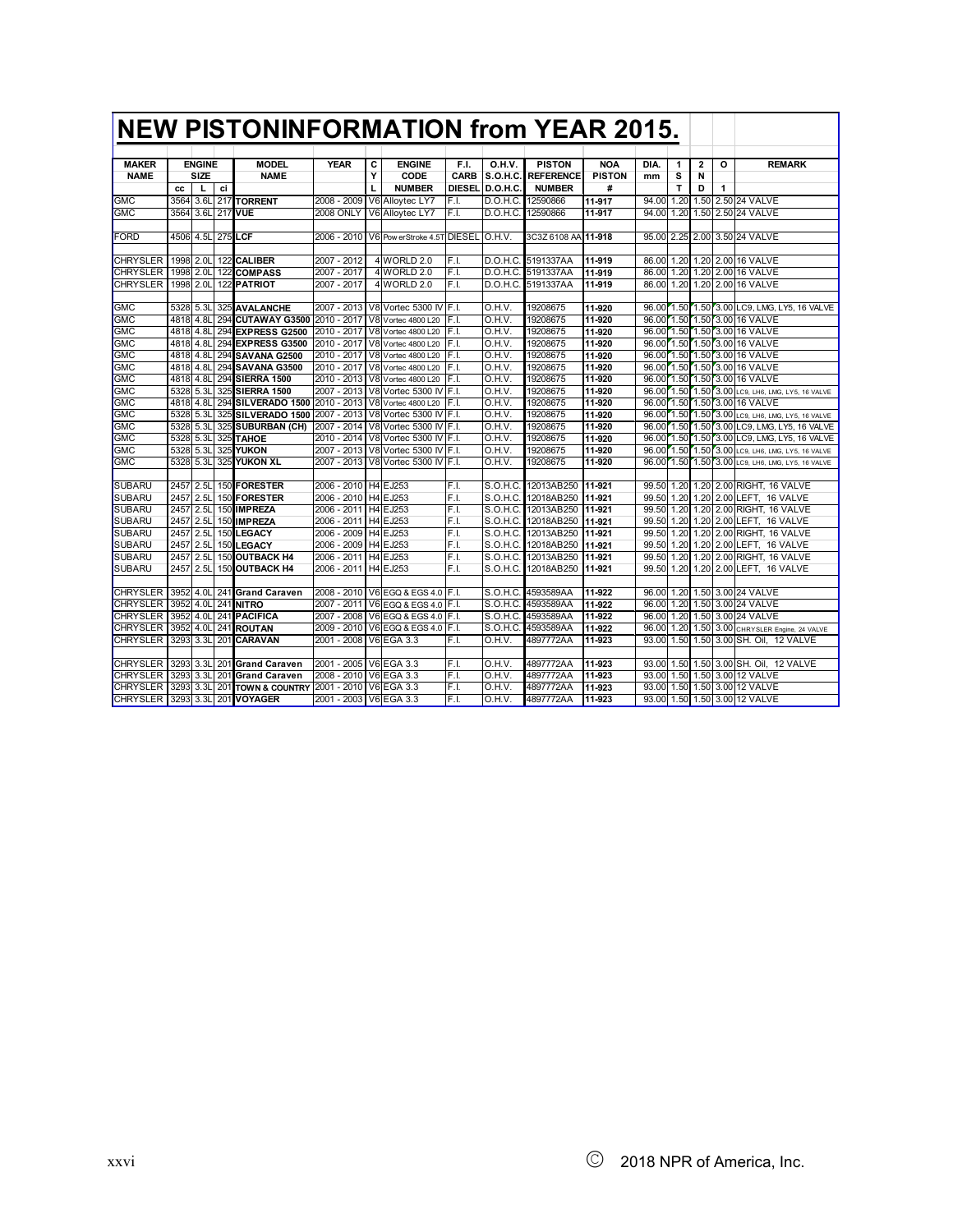# NEW PISTONINFORMATION from YEAR 2015.

| MAKER NAME | ENGINE SIZE | | | MODEL NAME | YEAR | CYL | ENGINE CODE NUMBER | F.I. CARB DIESEL | O.H.V. S.O.H.C. D.O.H.C. | PISTON REFERENCE NUMBER | NOA PISTON # | DIA. mm | 1 ST | 2 ND | O 1 | REMARK |
|---|---|---|---|---|---|---|---|---|---|---|---|---|---|---|---|---|
| | cc | L | ci | | | | | | | | | | | | | |
| GMC | 3564 | 3.6L | 217 | **TORRENT** | 2008 - 2009 | V6 | Alloytec LY7 | F.I. | D.O.H.C. | 12590866 | 11-917 | 94.00 | 1.20 | 1.50 | 2.50 | 24 VALVE |
| GMC | 3564 | 3.6L | 217 | **VUE** | 2008 ONLY | V6 | Alloytec LY7 | F.I. | D.O.H.C. | 12590866 | 11-917 | 94.00 | 1.20 | 1.50 | 2.50 | 24 VALVE |
| | | | | | | | | | | | | | | | | |
| FORD | 4506 | 4.5L | 275 | **LCF** | 2006 - 2010 | V6 | PowerStroke 4.5T | DIESEL | O.H.V. | 3C3Z 6108 AA | 11-918 | 95.00 | 2.25 | 2.00 | 3.50 | 24 VALVE |
| | | | | | | | | | | | | | | | | |
| CHRYSLER | 1998 | 2.0L | 122 | **CALIBER** | 2007 - 2012 | 4 | WORLD 2.0 | F.I. | D.O.H.C. | 5191337AA | 11-919 | 86.00 | 1.20 | 1.20 | 2.00 | 16 VALVE |
| CHRYSLER | 1998 | 2.0L | 122 | **COMPASS** | 2007 - 2017 | 4 | WORLD 2.0 | F.I. | D.O.H.C. | 5191337AA | 11-919 | 86.00 | 1.20 | 1.20 | 2.00 | 16 VALVE |
| CHRYSLER | 1998 | 2.0L | 122 | **PATRIOT** | 2007 - 2017 | 4 | WORLD 2.0 | F.I. | D.O.H.C. | 5191337AA | 11-919 | 86.00 | 1.20 | 1.20 | 2.00 | 16 VALVE |
| | | | | | | | | | | | | | | | | |
| GMC | 5328 | 5.3L | 325 | **AVALANCHE** | 2007 - 2013 | V8 | Vortec 5300 IV | F.I. | O.H.V. | 19208675 | 11-920 | 96.00 | 1.50 | 1.50 | 3.00 | LC9, LMG, LY5, 16 VALVE |
| GMC | 4818 | 4.8L | 294 | **CUTAWAY G3500** | 2010 - 2017 | V8 | Vortec 4800 L20 | F.I. | O.H.V. | 19208675 | 11-920 | 96.00 | 1.50 | 1.50 | 3.00 | 16 VALVE |
| GMC | 4818 | 4.8L | 294 | **EXPRESS G2500** | 2010 - 2017 | V8 | Vortec 4800 L20 | F.I. | O.H.V. | 19208675 | 11-920 | 96.00 | 1.50 | 1.50 | 3.00 | 16 VALVE |
| GMC | 4818 | 4.8L | 294 | **EXPRESS G3500** | 2010 - 2017 | V8 | Vortec 4800 L20 | F.I. | O.H.V. | 19208675 | 11-920 | 96.00 | 1.50 | 1.50 | 3.00 | 16 VALVE |
| GMC | 4818 | 4.8L | 294 | **SAVANA G2500** | 2010 - 2017 | V8 | Vortec 4800 L20 | F.I. | O.H.V. | 19208675 | 11-920 | 96.00 | 1.50 | 1.50 | 3.00 | 16 VALVE |
| GMC | 4818 | 4.8L | 294 | **SAVANA G3500** | 2010 - 2017 | V8 | Vortec 4800 L20 | F.I. | O.H.V. | 19208675 | 11-920 | 96.00 | 1.50 | 1.50 | 3.00 | 16 VALVE |
| GMC | 4818 | 4.8L | 294 | **SIERRA 1500** | 2010 - 2013 | V8 | Vortec 4800 L20 | F.I. | O.H.V. | 19208675 | 11-920 | 96.00 | 1.50 | 1.50 | 3.00 | 16 VALVE |
| GMC | 5328 | 5.3L | 325 | **SIERRA 1500** | 2007 - 2013 | V8 | Vortec 5300 IV | F.I. | O.H.V. | 19208675 | 11-920 | 96.00 | 1.50 | 1.50 | 3.00 | LC9, LH6, LMG, LY5, 16 VALVE |
| GMC | 4818 | 4.8L | 294 | **SILVERADO 1500** | 2010 - 2013 | V8 | Vortec 4800 L20 | F.I. | O.H.V. | 19208675 | 11-920 | 96.00 | 1.50 | 1.50 | 3.00 | 16 VALVE |
| GMC | 5328 | 5.3L | 325 | **SILVERADO 1500** | 2007 - 2013 | V8 | Vortec 5300 IV | F.I. | O.H.V. | 19208675 | 11-920 | 96.00 | 1.50 | 1.50 | 3.00 | LC9, LH6, LMG, LY5, 16 VALVE |
| GMC | 5328 | 5.3L | 325 | **SUBURBAN (CH)** | 2007 - 2014 | V8 | Vortec 5300 IV | F.I. | O.H.V. | 19208675 | 11-920 | 96.00 | 1.50 | 1.50 | 3.00 | LC9, LMG, LY5, 16 VALVE |
| GMC | 5328 | 5.3L | 325 | **TAHOE** | 2010 - 2014 | V8 | Vortec 5300 IV | F.I. | O.H.V. | 19208675 | 11-920 | 96.00 | 1.50 | 1.50 | 3.00 | LC9, LMG, LY5, 16 VALVE |
| GMC | 5328 | 5.3L | 325 | **YUKON** | 2007 - 2013 | V8 | Vortec 5300 IV | F.I. | O.H.V. | 19208675 | 11-920 | 96.00 | 1.50 | 1.50 | 3.00 | LC9, LH6, LMG, LY5, 16 VALVE |
| GMC | 5328 | 5.3L | 325 | **YUKON XL** | 2007 - 2013 | V8 | Vortec 5300 IV | F.I. | O.H.V. | 19208675 | 11-920 | 96.00 | 1.50 | 1.50 | 3.00 | LC9, LH6, LMG, LY5, 16 VALVE |
| | | | | | | | | | | | | | | | | |
| SUBARU | 2457 | 2.5L | 150 | **FORESTER** | 2006 - 2010 | H4 | EJ253 | F.I. | S.O.H.C. | 12013AB250 | 11-921 | 99.50 | 1.20 | 1.20 | 2.00 | RIGHT, 16 VALVE |
| SUBARU | 2457 | 2.5L | 150 | **FORESTER** | 2006 - 2010 | H4 | EJ253 | F.I. | S.O.H.C. | 12018AB250 | 11-921 | 99.50 | 1.20 | 1.20 | 2.00 | LEFT, 16 VALVE |
| SUBARU | 2457 | 2.5L | 150 | **IMPREZA** | 2006 - 2011 | H4 | EJ253 | F.I. | S.O.H.C. | 12013AB250 | 11-921 | 99.50 | 1.20 | 1.20 | 2.00 | RIGHT, 16 VALVE |
| SUBARU | 2457 | 2.5L | 150 | **IMPREZA** | 2006 - 2011 | H4 | EJ253 | F.I. | S.O.H.C. | 12018AB250 | 11-921 | 99.50 | 1.20 | 1.20 | 2.00 | LEFT, 16 VALVE |
| SUBARU | 2457 | 2.5L | 150 | **LEGACY** | 2006 - 2009 | H4 | EJ253 | F.I. | S.O.H.C. | 12013AB250 | 11-921 | 99.50 | 1.20 | 1.20 | 2.00 | RIGHT, 16 VALVE |
| SUBARU | 2457 | 2.5L | 150 | **LEGACY** | 2006 - 2009 | H4 | EJ253 | F.I. | S.O.H.C. | 12018AB250 | 11-921 | 99.50 | 1.20 | 1.20 | 2.00 | LEFT, 16 VALVE |
| SUBARU | 2457 | 2.5L | 150 | **OUTBACK H4** | 2006 - 2011 | H4 | EJ253 | F.I. | S.O.H.C. | 12013AB250 | 11-921 | 99.50 | 1.20 | 1.20 | 2.00 | RIGHT, 16 VALVE |
| SUBARU | 2457 | 2.5L | 150 | **OUTBACK H4** | 2006 - 2011 | H4 | EJ253 | F.I. | S.O.H.C. | 12018AB250 | 11-921 | 99.50 | 1.20 | 1.20 | 2.00 | LEFT, 16 VALVE |
| | | | | | | | | | | | | | | | | |
| CHRYSLER | 3952 | 4.0L | 241 | **Grand Caraven** | 2008 - 2010 | V6 | EGQ & EGS 4.0 | F.I. | S.O.H.C. | 4593589AA | 11-922 | 96.00 | 1.20 | 1.50 | 3.00 | 24 VALVE |
| CHRYSLER | 3952 | 4.0L | 241 | **NITRO** | 2007 - 2011 | V6 | EGQ & EGS 4.0 | F.I. | S.O.H.C. | 4593589AA | 11-922 | 96.00 | 1.20 | 1.50 | 3.00 | 24 VALVE |
| CHRYSLER | 3952 | 4.0L | 241 | **PACIFICA** | 2007 - 2008 | V6 | EGQ & EGS 4.0 | F.I. | S.O.H.C. | 4593589AA | 11-922 | 96.00 | 1.20 | 1.50 | 3.00 | 24 VALVE |
| CHRYSLER | 3952 | 4.0L | 241 | **ROUTAN** | 2009 - 2010 | V6 | EGQ & EGS 4.0 | F.I. | S.O.H.C. | 4593589AA | 11-922 | 96.00 | 1.20 | 1.50 | 3.00 | CHRYSLER Engine, 24 VALVE |
| CHRYSLER | 3293 | 3.3L | 201 | **CARAVAN** | 2001 - 2008 | V6 | EGA 3.3 | F.I. | O.H.V. | 4897772AA | 11-923 | 93.00 | 1.50 | 1.50 | 3.00 | SH. Oil, 12 VALVE |
| | | | | | | | | | | | | | | | | |
| CHRYSLER | 3293 | 3.3L | 201 | **Grand Caraven** | 2001 - 2005 | V6 | EGA 3.3 | F.I. | O.H.V. | 4897772AA | 11-923 | 93.00 | 1.50 | 1.50 | 3.00 | SH. Oil, 12 VALVE |
| CHRYSLER | 3293 | 3.3L | 201 | **Grand Caraven** | 2008 - 2010 | V6 | EGA 3.3 | F.I. | O.H.V. | 4897772AA | 11-923 | 93.00 | 1.50 | 1.50 | 3.00 | 12 VALVE |
| CHRYSLER | 3293 | 3.3L | 201 | **TOWN & COUNTRY** | 2001 - 2010 | V6 | EGA 3.3 | F.I. | O.H.V. | 4897772AA | 11-923 | 93.00 | 1.50 | 1.50 | 3.00 | 12 VALVE |
| CHRYSLER | 3293 | 3.3L | 201 | **VOYAGER** | 2001 - 2003 | V6 | EGA 3.3 | F.I. | O.H.V. | 4897772AA | 11-923 | 93.00 | 1.50 | 1.50 | 3.00 | 12 VALVE |

© 2018 NPR of America, Inc.